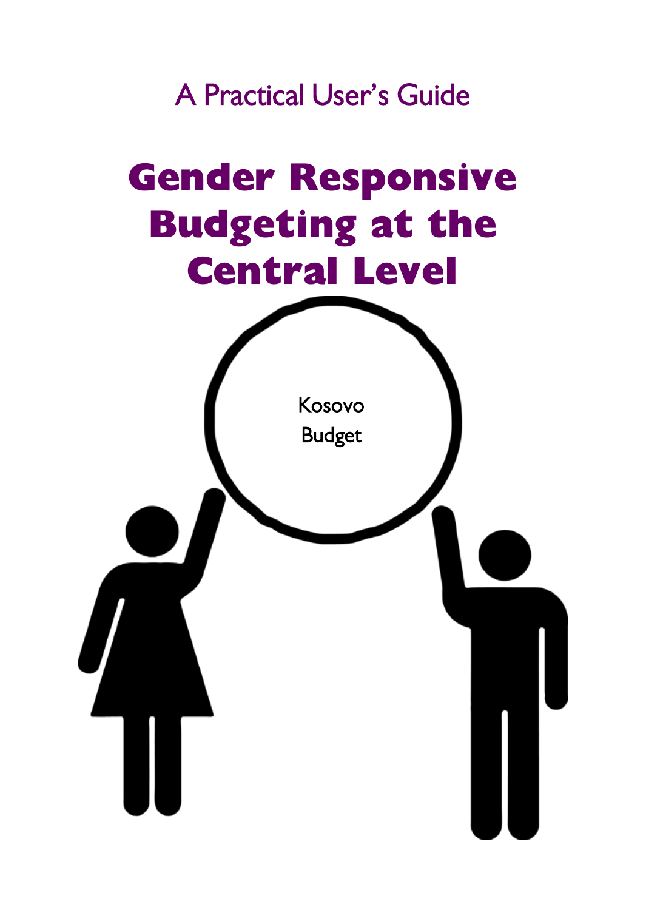A Practical User's Guide

# Gender Responsive Budgeting at the Central Level

Kosovo Budget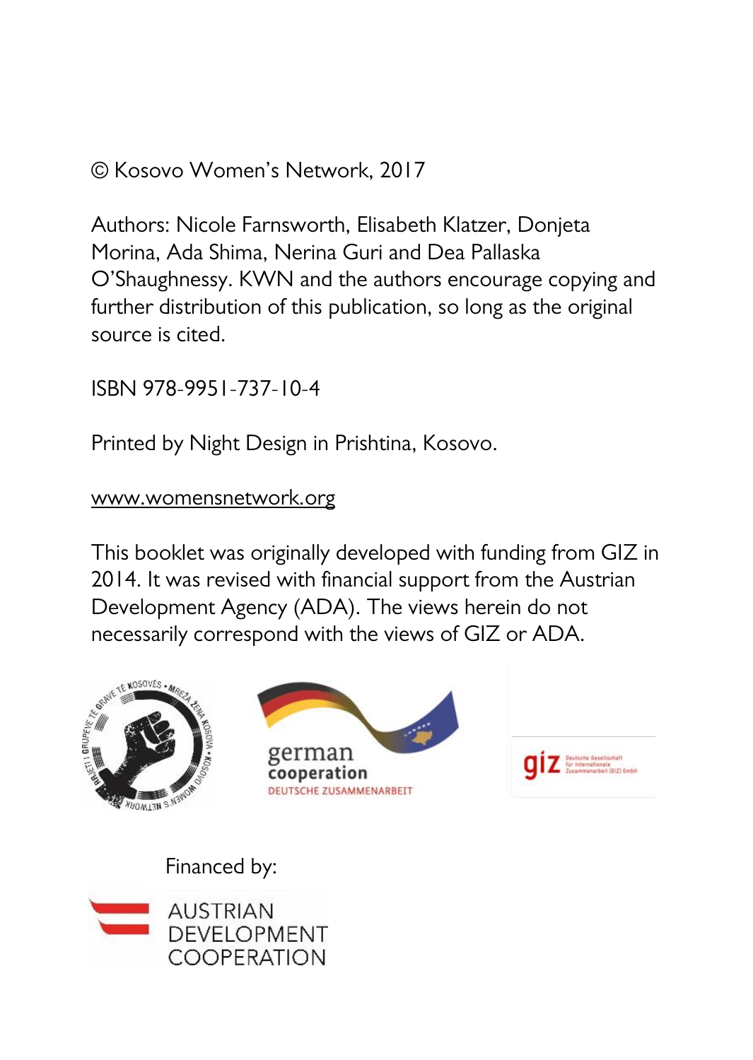© Kosovo Women's Network, 2017

Authors: Nicole Farnsworth, Elisabeth Klatzer, Donjeta Morina, Ada Shima, Nerina Guri and Dea Pallaska O'Shaughnessy. KWN and the authors encourage copying and further distribution of this publication, so long as the original source is cited.

ISBN 978-9951-737-10-4

Printed by Night Design in Prishtina, Kosovo.

www.womensnetwork.org

This booklet was originally developed with funding from GIZ in 2014. It was revised with financial support from the Austrian Development Agency (ADA). The views herein do not necessarily correspond with the views of GIZ or ADA.

Financed by: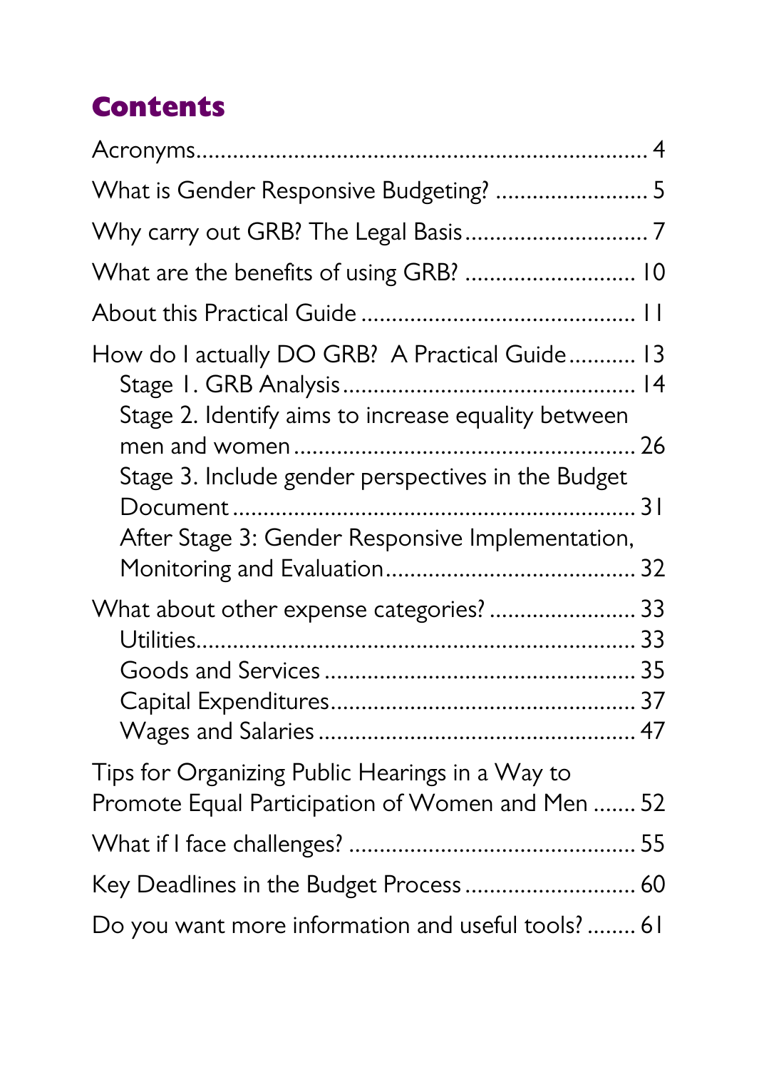## Contents

Acronyms .......... 4

What is Gender Responsive Budgeting? .......... 5

Why carry out GRB? The Legal Basis .......... 7

What are the benefits of using GRB? .......... 10

About this Practical Guide .......... 11

How do I actually DO GRB? A Practical Guide .......... 13
- Stage 1. GRB Analysis .......... 14
- Stage 2. Identify aims to increase equality between men and women .......... 26
- Stage 3. Include gender perspectives in the Budget Document .......... 31
- After Stage 3: Gender Responsive Implementation, Monitoring and Evaluation .......... 32

What about other expense categories? .......... 33
- Utilities .......... 33
- Goods and Services .......... 35
- Capital Expenditures .......... 37
- Wages and Salaries .......... 47

Tips for Organizing Public Hearings in a Way to Promote Equal Participation of Women and Men .......... 52

What if I face challenges? .......... 55

Key Deadlines in the Budget Process .......... 60

Do you want more information and useful tools? .......... 61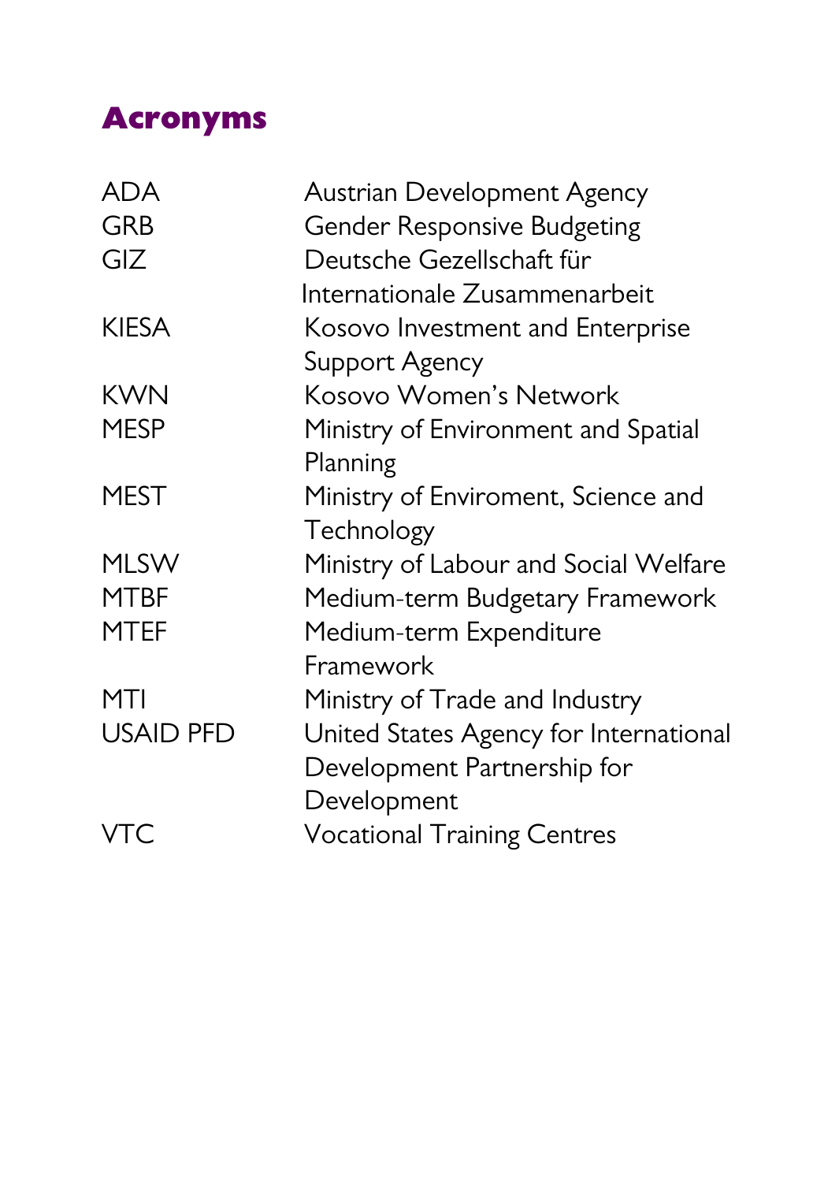# Acronyms

| | |
|---|---|
| ADA | Austrian Development Agency |
| GRB | Gender Responsive Budgeting |
| GIZ | Deutsche Gezellschaft für Internationale Zusammenarbeit |
| KIESA | Kosovo Investment and Enterprise Support Agency |
| KWN | Kosovo Women's Network |
| MESP | Ministry of Environment and Spatial Planning |
| MEST | Ministry of Enviroment, Science and Technology |
| MLSW | Ministry of Labour and Social Welfare |
| MTBF | Medium-term Budgetary Framework |
| MTEF | Medium-term Expenditure Framework |
| MTI | Ministry of Trade and Industry |
| USAID PFD | United States Agency for International Development Partnership for Development |
| VTC | Vocational Training Centres |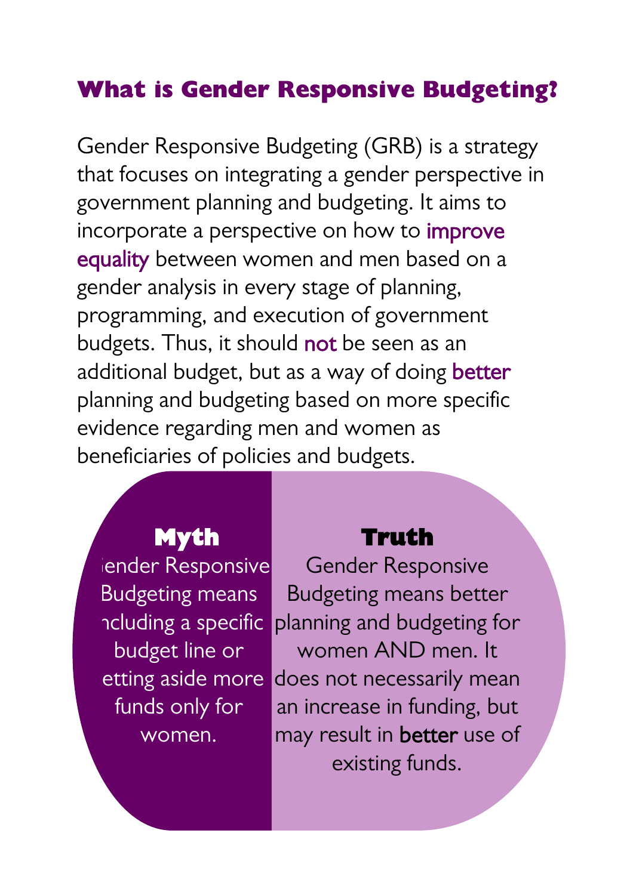## What is Gender Responsive Budgeting?

Gender Responsive Budgeting (GRB) is a strategy that focuses on integrating a gender perspective in government planning and budgeting. It aims to incorporate a perspective on how to improve equality between women and men based on a gender analysis in every stage of planning, programming, and execution of government budgets. Thus, it should not be seen as an additional budget, but as a way of doing better planning and budgeting based on more specific evidence regarding men and women as beneficiaries of policies and budgets.

| Myth | Truth |
| --- | --- |
| Gender Responsive Budgeting means including a specific budget line or setting aside more funds only for women. | Gender Responsive Budgeting means better planning and budgeting for women AND men. It does not necessarily mean an increase in funding, but may result in **better** use of existing funds. |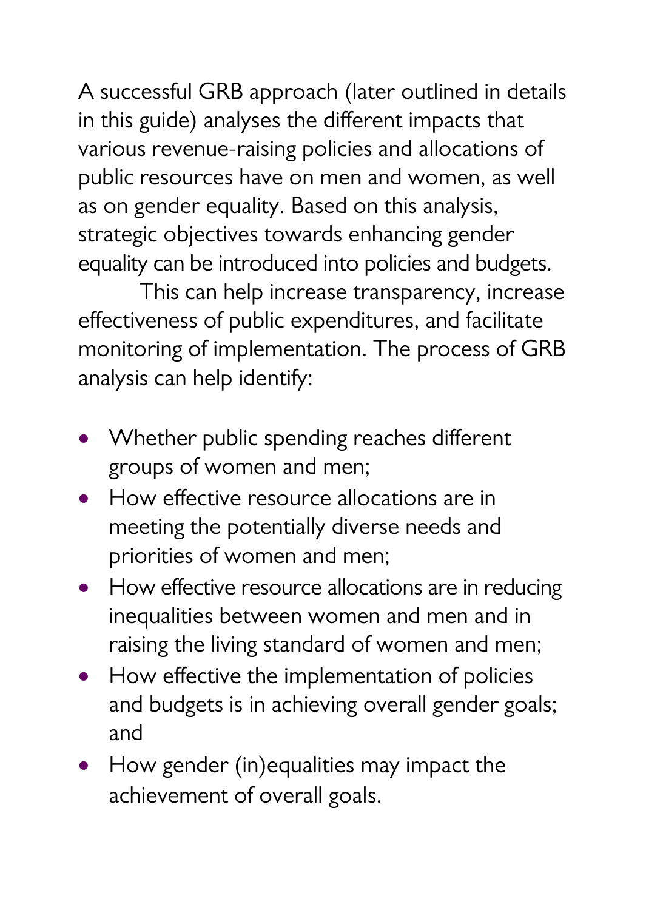A successful GRB approach (later outlined in details in this guide) analyses the different impacts that various revenue-raising policies and allocations of public resources have on men and women, as well as on gender equality. Based on this analysis, strategic objectives towards enhancing gender equality can be introduced into policies and budgets.

This can help increase transparency, increase effectiveness of public expenditures, and facilitate monitoring of implementation. The process of GRB analysis can help identify:

- Whether public spending reaches different groups of women and men;
- How effective resource allocations are in meeting the potentially diverse needs and priorities of women and men;
- How effective resource allocations are in reducing inequalities between women and men and in raising the living standard of women and men;
- How effective the implementation of policies and budgets is in achieving overall gender goals; and
- How gender (in)equalities may impact the achievement of overall goals.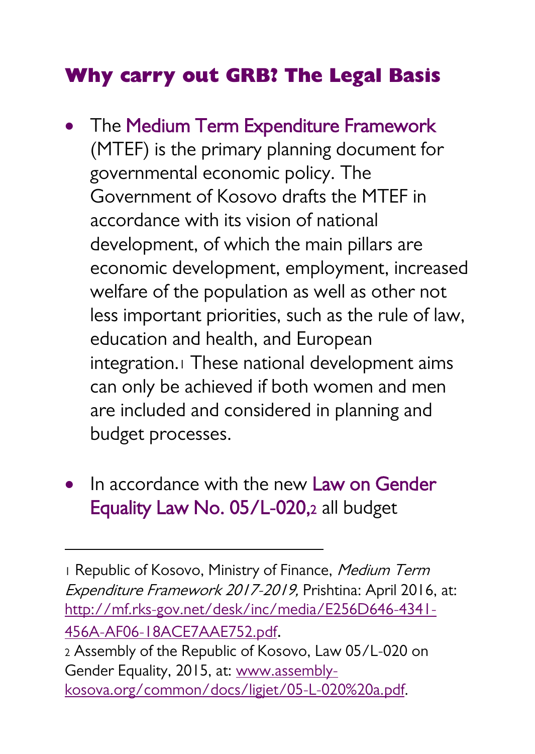## Why carry out GRB? The Legal Basis

- The Medium Term Expenditure Framework (MTEF) is the primary planning document for governmental economic policy. The Government of Kosovo drafts the MTEF in accordance with its vision of national development, of which the main pillars are economic development, employment, increased welfare of the population as well as other not less important priorities, such as the rule of law, education and health, and European integration.[1] These national development aims can only be achieved if both women and men are included and considered in planning and budget processes.

- In accordance with the new Law on Gender Equality Law No. 05/L-020,[2] all budget

---

[1] Republic of Kosovo, Ministry of Finance, *Medium Term Expenditure Framework 2017-2019,* Prishtina: April 2016, at: http://mf.rks-gov.net/desk/inc/media/E256D646-4341-456A-AF06-18ACE7AAE752.pdf.

[2] Assembly of the Republic of Kosovo, Law 05/L-020 on Gender Equality, 2015, at: www.assembly-kosova.org/common/docs/ligjet/05-L-020%20a.pdf.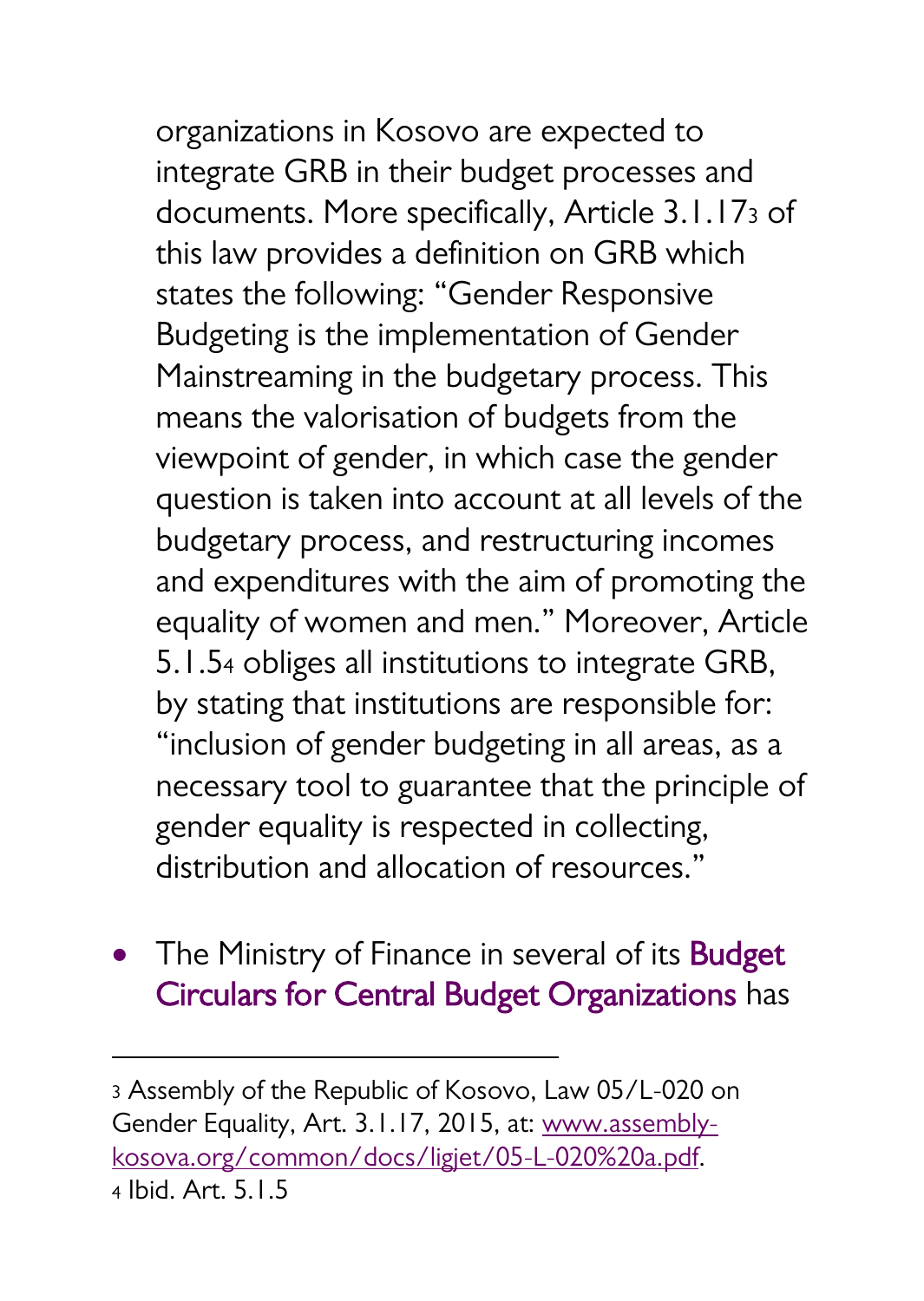organizations in Kosovo are expected to integrate GRB in their budget processes and documents. More specifically, Article 3.1.17[3] of this law provides a definition on GRB which states the following: "Gender Responsive Budgeting is the implementation of Gender Mainstreaming in the budgetary process. This means the valorisation of budgets from the viewpoint of gender, in which case the gender question is taken into account at all levels of the budgetary process, and restructuring incomes and expenditures with the aim of promoting the equality of women and men." Moreover, Article 5.1.5[4] obliges all institutions to integrate GRB, by stating that institutions are responsible for: "inclusion of gender budgeting in all areas, as a necessary tool to guarantee that the principle of gender equality is respected in collecting, distribution and allocation of resources."

- The Ministry of Finance in several of its **Budget Circulars for Central Budget Organizations** has

---

[3] Assembly of the Republic of Kosovo, Law 05/L-020 on Gender Equality, Art. 3.1.17, 2015, at: www.assembly-kosova.org/common/docs/ligjet/05-L-020%20a.pdf.

[4] Ibid. Art. 5.1.5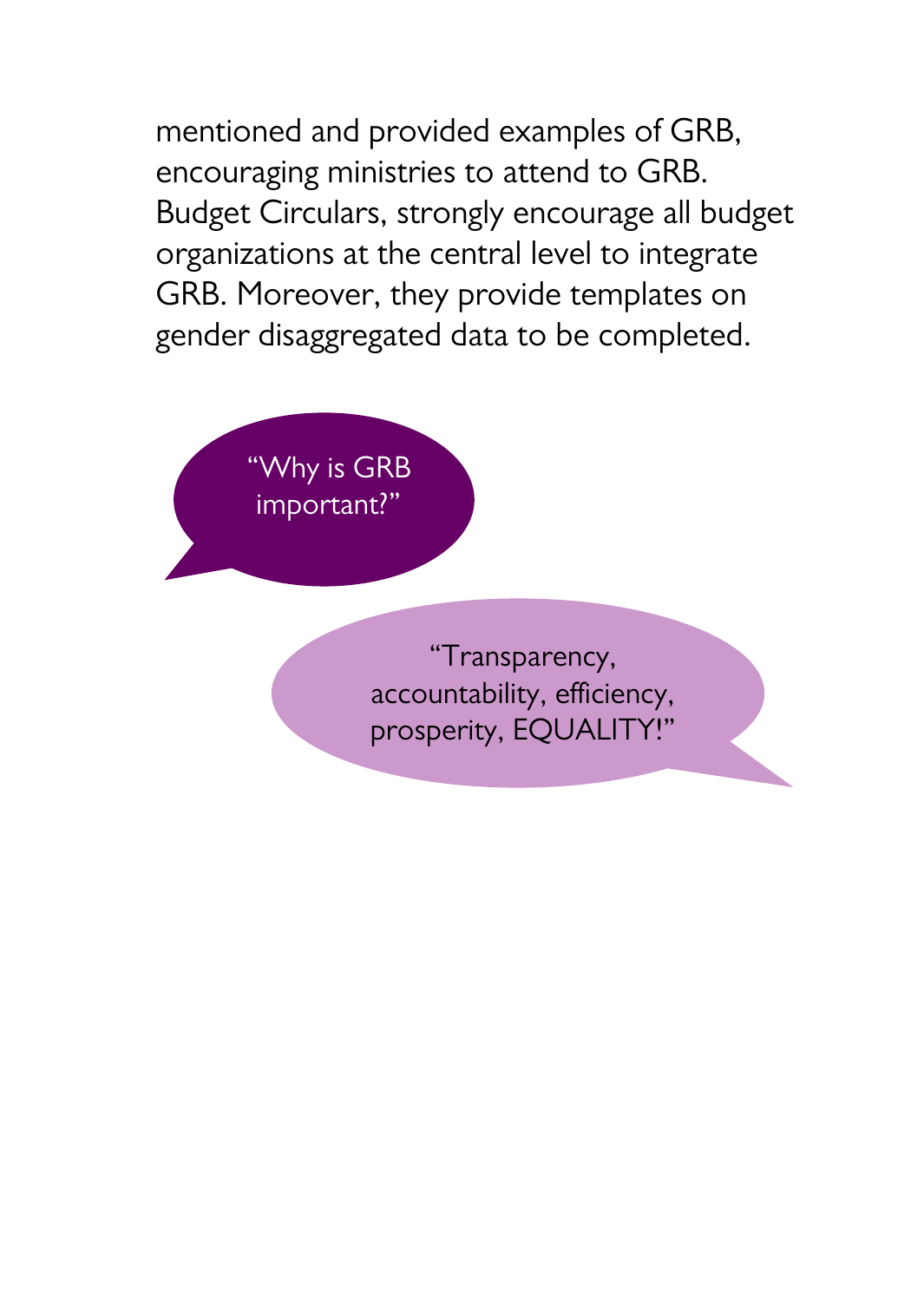mentioned and provided examples of GRB, encouraging ministries to attend to GRB. Budget Circulars, strongly encourage all budget organizations at the central level to integrate GRB. Moreover, they provide templates on gender disaggregated data to be completed.

"Why is GRB important?"

"Transparency, accountability, efficiency, prosperity, EQUALITY!"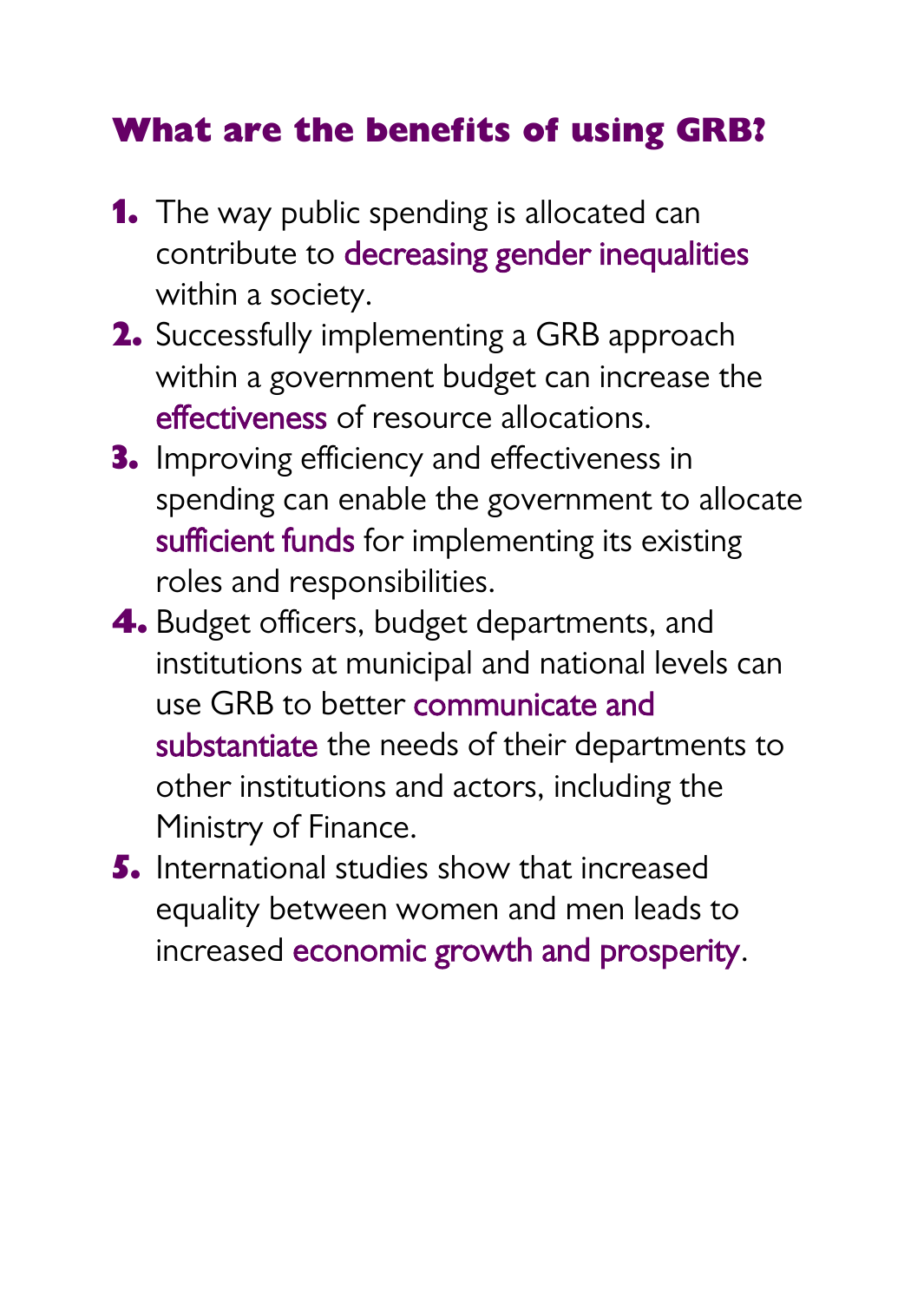## What are the benefits of using GRB?

1. The way public spending is allocated can contribute to decreasing gender inequalities within a society.
2. Successfully implementing a GRB approach within a government budget can increase the effectiveness of resource allocations.
3. Improving efficiency and effectiveness in spending can enable the government to allocate sufficient funds for implementing its existing roles and responsibilities.
4. Budget officers, budget departments, and institutions at municipal and national levels can use GRB to better communicate and substantiate the needs of their departments to other institutions and actors, including the Ministry of Finance.
5. International studies show that increased equality between women and men leads to increased economic growth and prosperity.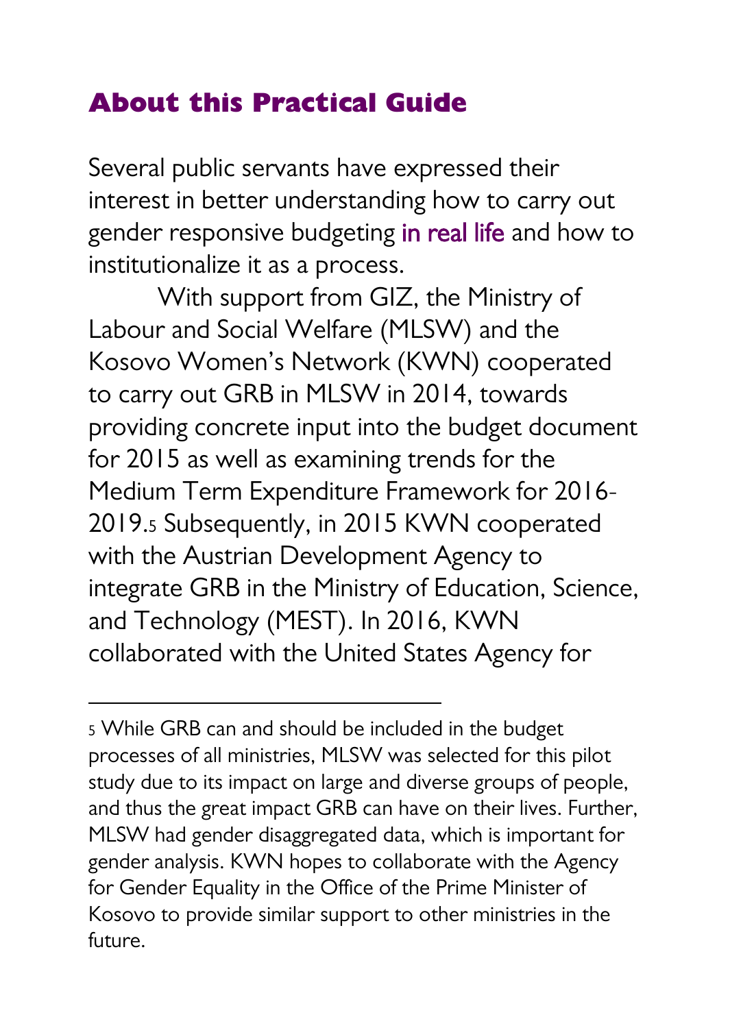## About this Practical Guide

Several public servants have expressed their interest in better understanding how to carry out gender responsive budgeting in real life and how to institutionalize it as a process.

With support from GIZ, the Ministry of Labour and Social Welfare (MLSW) and the Kosovo Women's Network (KWN) cooperated to carry out GRB in MLSW in 2014, towards providing concrete input into the budget document for 2015 as well as examining trends for the Medium Term Expenditure Framework for 2016-2019.[5] Subsequently, in 2015 KWN cooperated with the Austrian Development Agency to integrate GRB in the Ministry of Education, Science, and Technology (MEST). In 2016, KWN collaborated with the United States Agency for

---

[5] While GRB can and should be included in the budget processes of all ministries, MLSW was selected for this pilot study due to its impact on large and diverse groups of people, and thus the great impact GRB can have on their lives. Further, MLSW had gender disaggregated data, which is important for gender analysis. KWN hopes to collaborate with the Agency for Gender Equality in the Office of the Prime Minister of Kosovo to provide similar support to other ministries in the future.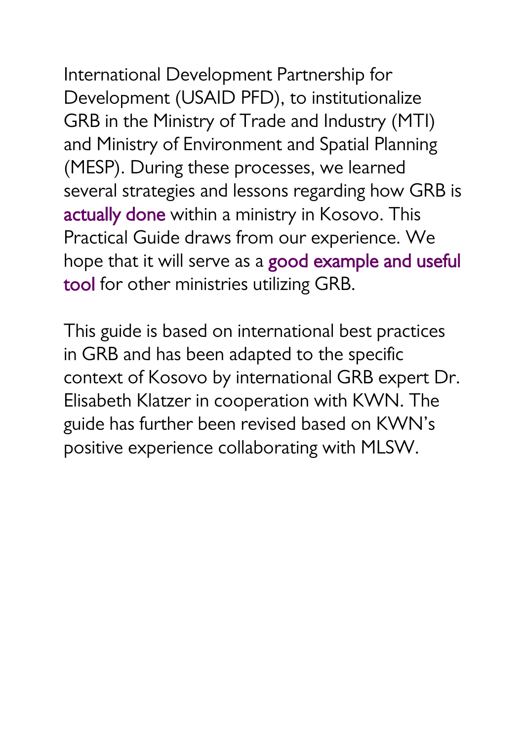International Development Partnership for Development (USAID PFD), to institutionalize GRB in the Ministry of Trade and Industry (MTI) and Ministry of Environment and Spatial Planning (MESP). During these processes, we learned several strategies and lessons regarding how GRB is actually done within a ministry in Kosovo. This Practical Guide draws from our experience. We hope that it will serve as a good example and useful tool for other ministries utilizing GRB.

This guide is based on international best practices in GRB and has been adapted to the specific context of Kosovo by international GRB expert Dr. Elisabeth Klatzer in cooperation with KWN. The guide has further been revised based on KWN's positive experience collaborating with MLSW.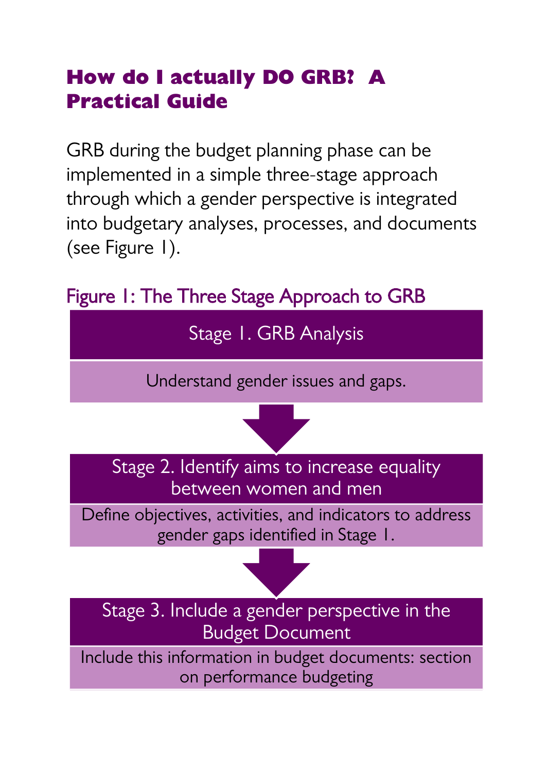## How do I actually DO GRB? A Practical Guide

GRB during the budget planning phase can be implemented in a simple three-stage approach through which a gender perspective is integrated into budgetary analyses, processes, and documents (see Figure 1).

Figure 1: The Three Stage Approach to GRB

**Stage 1. GRB Analysis**

Understand gender issues and gaps.

↓

**Stage 2. Identify aims to increase equality between women and men**

Define objectives, activities, and indicators to address gender gaps identified in Stage 1.

↓

**Stage 3. Include a gender perspective in the Budget Document**

Include this information in budget documents: section on performance budgeting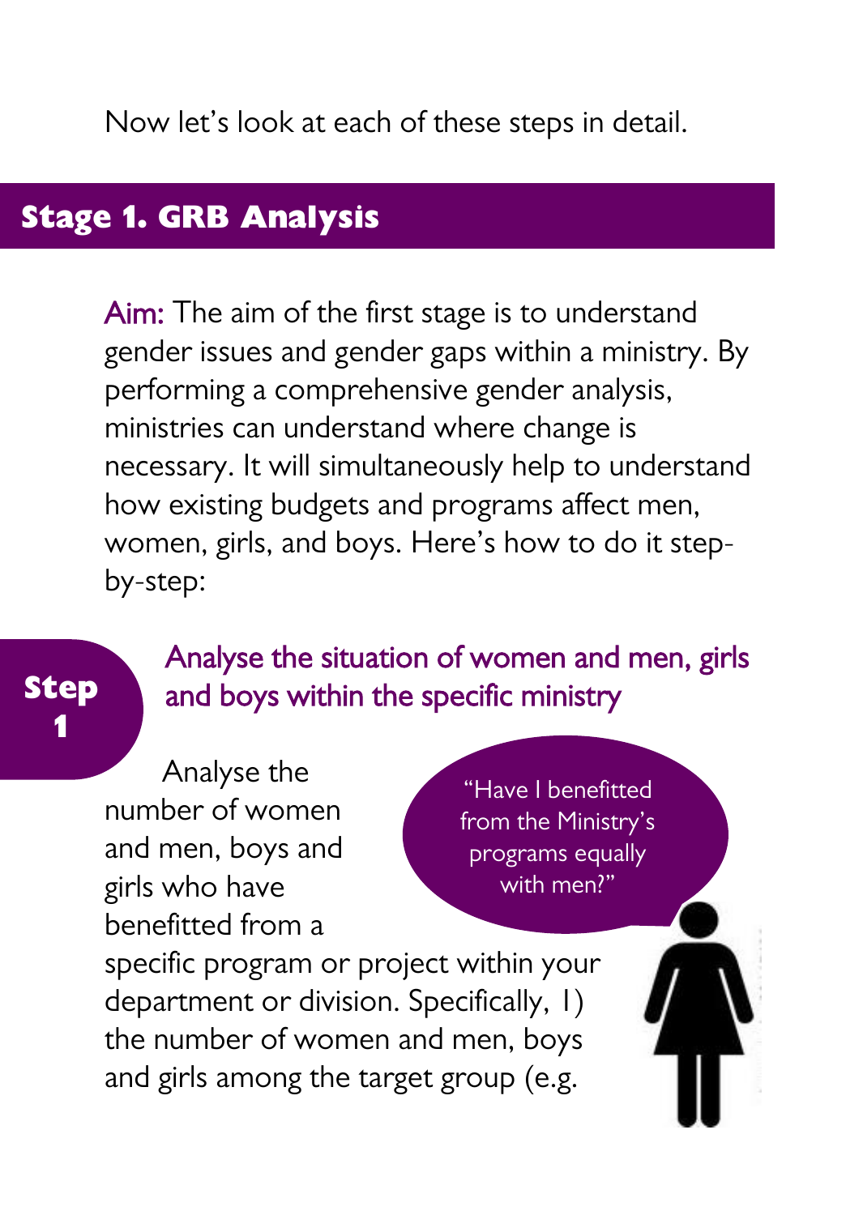Now let's look at each of these steps in detail.

## Stage 1. GRB Analysis

Aim: The aim of the first stage is to understand gender issues and gender gaps within a ministry. By performing a comprehensive gender analysis, ministries can understand where change is necessary. It will simultaneously help to understand how existing budgets and programs affect men, women, girls, and boys. Here's how to do it step-by-step:

### Step 1 Analyse the situation of women and men, girls and boys within the specific ministry

"Have I benefitted from the Ministry's programs equally with men?"

Analyse the number of women and men, boys and girls who have benefitted from a specific program or project within your department or division. Specifically, 1) the number of women and men, boys and girls among the target group (e.g.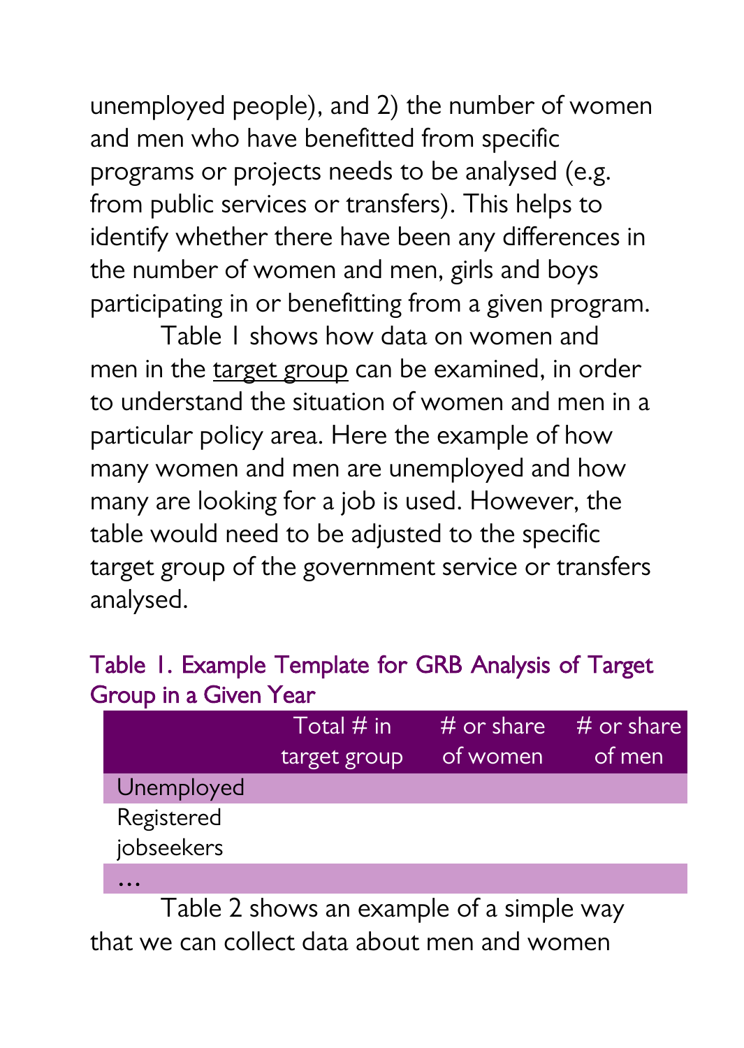unemployed people), and 2) the number of women and men who have benefitted from specific programs or projects needs to be analysed (e.g. from public services or transfers). This helps to identify whether there have been any differences in the number of women and men, girls and boys participating in or benefitting from a given program.

Table 1 shows how data on women and men in the target group can be examined, in order to understand the situation of women and men in a particular policy area. Here the example of how many women and men are unemployed and how many are looking for a job is used. However, the table would need to be adjusted to the specific target group of the government service or transfers analysed.

Table 1. Example Template for GRB Analysis of Target Group in a Given Year

| | Total # in target group | # or share of women | # or share of men |
|---|---|---|---|
| Unemployed | | | |
| Registered jobseekers | | | |
| … | | | |

Table 2 shows an example of a simple way that we can collect data about men and women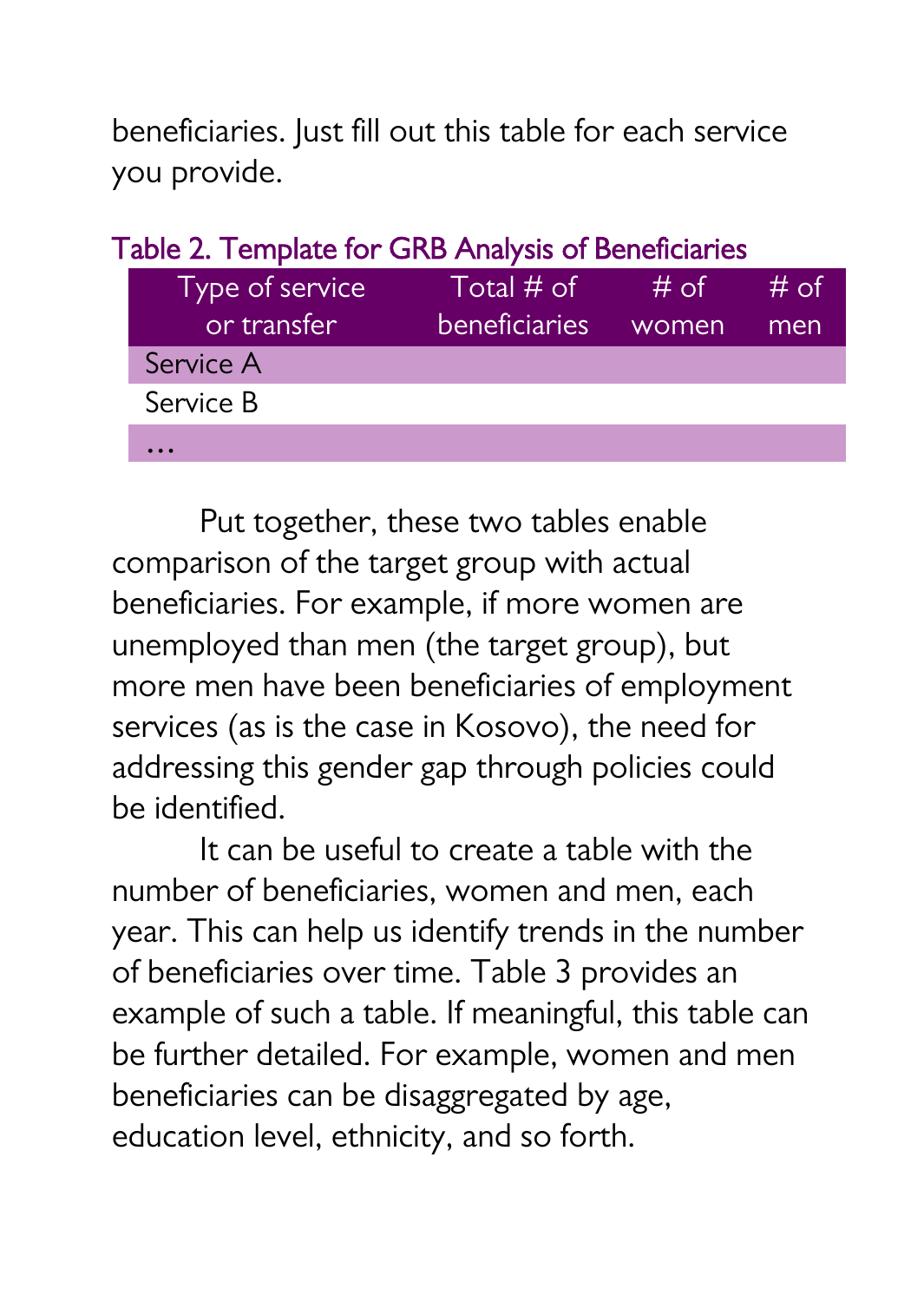beneficiaries. Just fill out this table for each service you provide.

Table 2. Template for GRB Analysis of Beneficiaries

| Type of service or transfer | Total # of beneficiaries | # of women | # of men |
|---|---|---|---|
| Service A | | | |
| Service B | | | |
| … | | | |

Put together, these two tables enable comparison of the target group with actual beneficiaries. For example, if more women are unemployed than men (the target group), but more men have been beneficiaries of employment services (as is the case in Kosovo), the need for addressing this gender gap through policies could be identified.

It can be useful to create a table with the number of beneficiaries, women and men, each year. This can help us identify trends in the number of beneficiaries over time. Table 3 provides an example of such a table. If meaningful, this table can be further detailed. For example, women and men beneficiaries can be disaggregated by age, education level, ethnicity, and so forth.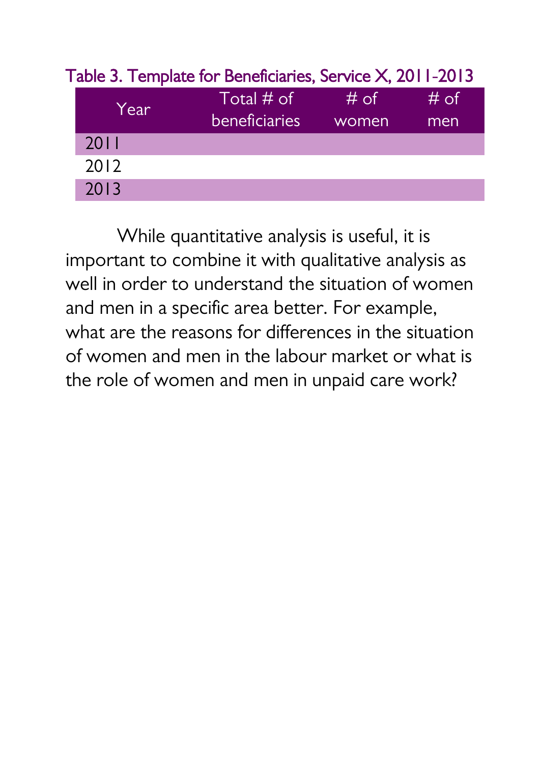Table 3. Template for Beneficiaries, Service X, 2011-2013

| Year | Total # of beneficiaries | # of women | # of men |
| --- | --- | --- | --- |
| 2011 | | | |
| 2012 | | | |
| 2013 | | | |

While quantitative analysis is useful, it is important to combine it with qualitative analysis as well in order to understand the situation of women and men in a specific area better. For example, what are the reasons for differences in the situation of women and men in the labour market or what is the role of women and men in unpaid care work?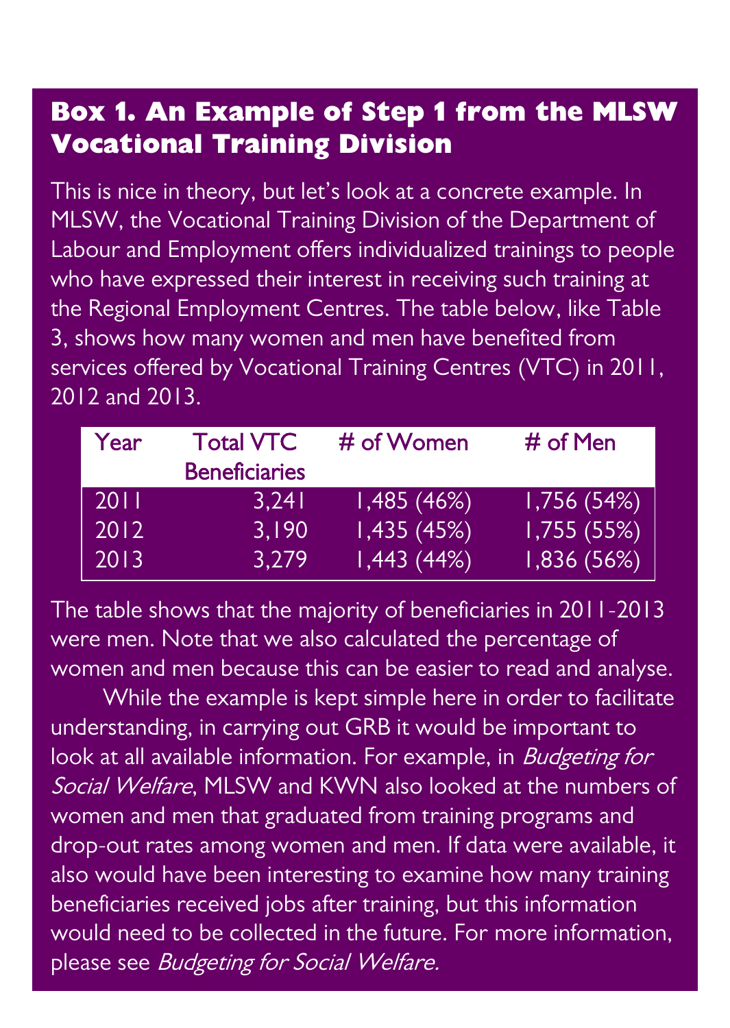## Box 1. An Example of Step 1 from the MLSW Vocational Training Division

This is nice in theory, but let's look at a concrete example. In MLSW, the Vocational Training Division of the Department of Labour and Employment offers individualized trainings to people who have expressed their interest in receiving such training at the Regional Employment Centres. The table below, like Table 3, shows how many women and men have benefited from services offered by Vocational Training Centres (VTC) in 2011, 2012 and 2013.

| Year | Total VTC Beneficiaries | # of Women | # of Men |
|---|---|---|---|
| 2011 | 3,241 | 1,485 (46%) | 1,756 (54%) |
| 2012 | 3,190 | 1,435 (45%) | 1,755 (55%) |
| 2013 | 3,279 | 1,443 (44%) | 1,836 (56%) |

The table shows that the majority of beneficiaries in 2011-2013 were men. Note that we also calculated the percentage of women and men because this can be easier to read and analyse.

While the example is kept simple here in order to facilitate understanding, in carrying out GRB it would be important to look at all available information. For example, in *Budgeting for Social Welfare*, MLSW and KWN also looked at the numbers of women and men that graduated from training programs and drop-out rates among women and men. If data were available, it also would have been interesting to examine how many training beneficiaries received jobs after training, but this information would need to be collected in the future. For more information, please see *Budgeting for Social Welfare.*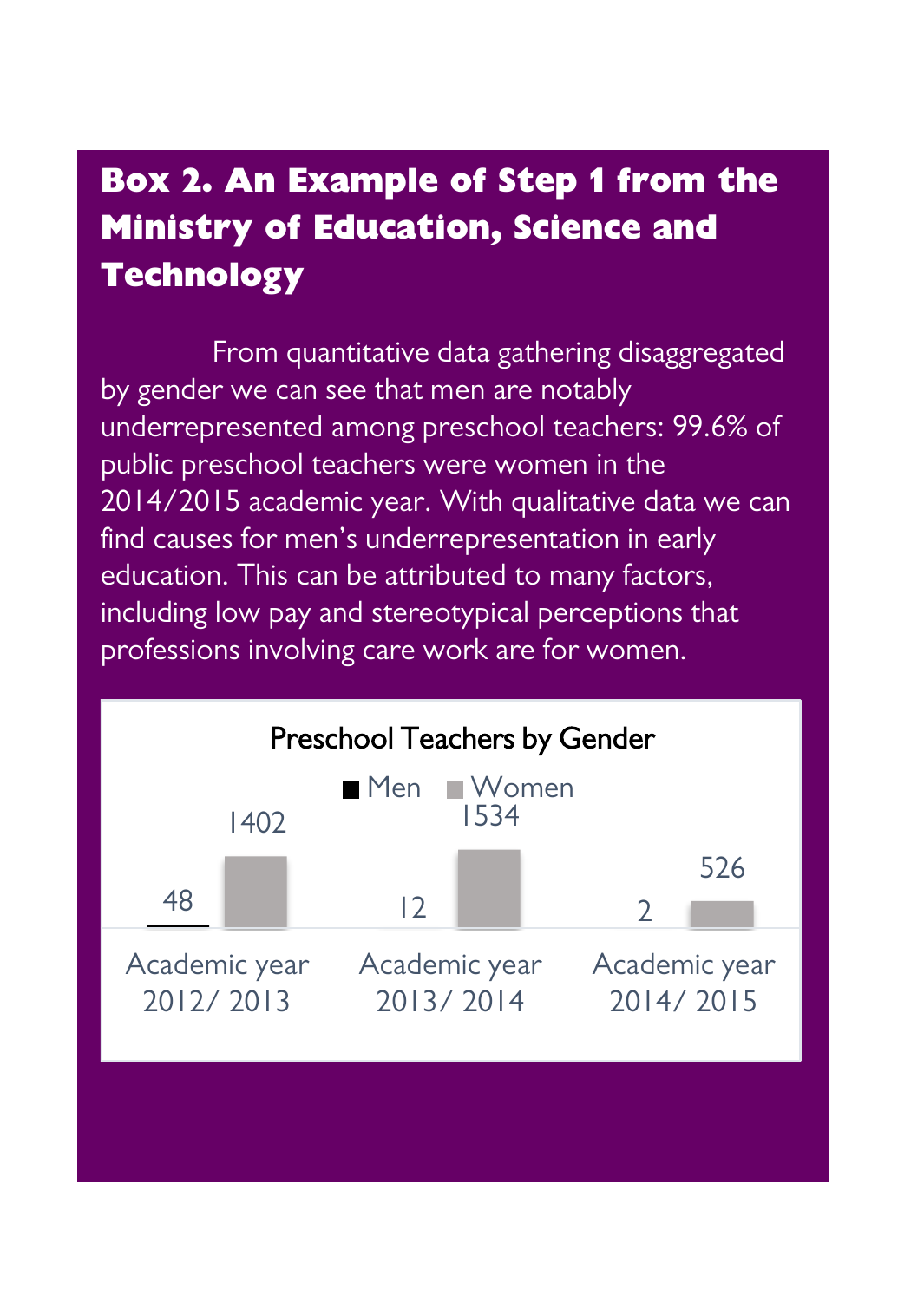### Box 2. An Example of Step 1 from the Ministry of Education, Science and Technology

From quantitative data gathering disaggregated by gender we can see that men are notably underrepresented among preschool teachers: 99.6% of public preschool teachers were women in the 2014/2015 academic year. With qualitative data we can find causes for men's underrepresentation in early education. This can be attributed to many factors, including low pay and stereotypical perceptions that professions involving care work are for women.

**Preschool Teachers by Gender**

| | Men | Women |
|---|---|---|
| Academic year 2012/ 2013 | 48 | 1402 |
| Academic year 2013/ 2014 | 12 | 1534 |
| Academic year 2014/ 2015 | 2 | 526 |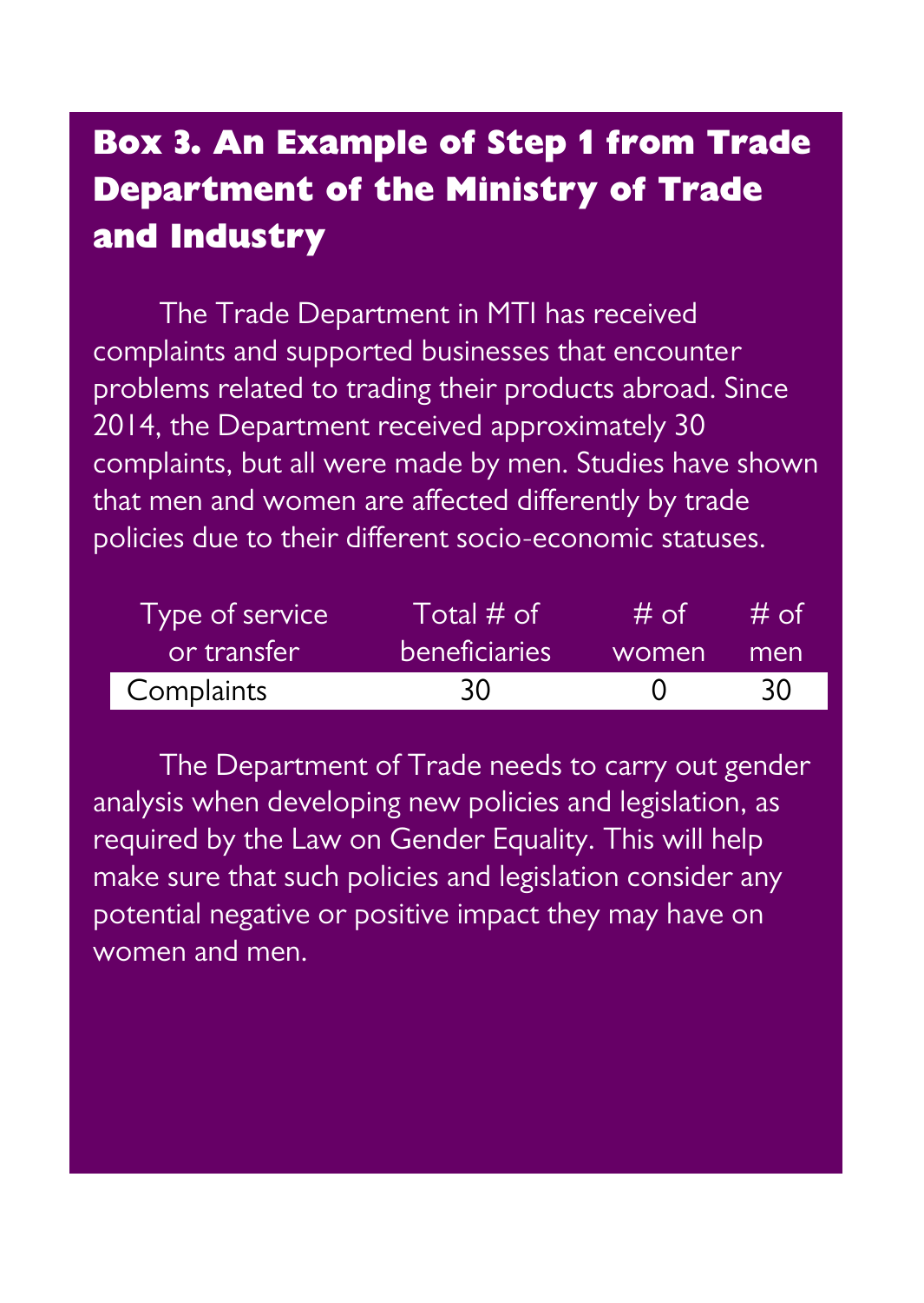## Box 3. An Example of Step 1 from Trade Department of the Ministry of Trade and Industry

The Trade Department in MTI has received complaints and supported businesses that encounter problems related to trading their products abroad. Since 2014, the Department received approximately 30 complaints, but all were made by men. Studies have shown that men and women are affected differently by trade policies due to their different socio-economic statuses.

| Type of service or transfer | Total # of beneficiaries | # of women | # of men |
|---|---|---|---|
| Complaints | 30 | 0 | 30 |

The Department of Trade needs to carry out gender analysis when developing new policies and legislation, as required by the Law on Gender Equality. This will help make sure that such policies and legislation consider any potential negative or positive impact they may have on women and men.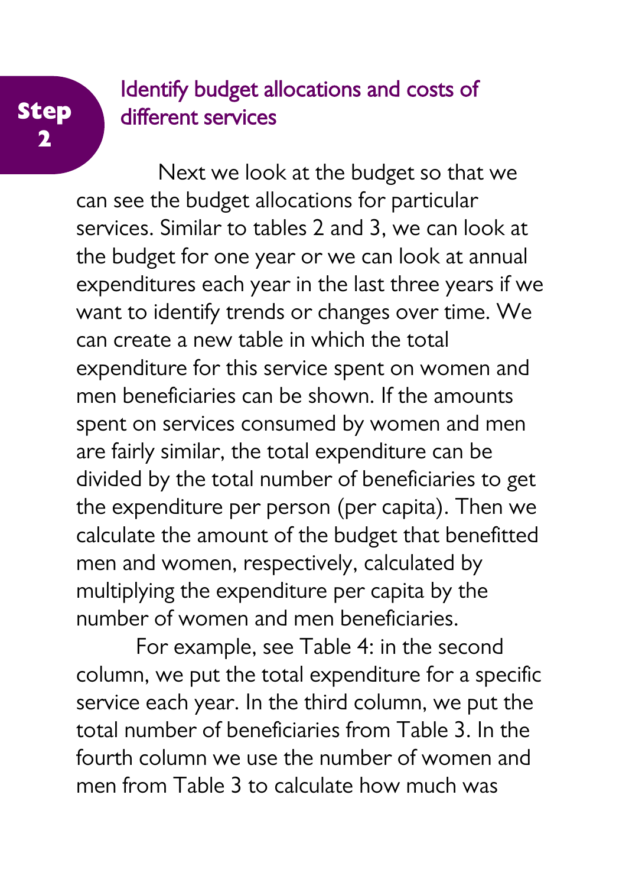## Step 2

### Identify budget allocations and costs of different services

Next we look at the budget so that we can see the budget allocations for particular services. Similar to tables 2 and 3, we can look at the budget for one year or we can look at annual expenditures each year in the last three years if we want to identify trends or changes over time. We can create a new table in which the total expenditure for this service spent on women and men beneficiaries can be shown. If the amounts spent on services consumed by women and men are fairly similar, the total expenditure can be divided by the total number of beneficiaries to get the expenditure per person (per capita). Then we calculate the amount of the budget that benefitted men and women, respectively, calculated by multiplying the expenditure per capita by the number of women and men beneficiaries.

For example, see Table 4: in the second column, we put the total expenditure for a specific service each year. In the third column, we put the total number of beneficiaries from Table 3. In the fourth column we use the number of women and men from Table 3 to calculate how much was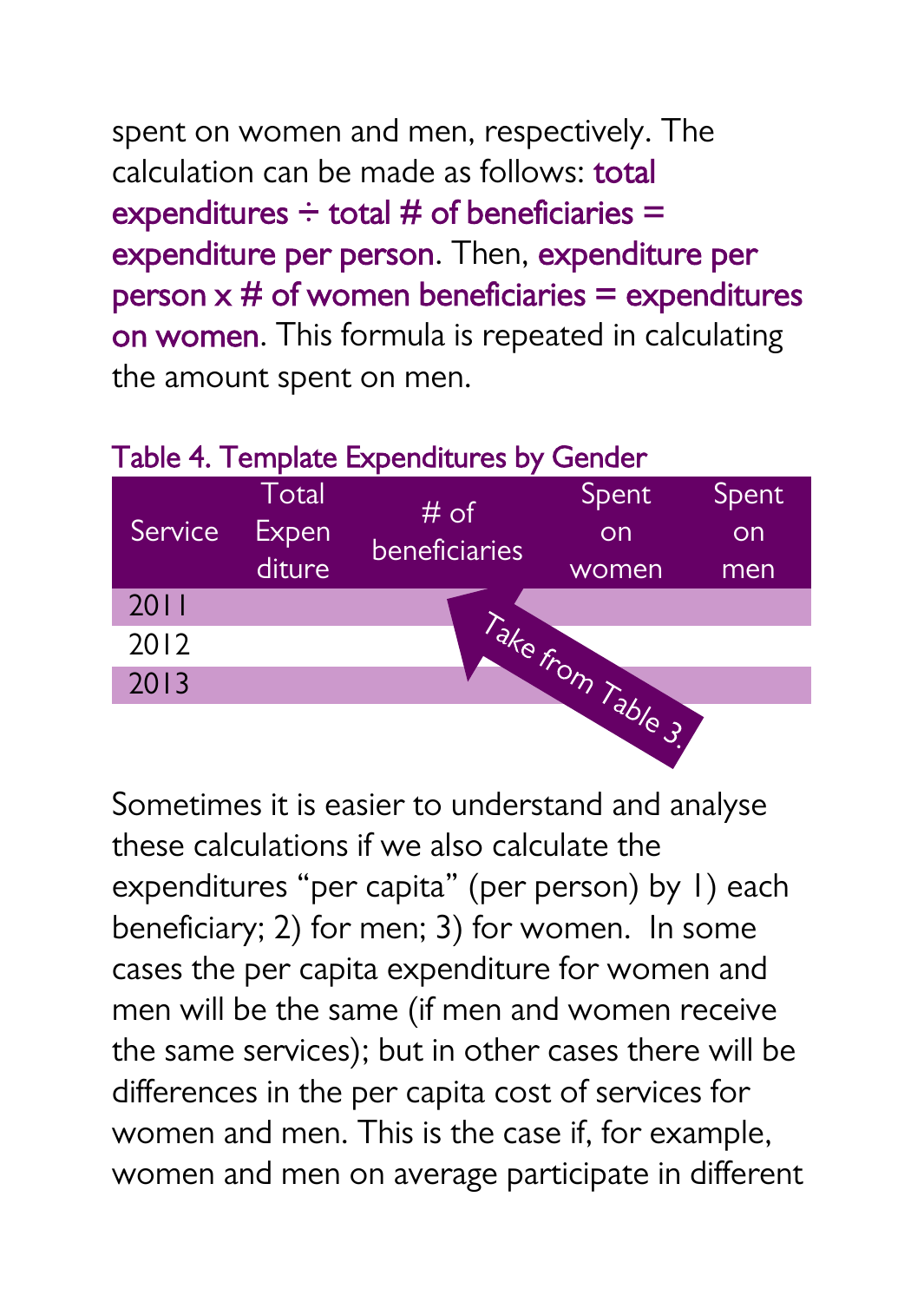spent on women and men, respectively. The calculation can be made as follows: total expenditures ÷ total # of beneficiaries = expenditure per person. Then, expenditure per person x # of women beneficiaries = expenditures on women. This formula is repeated in calculating the amount spent on men.

Table 4. Template Expenditures by Gender

| Service | Total Expenditure | # of beneficiaries | Spent on women | Spent on men |
|---|---|---|---|---|
| 2011 | | | | |
| 2012 | | | | |
| 2013 | | | | |

Take from Table 3.

Sometimes it is easier to understand and analyse these calculations if we also calculate the expenditures "per capita" (per person) by 1) each beneficiary; 2) for men; 3) for women. In some cases the per capita expenditure for women and men will be the same (if men and women receive the same services); but in other cases there will be differences in the per capita cost of services for women and men. This is the case if, for example, women and men on average participate in different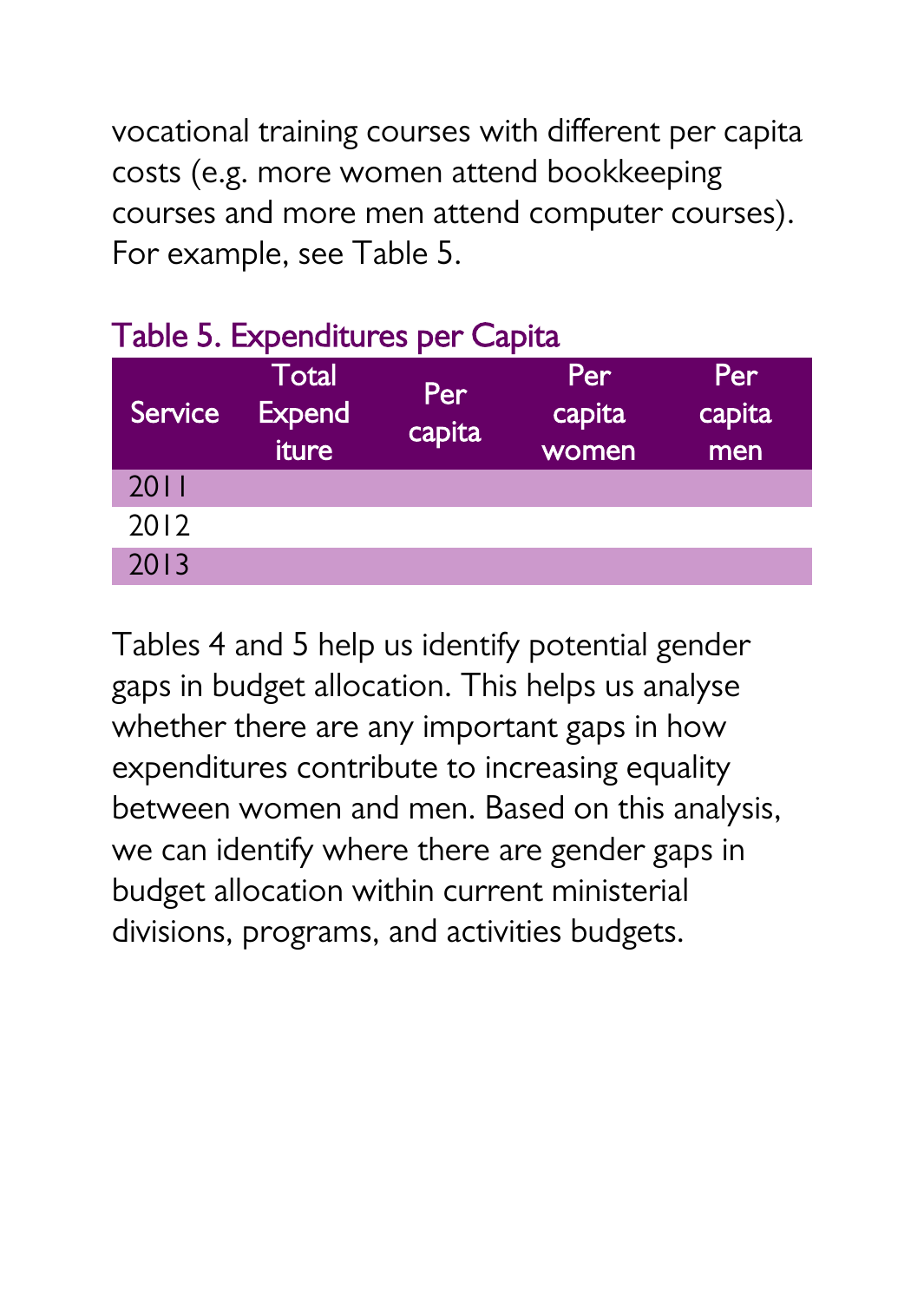vocational training courses with different per capita costs (e.g. more women attend bookkeeping courses and more men attend computer courses). For example, see Table 5.

### Table 5. Expenditures per Capita

| Service | Total Expenditure | Per capita | Per capita women | Per capita men |
|---|---|---|---|---|
| 2011 | | | | |
| 2012 | | | | |
| 2013 | | | | |

Tables 4 and 5 help us identify potential gender gaps in budget allocation. This helps us analyse whether there are any important gaps in how expenditures contribute to increasing equality between women and men. Based on this analysis, we can identify where there are gender gaps in budget allocation within current ministerial divisions, programs, and activities budgets.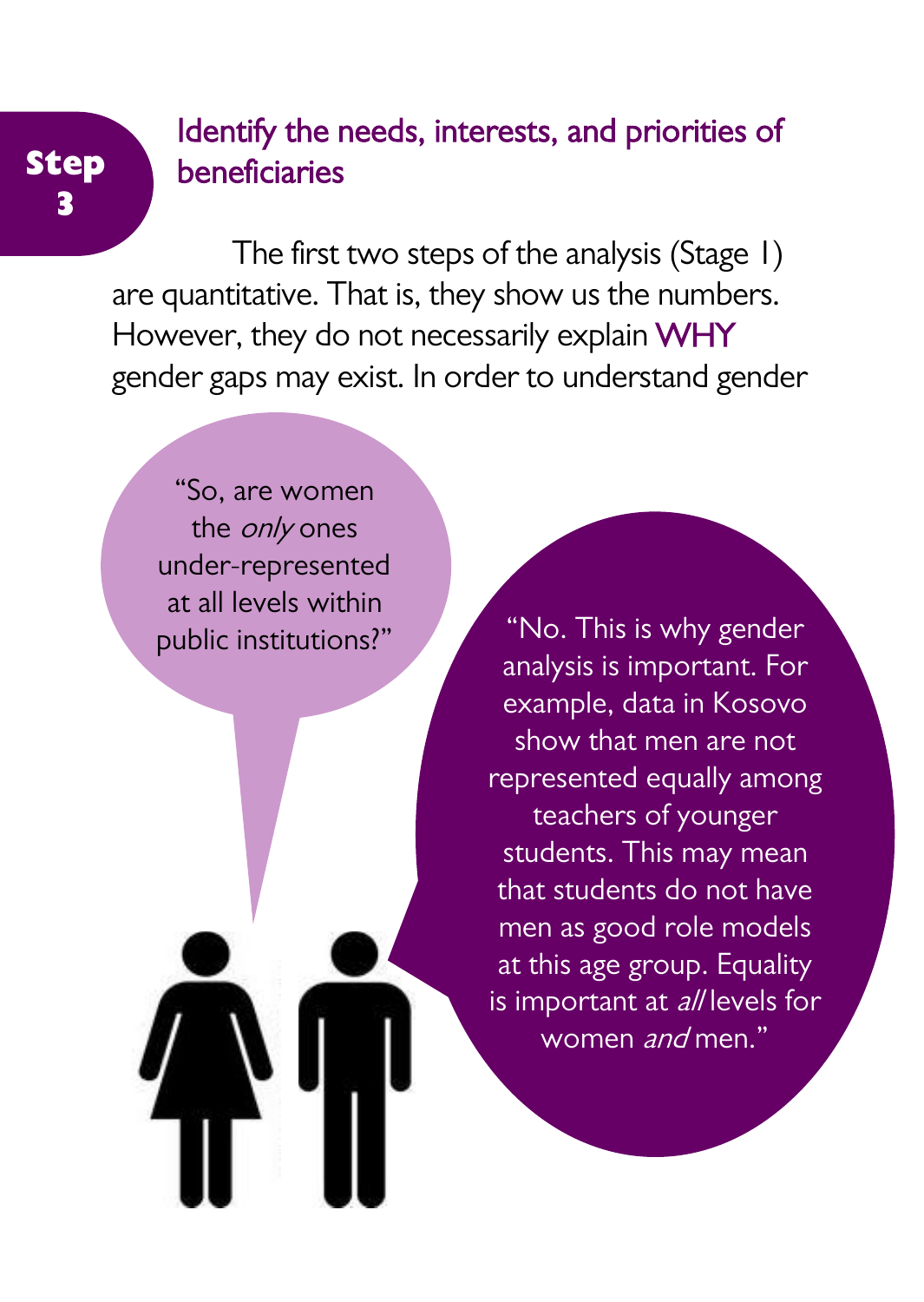**Step 3**

## Identify the needs, interests, and priorities of beneficiaries

The first two steps of the analysis (Stage 1) are quantitative. That is, they show us the numbers. However, they do not necessarily explain WHY gender gaps may exist. In order to understand gender

"So, are women the *only* ones under-represented at all levels within public institutions?"

"No. This is why gender analysis is important. For example, data in Kosovo show that men are not represented equally among teachers of younger students. This may mean that students do not have men as good role models at this age group. Equality is important at *all* levels for women *and* men."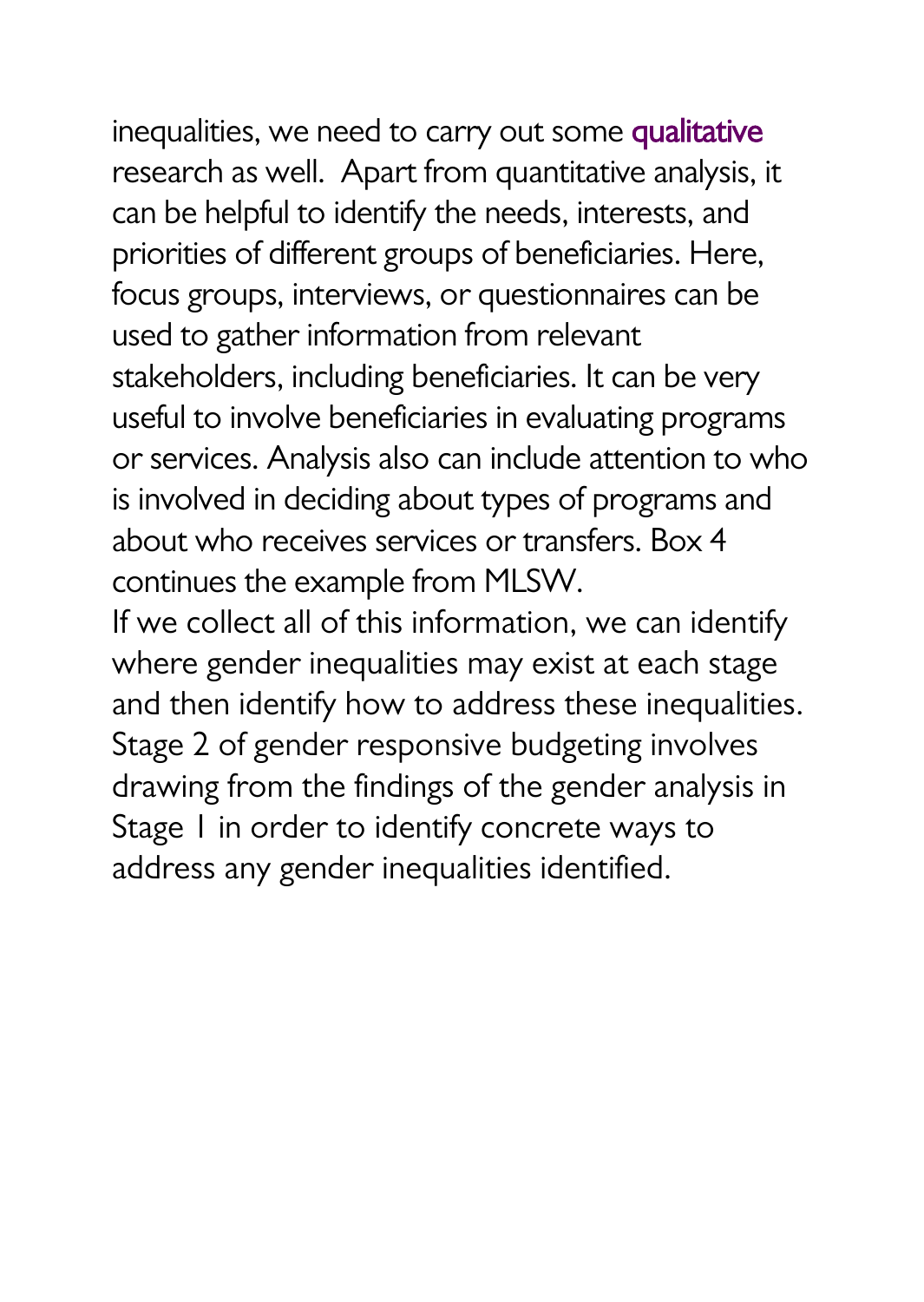inequalities, we need to carry out some qualitative research as well. Apart from quantitative analysis, it can be helpful to identify the needs, interests, and priorities of different groups of beneficiaries. Here, focus groups, interviews, or questionnaires can be used to gather information from relevant stakeholders, including beneficiaries. It can be very useful to involve beneficiaries in evaluating programs or services. Analysis also can include attention to who is involved in deciding about types of programs and about who receives services or transfers. Box 4 continues the example from MLSW.

If we collect all of this information, we can identify where gender inequalities may exist at each stage and then identify how to address these inequalities. Stage 2 of gender responsive budgeting involves drawing from the findings of the gender analysis in Stage 1 in order to identify concrete ways to address any gender inequalities identified.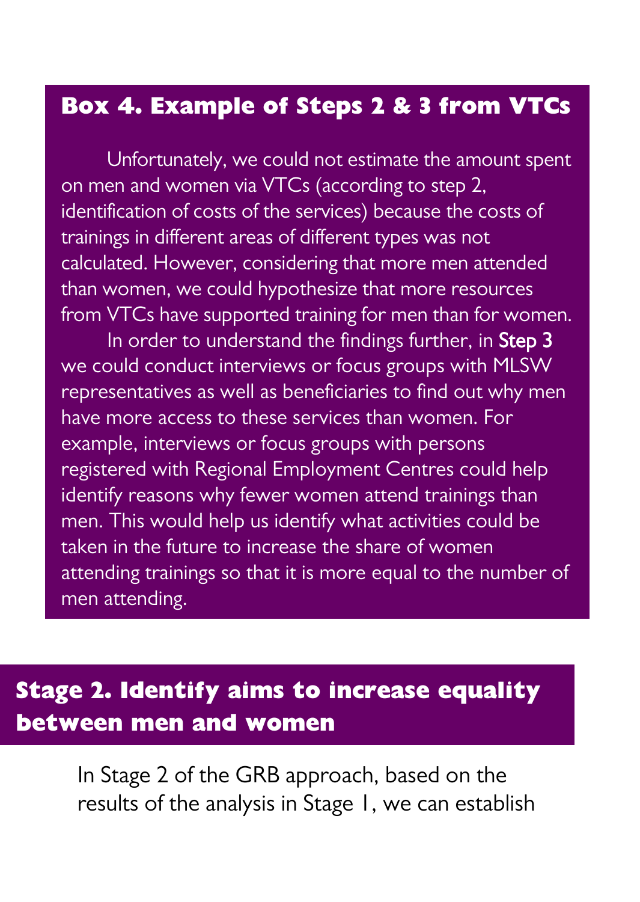### Box 4. Example of Steps 2 & 3 from VTCs

Unfortunately, we could not estimate the amount spent on men and women via VTCs (according to step 2, identification of costs of the services) because the costs of trainings in different areas of different types was not calculated. However, considering that more men attended than women, we could hypothesize that more resources from VTCs have supported training for men than for women.

In order to understand the findings further, in **Step 3** we could conduct interviews or focus groups with MLSW representatives as well as beneficiaries to find out why men have more access to these services than women. For example, interviews or focus groups with persons registered with Regional Employment Centres could help identify reasons why fewer women attend trainings than men. This would help us identify what activities could be taken in the future to increase the share of women attending trainings so that it is more equal to the number of men attending.

## Stage 2. Identify aims to increase equality between men and women

In Stage 2 of the GRB approach, based on the results of the analysis in Stage 1, we can establish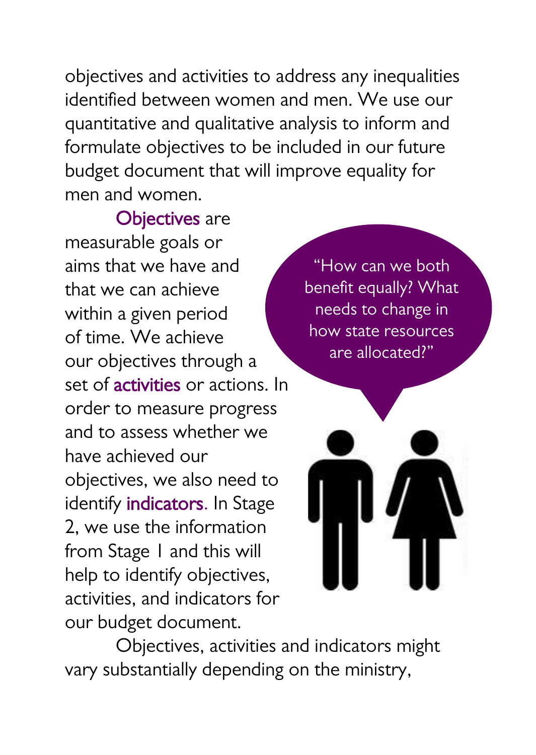objectives and activities to address any inequalities identified between women and men. We use our quantitative and qualitative analysis to inform and formulate objectives to be included in our future budget document that will improve equality for men and women.

Objectives are measurable goals or aims that we have and that we can achieve within a given period of time. We achieve our objectives through a set of activities or actions. In order to measure progress and to assess whether we have achieved our objectives, we also need to identify indicators. In Stage 2, we use the information from Stage 1 and this will help to identify objectives, activities, and indicators for our budget document.

"How can we both benefit equally? What needs to change in how state resources are allocated?"

Objectives, activities and indicators might vary substantially depending on the ministry,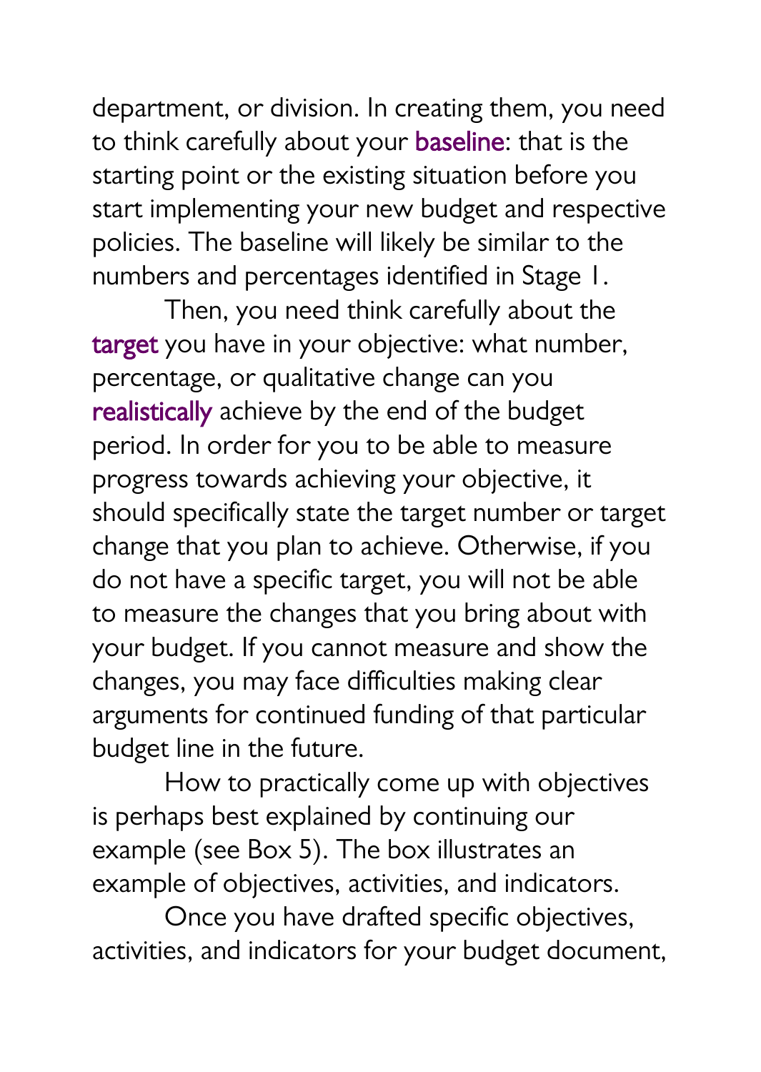department, or division. In creating them, you need to think carefully about your **baseline**: that is the starting point or the existing situation before you start implementing your new budget and respective policies. The baseline will likely be similar to the numbers and percentages identified in Stage 1.

Then, you need think carefully about the **target** you have in your objective: what number, percentage, or qualitative change can you **realistically** achieve by the end of the budget period. In order for you to be able to measure progress towards achieving your objective, it should specifically state the target number or target change that you plan to achieve. Otherwise, if you do not have a specific target, you will not be able to measure the changes that you bring about with your budget. If you cannot measure and show the changes, you may face difficulties making clear arguments for continued funding of that particular budget line in the future.

How to practically come up with objectives is perhaps best explained by continuing our example (see Box 5). The box illustrates an example of objectives, activities, and indicators.

Once you have drafted specific objectives, activities, and indicators for your budget document,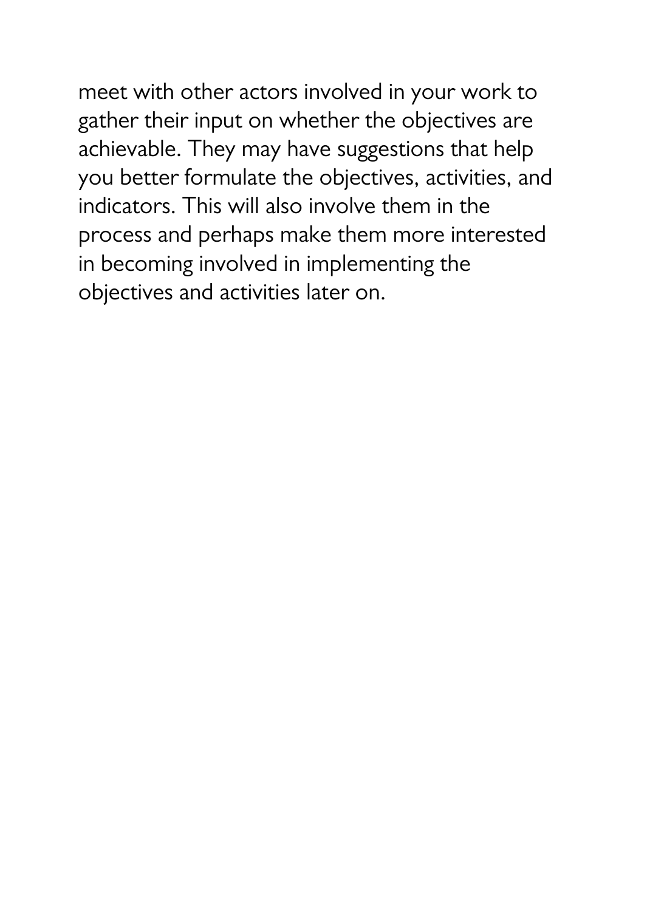meet with other actors involved in your work to gather their input on whether the objectives are achievable. They may have suggestions that help you better formulate the objectives, activities, and indicators. This will also involve them in the process and perhaps make them more interested in becoming involved in implementing the objectives and activities later on.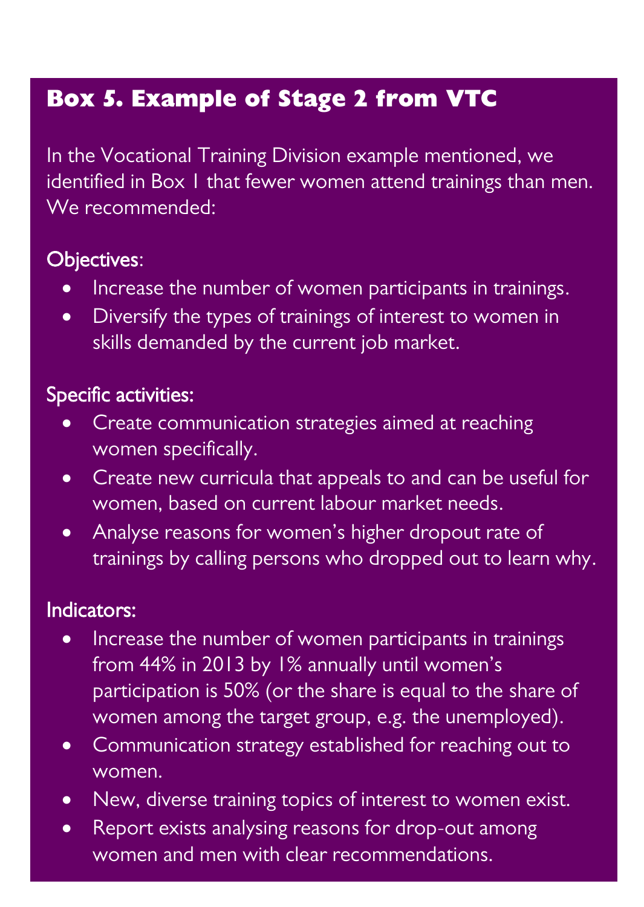## Box 5. Example of Stage 2 from VTC

In the Vocational Training Division example mentioned, we identified in Box 1 that fewer women attend trainings than men. We recommended:

Objectives:

- Increase the number of women participants in trainings.
- Diversify the types of trainings of interest to women in skills demanded by the current job market.

Specific activities:

- Create communication strategies aimed at reaching women specifically.
- Create new curricula that appeals to and can be useful for women, based on current labour market needs.
- Analyse reasons for women's higher dropout rate of trainings by calling persons who dropped out to learn why.

Indicators:

- Increase the number of women participants in trainings from 44% in 2013 by 1% annually until women's participation is 50% (or the share is equal to the share of women among the target group, e.g. the unemployed).
- Communication strategy established for reaching out to women.
- New, diverse training topics of interest to women exist.
- Report exists analysing reasons for drop-out among women and men with clear recommendations.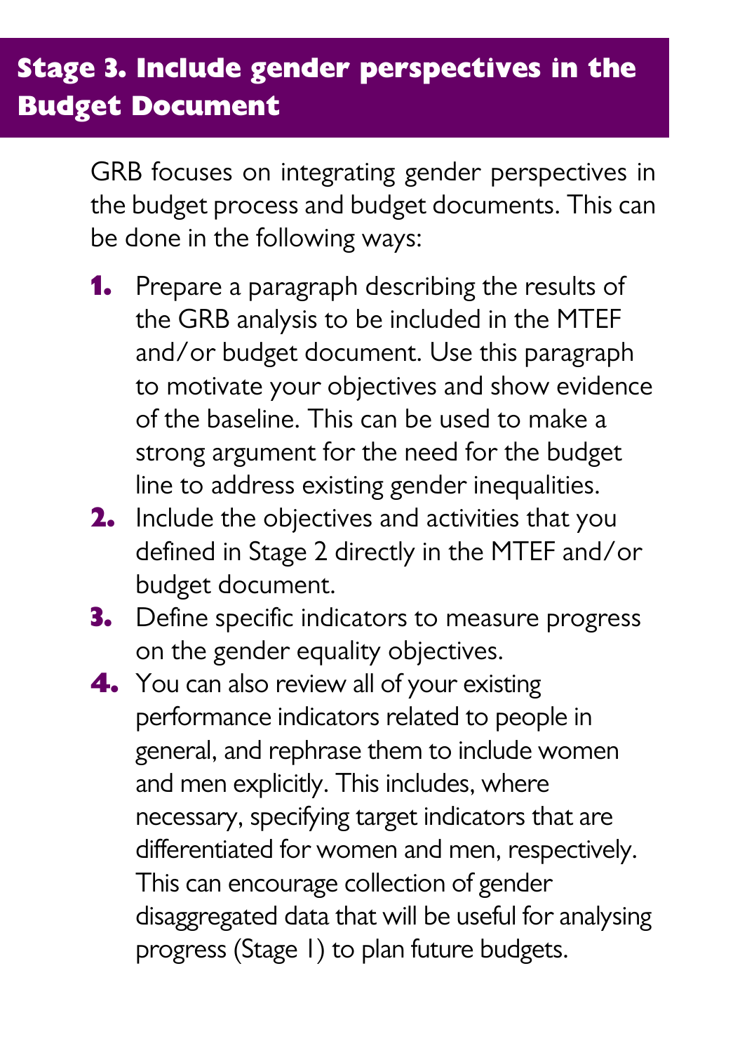## Stage 3. Include gender perspectives in the Budget Document

GRB focuses on integrating gender perspectives in the budget process and budget documents. This can be done in the following ways:

1. Prepare a paragraph describing the results of the GRB analysis to be included in the MTEF and/or budget document. Use this paragraph to motivate your objectives and show evidence of the baseline. This can be used to make a strong argument for the need for the budget line to address existing gender inequalities.
2. Include the objectives and activities that you defined in Stage 2 directly in the MTEF and/or budget document.
3. Define specific indicators to measure progress on the gender equality objectives.
4. You can also review all of your existing performance indicators related to people in general, and rephrase them to include women and men explicitly. This includes, where necessary, specifying target indicators that are differentiated for women and men, respectively. This can encourage collection of gender disaggregated data that will be useful for analysing progress (Stage 1) to plan future budgets.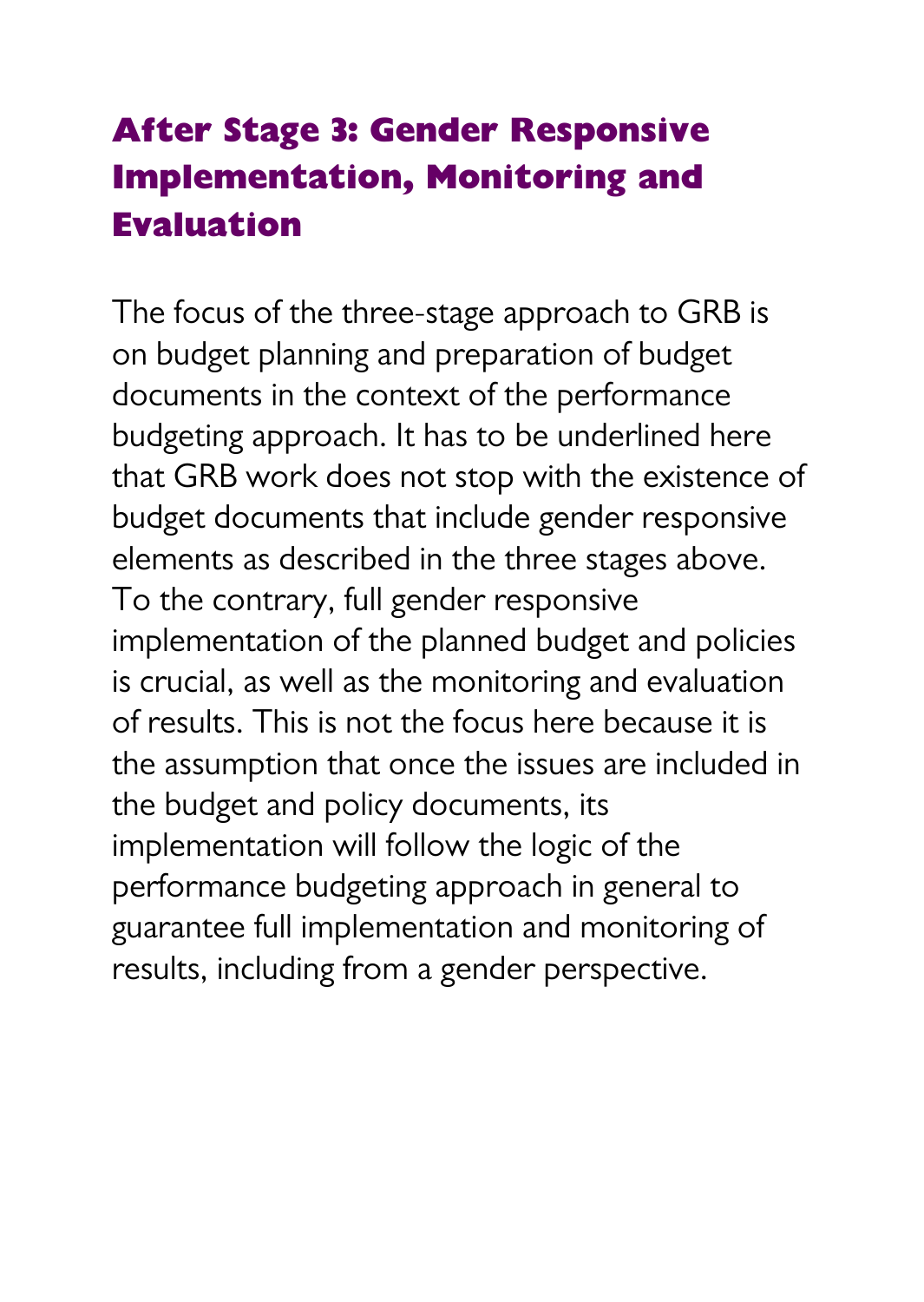## After Stage 3: Gender Responsive Implementation, Monitoring and Evaluation

The focus of the three-stage approach to GRB is on budget planning and preparation of budget documents in the context of the performance budgeting approach. It has to be underlined here that GRB work does not stop with the existence of budget documents that include gender responsive elements as described in the three stages above. To the contrary, full gender responsive implementation of the planned budget and policies is crucial, as well as the monitoring and evaluation of results. This is not the focus here because it is the assumption that once the issues are included in the budget and policy documents, its implementation will follow the logic of the performance budgeting approach in general to guarantee full implementation and monitoring of results, including from a gender perspective.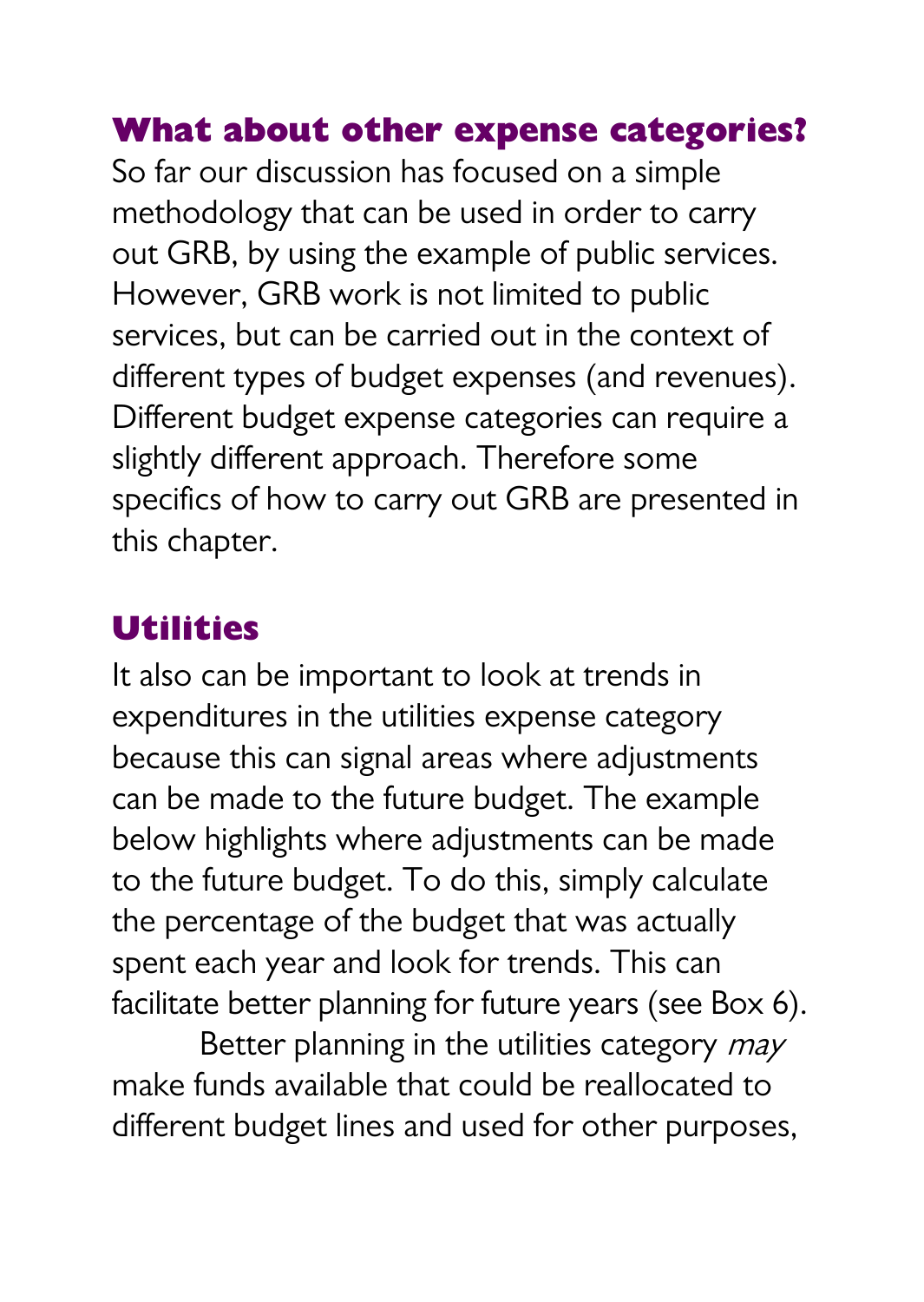## What about other expense categories?

So far our discussion has focused on a simple methodology that can be used in order to carry out GRB, by using the example of public services. However, GRB work is not limited to public services, but can be carried out in the context of different types of budget expenses (and revenues). Different budget expense categories can require a slightly different approach. Therefore some specifics of how to carry out GRB are presented in this chapter.

## Utilities

It also can be important to look at trends in expenditures in the utilities expense category because this can signal areas where adjustments can be made to the future budget. The example below highlights where adjustments can be made to the future budget. To do this, simply calculate the percentage of the budget that was actually spent each year and look for trends. This can facilitate better planning for future years (see Box 6).

Better planning in the utilities category *may* make funds available that could be reallocated to different budget lines and used for other purposes,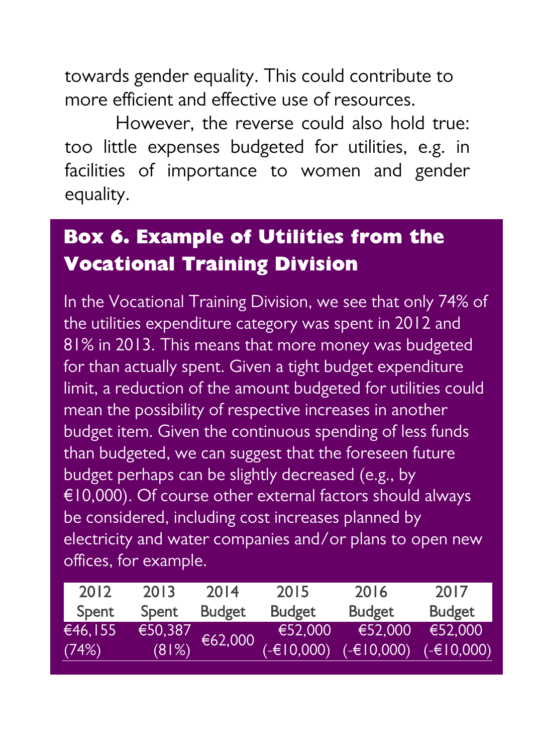towards gender equality. This could contribute to more efficient and effective use of resources.

However, the reverse could also hold true: too little expenses budgeted for utilities, e.g. in facilities of importance to women and gender equality.

### Box 6. Example of Utilities from the Vocational Training Division

In the Vocational Training Division, we see that only 74% of the utilities expenditure category was spent in 2012 and 81% in 2013. This means that more money was budgeted for than actually spent. Given a tight budget expenditure limit, a reduction of the amount budgeted for utilities could mean the possibility of respective increases in another budget item. Given the continuous spending of less funds than budgeted, we can suggest that the foreseen future budget perhaps can be slightly decreased (e.g., by €10,000). Of course other external factors should always be considered, including cost increases planned by electricity and water companies and/or plans to open new offices, for example.

| 2012 Spent | 2013 Spent | 2014 Budget | 2015 Budget | 2016 Budget | 2017 Budget |
|---|---|---|---|---|---|
| €46,155 (74%) | €50,387 (81%) | €62,000 | €52,000 (-€10,000) | €52,000 (-€10,000) | €52,000 (-€10,000) |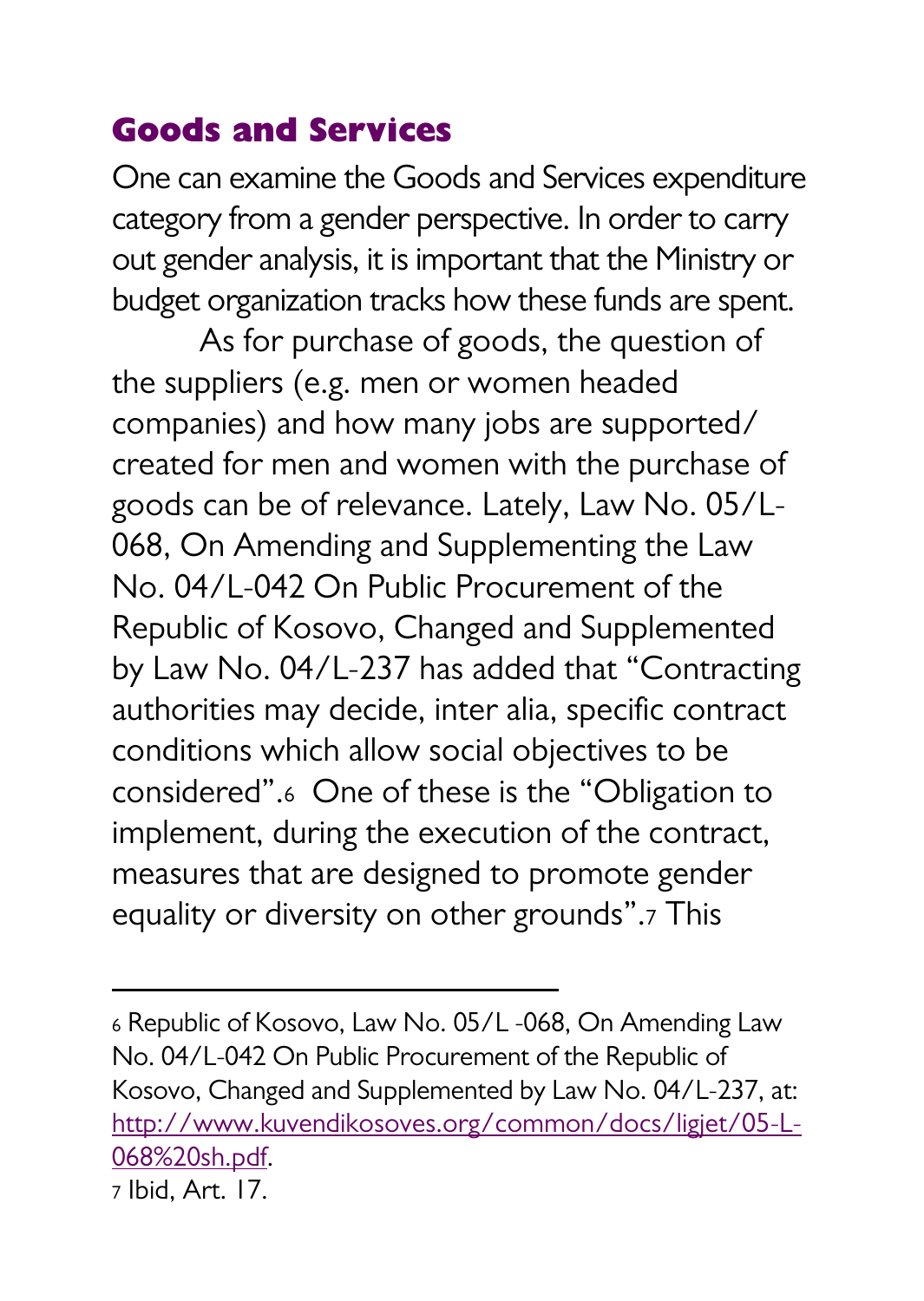## Goods and Services

One can examine the Goods and Services expenditure category from a gender perspective. In order to carry out gender analysis, it is important that the Ministry or budget organization tracks how these funds are spent.

As for purchase of goods, the question of the suppliers (e.g. men or women headed companies) and how many jobs are supported/created for men and women with the purchase of goods can be of relevance. Lately, Law No. 05/L-068, On Amending and Supplementing the Law No. 04/L-042 On Public Procurement of the Republic of Kosovo, Changed and Supplemented by Law No. 04/L-237 has added that "Contracting authorities may decide, inter alia, specific contract conditions which allow social objectives to be considered".[6] One of these is the "Obligation to implement, during the execution of the contract, measures that are designed to promote gender equality or diversity on other grounds".[7] This

---

[6] Republic of Kosovo, Law No. 05/L -068, On Amending Law No. 04/L-042 On Public Procurement of the Republic of Kosovo, Changed and Supplemented by Law No. 04/L-237, at: http://www.kuvendikosoves.org/common/docs/ligjet/05-L-068%20sh.pdf.

[7] Ibid, Art. 17.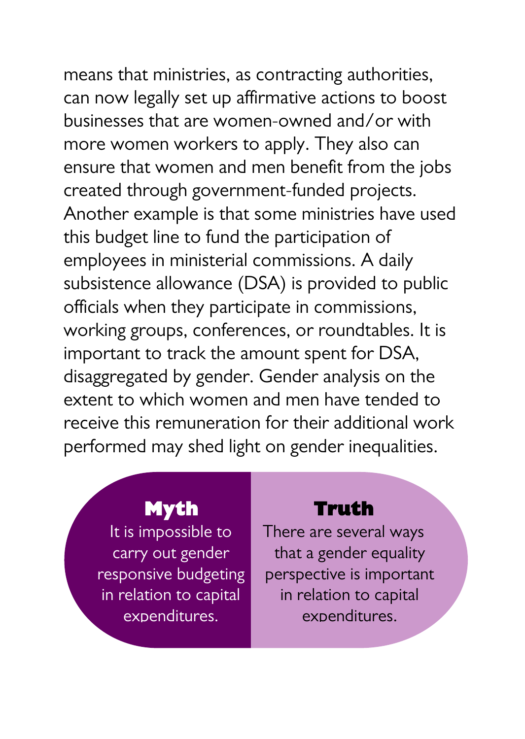means that ministries, as contracting authorities, can now legally set up affirmative actions to boost businesses that are women-owned and/or with more women workers to apply. They also can ensure that women and men benefit from the jobs created through government-funded projects. Another example is that some ministries have used this budget line to fund the participation of employees in ministerial commissions. A daily subsistence allowance (DSA) is provided to public officials when they participate in commissions, working groups, conferences, or roundtables. It is important to track the amount spent for DSA, disaggregated by gender. Gender analysis on the extent to which women and men have tended to receive this remuneration for their additional work performed may shed light on gender inequalities.

**Myth**

It is impossible to carry out gender responsive budgeting in relation to capital expenditures.

**Truth**

There are several ways that a gender equality perspective is important in relation to capital expenditures.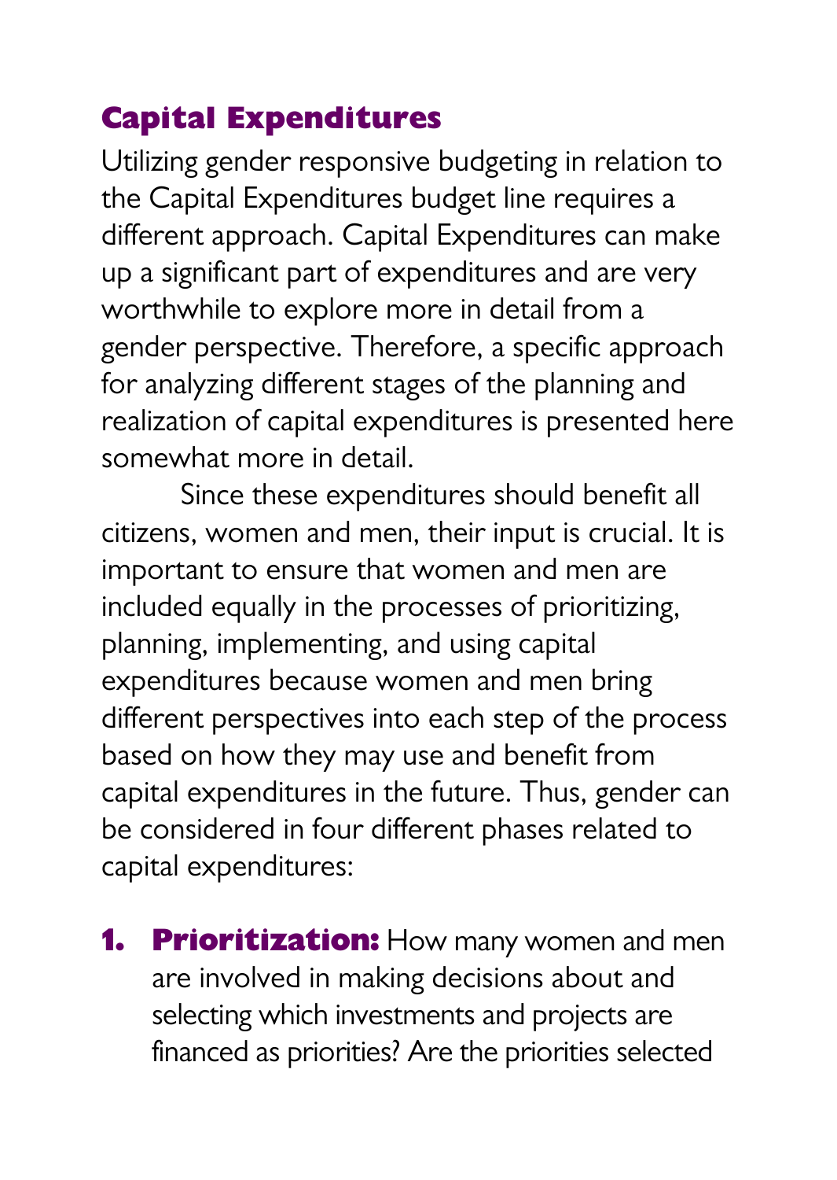## Capital Expenditures

Utilizing gender responsive budgeting in relation to the Capital Expenditures budget line requires a different approach. Capital Expenditures can make up a significant part of expenditures and are very worthwhile to explore more in detail from a gender perspective. Therefore, a specific approach for analyzing different stages of the planning and realization of capital expenditures is presented here somewhat more in detail.

Since these expenditures should benefit all citizens, women and men, their input is crucial. It is important to ensure that women and men are included equally in the processes of prioritizing, planning, implementing, and using capital expenditures because women and men bring different perspectives into each step of the process based on how they may use and benefit from capital expenditures in the future. Thus, gender can be considered in four different phases related to capital expenditures:

1. **Prioritization:** How many women and men are involved in making decisions about and selecting which investments and projects are financed as priorities? Are the priorities selected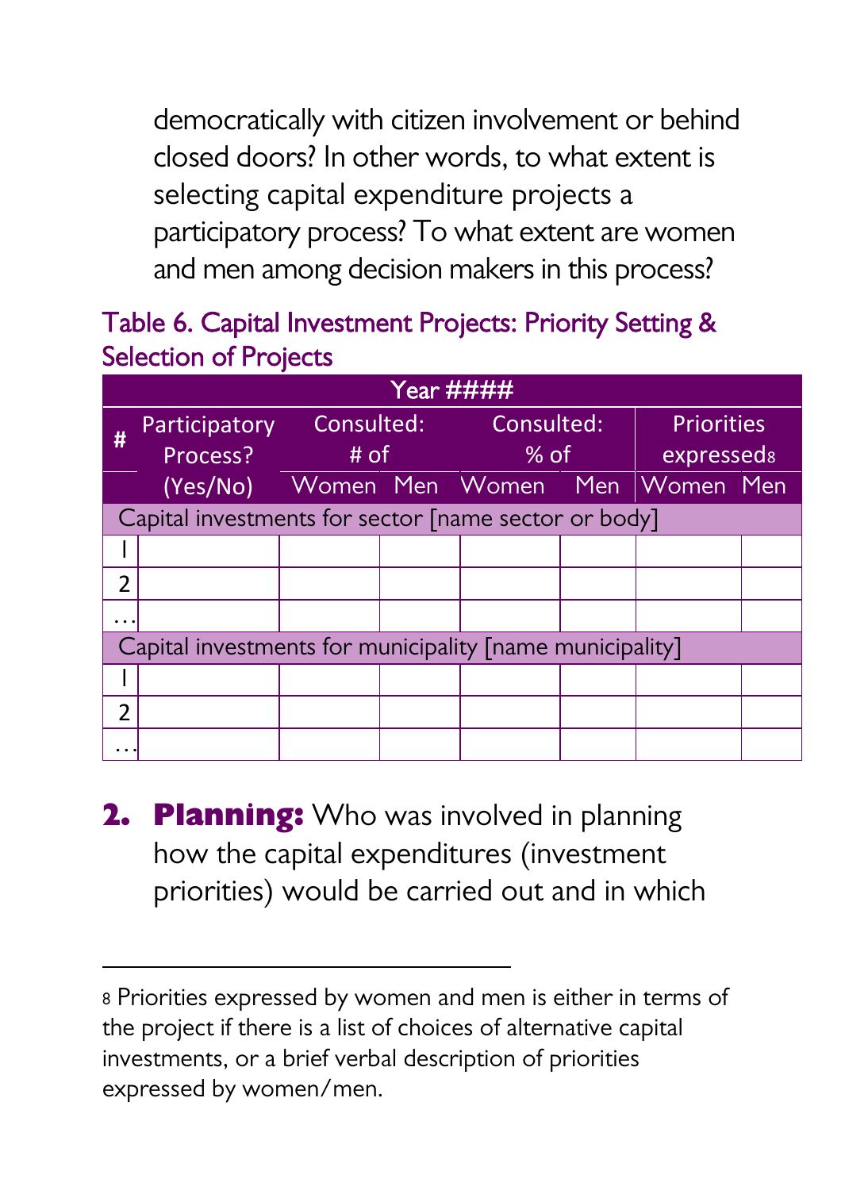democratically with citizen involvement or behind closed doors? In other words, to what extent is selecting capital expenditure projects a participatory process? To what extent are women and men among decision makers in this process?

Table 6. Capital Investment Projects: Priority Setting & Selection of Projects

| Year #### | | | | | | | |
|---|---|---|---|---|---|---|---|
| # | Participatory Process? (Yes/No) | Consulted: # of | | Consulted: % of | | Priorities expressed[8] | |
| | | Women | Men | Women | Men | Women | Men |
| Capital investments for sector [name sector or body] | | | | | | | |
| 1 | | | | | | | |
| 2 | | | | | | | |
| … | | | | | | | |
| Capital investments for municipality [name municipality] | | | | | | | |
| 1 | | | | | | | |
| 2 | | | | | | | |
| … | | | | | | | |

2. **Planning:** Who was involved in planning how the capital expenditures (investment priorities) would be carried out and in which

---

[8] Priorities expressed by women and men is either in terms of the project if there is a list of choices of alternative capital investments, or a brief verbal description of priorities expressed by women/men.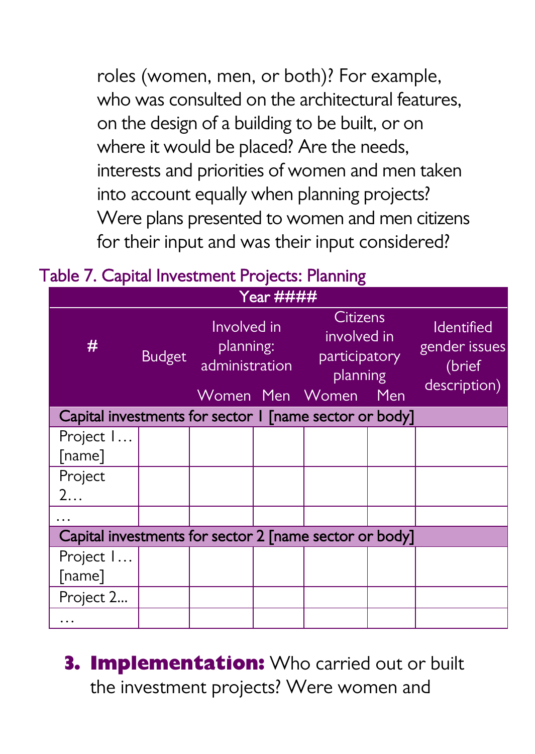roles (women, men, or both)? For example, who was consulted on the architectural features, on the design of a building to be built, or on where it would be placed? Are the needs, interests and priorities of women and men taken into account equally when planning projects? Were plans presented to women and men citizens for their input and was their input considered?

Table 7. Capital Investment Projects: Planning

| Year #### | | | | | | |
|---|---|---|---|---|---|---|
| # | Budget | Involved in planning: administration | | Citizens involved in participatory planning | | Identified gender issues (brief description) |
| | | Women | Men | Women | Men | |
| Capital investments for sector 1 [name sector or body] | | | | | | |
| Project 1… [name] | | | | | | |
| Project 2… | | | | | | |
| … | | | | | | |
| Capital investments for sector 2 [name sector or body] | | | | | | |
| Project 1… [name] | | | | | | |
| Project 2... | | | | | | |
| … | | | | | | |

3. **Implementation:** Who carried out or built the investment projects? Were women and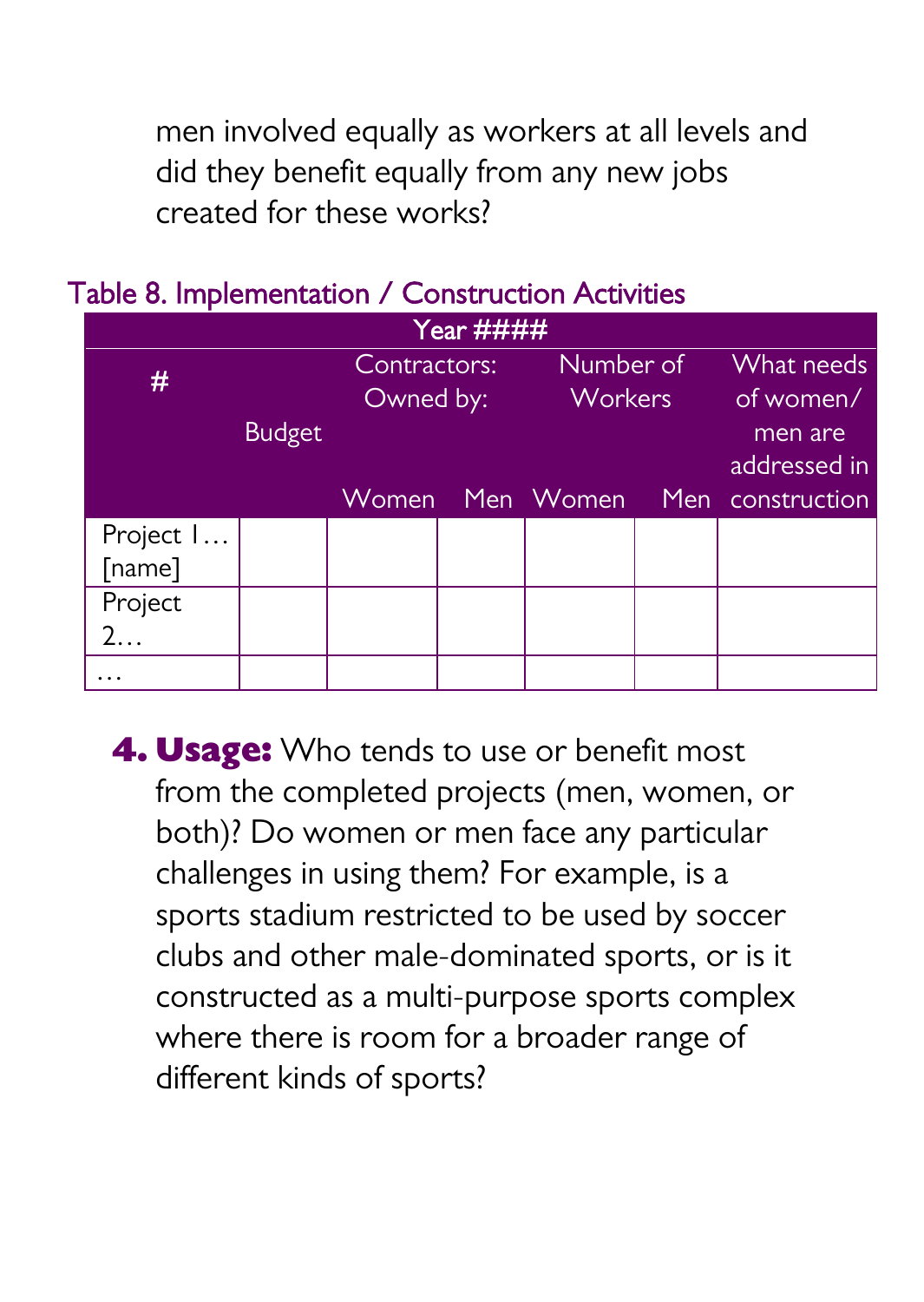men involved equally as workers at all levels and did they benefit equally from any new jobs created for these works?

Table 8. Implementation / Construction Activities

| Year #### | | | | | | |
|---|---|---|---|---|---|---|
| # | Budget | Contractors: Owned by: | | Number of Workers | | What needs of women/ men are addressed in construction |
| | | Women | Men | Women | Men | |
| Project 1… [name] | | | | | | |
| Project 2… | | | | | | |
| … | | | | | | |

4. **Usage:** Who tends to use or benefit most from the completed projects (men, women, or both)? Do women or men face any particular challenges in using them? For example, is a sports stadium restricted to be used by soccer clubs and other male-dominated sports, or is it constructed as a multi-purpose sports complex where there is room for a broader range of different kinds of sports?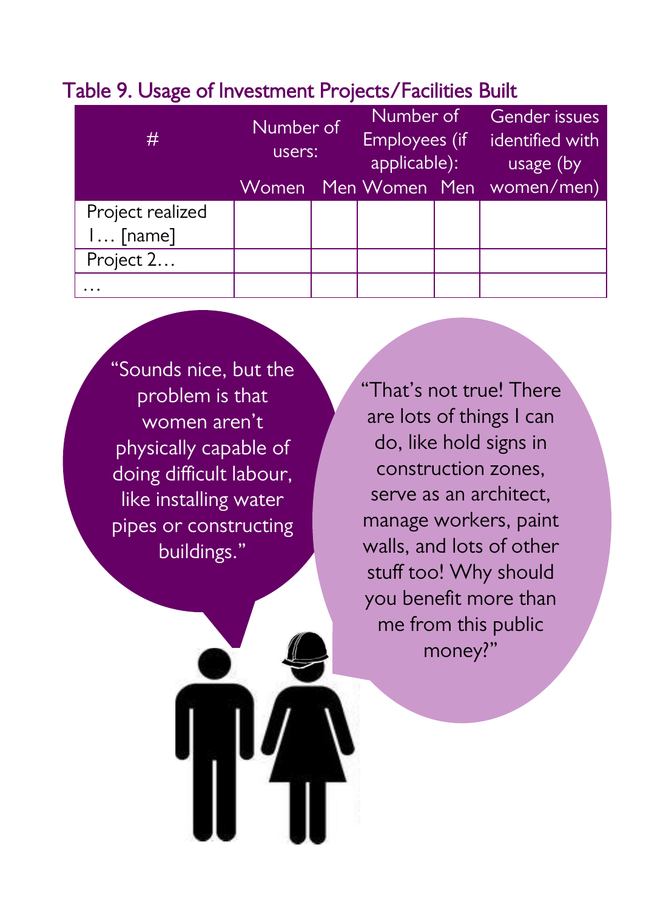### Table 9. Usage of Investment Projects/Facilities Built

| # | Number of users: | | Number of Employees (if applicable): | | Gender issues identified with usage (by women/men) |
|---|---|---|---|---|---|
| | Women | Men | Women | Men | |
| Project realized 1… [name] | | | | | |
| Project 2… | | | | | |
| … | | | | | |

"Sounds nice, but the problem is that women aren't physically capable of doing difficult labour, like installing water pipes or constructing buildings."

"That's not true! There are lots of things I can do, like hold signs in construction zones, serve as an architect, manage workers, paint walls, and lots of other stuff too! Why should you benefit more than me from this public money?"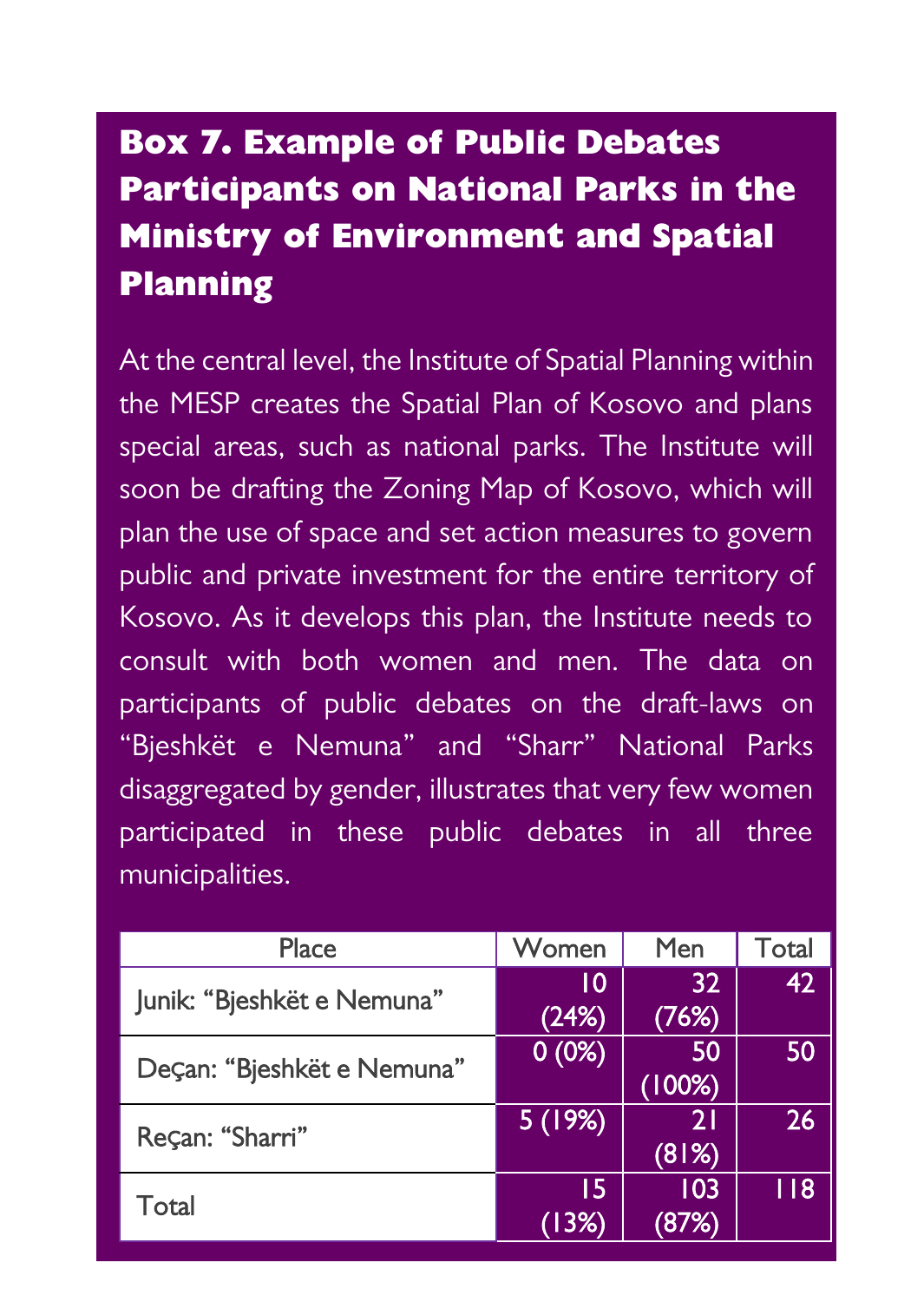### Box 7. Example of Public Debates Participants on National Parks in the Ministry of Environment and Spatial Planning

At the central level, the Institute of Spatial Planning within the MESP creates the Spatial Plan of Kosovo and plans special areas, such as national parks. The Institute will soon be drafting the Zoning Map of Kosovo, which will plan the use of space and set action measures to govern public and private investment for the entire territory of Kosovo. As it develops this plan, the Institute needs to consult with both women and men. The data on participants of public debates on the draft-laws on "Bjeshkët e Nemuna" and "Sharr" National Parks disaggregated by gender, illustrates that very few women participated in these public debates in all three municipalities.

| Place | Women | Men | Total |
|---|---|---|---|
| Junik: "Bjeshkët e Nemuna" | 10 (24%) | 32 (76%) | 42 |
| Deçan: "Bjeshkët e Nemuna" | 0 (0%) | 50 (100%) | 50 |
| Reçan: "Sharri" | 5 (19%) | 21 (81%) | 26 |
| Total | 15 (13%) | 103 (87%) | 118 |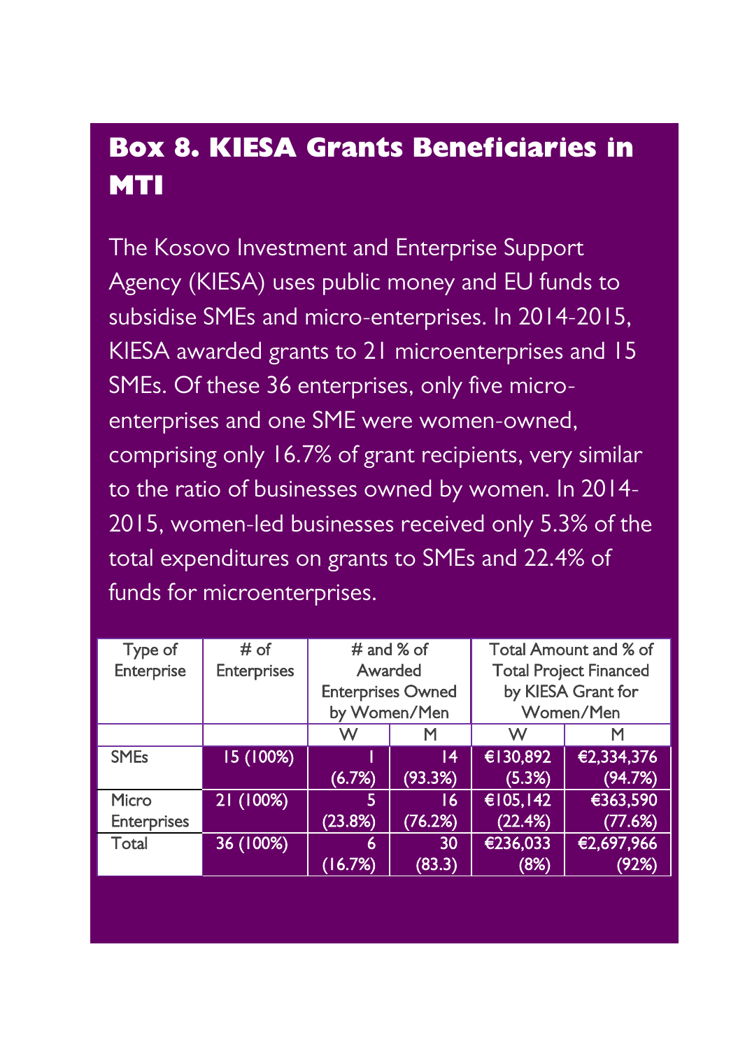## Box 8. KIESA Grants Beneficiaries in MTI

The Kosovo Investment and Enterprise Support Agency (KIESA) uses public money and EU funds to subsidise SMEs and micro-enterprises. In 2014-2015, KIESA awarded grants to 21 microenterprises and 15 SMEs. Of these 36 enterprises, only five micro-enterprises and one SME were women-owned, comprising only 16.7% of grant recipients, very similar to the ratio of businesses owned by women. In 2014-2015, women-led businesses received only 5.3% of the total expenditures on grants to SMEs and 22.4% of funds for microenterprises.

| Type of Enterprise | # of Enterprises | # and % of Awarded Enterprises Owned by Women/Men | | Total Amount and % of Total Project Financed by KIESA Grant for Women/Men | |
|---|---|---|---|---|---|
| | | W | M | W | M |
| SMEs | 15 (100%) | 1 (6.7%) | 14 (93.3%) | €130,892 (5.3%) | €2,334,376 (94.7%) |
| Micro Enterprises | 21 (100%) | 5 (23.8%) | 16 (76.2%) | €105,142 (22.4%) | €363,590 (77.6%) |
| Total | 36 (100%) | 6 (16.7%) | 30 (83.3) | €236,033 (8%) | €2,697,966 (92%) |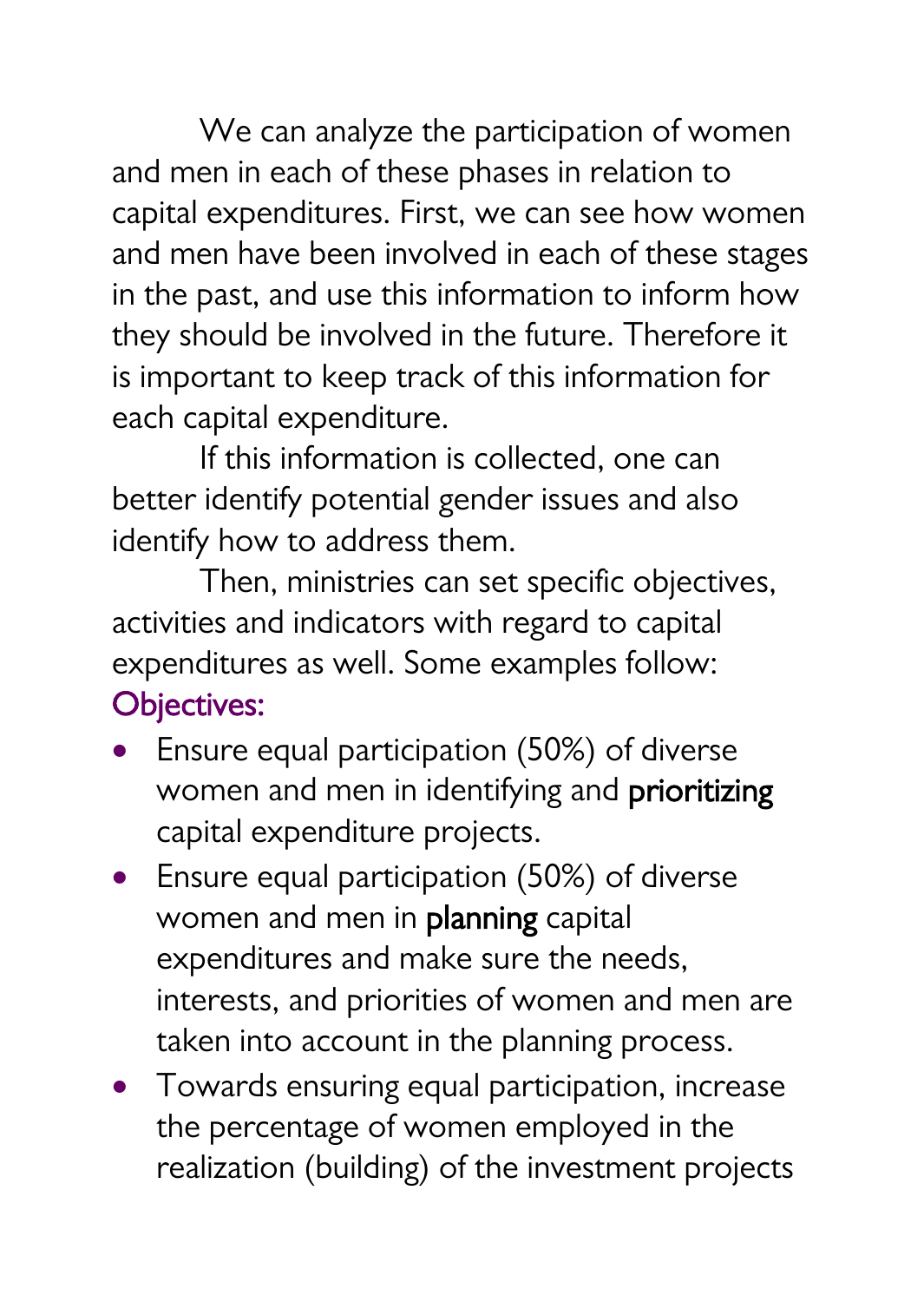We can analyze the participation of women and men in each of these phases in relation to capital expenditures. First, we can see how women and men have been involved in each of these stages in the past, and use this information to inform how they should be involved in the future. Therefore it is important to keep track of this information for each capital expenditure.

If this information is collected, one can better identify potential gender issues and also identify how to address them.

Then, ministries can set specific objectives, activities and indicators with regard to capital expenditures as well. Some examples follow:

### Objectives:

- Ensure equal participation (50%) of diverse women and men in identifying and **prioritizing** capital expenditure projects.
- Ensure equal participation (50%) of diverse women and men in **planning** capital expenditures and make sure the needs, interests, and priorities of women and men are taken into account in the planning process.
- Towards ensuring equal participation, increase the percentage of women employed in the realization (building) of the investment projects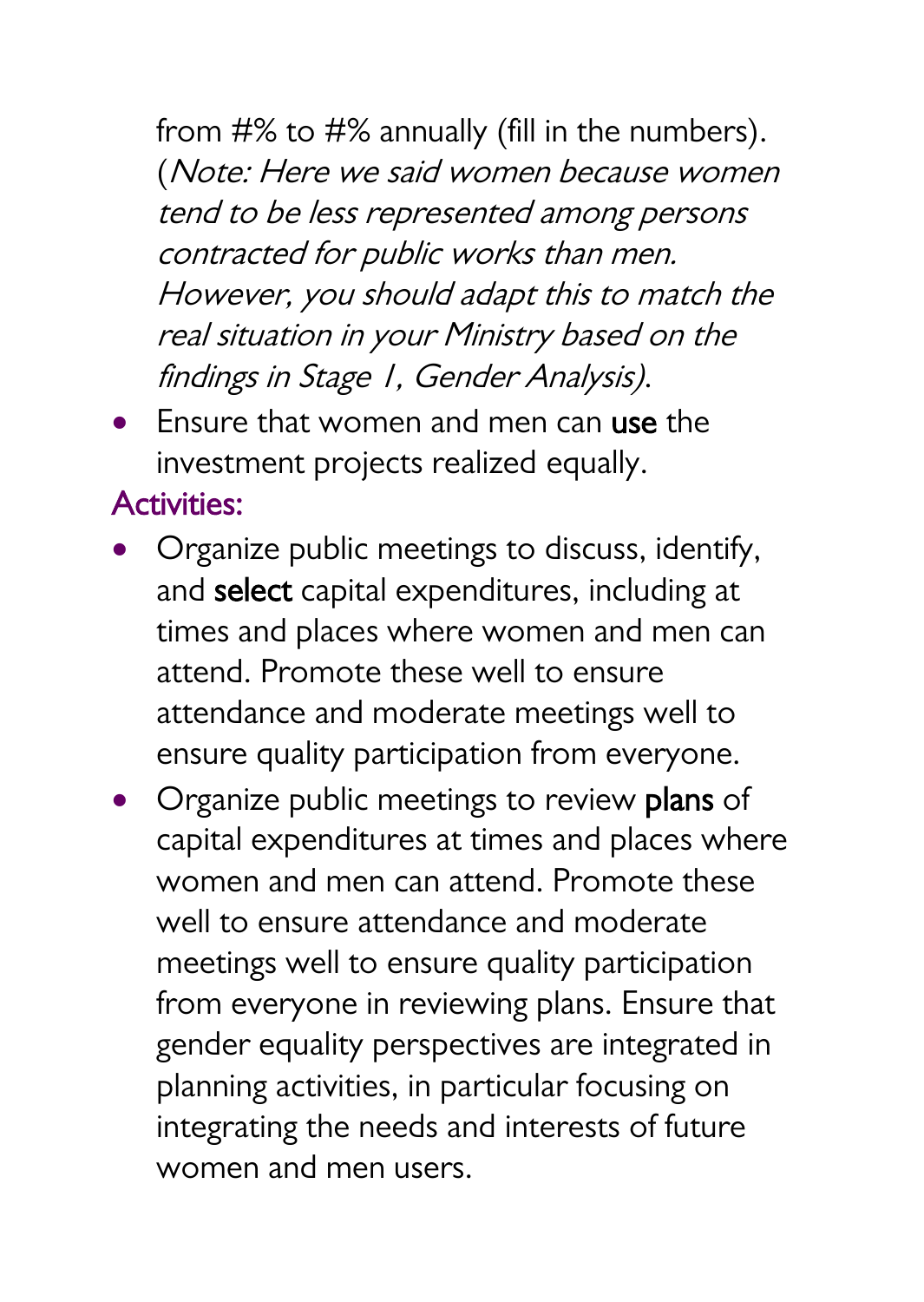from #% to #% annually (fill in the numbers). (*Note: Here we said women because women tend to be less represented among persons contracted for public works than men. However, you should adapt this to match the real situation in your Ministry based on the findings in Stage 1, Gender Analysis*).

- Ensure that women and men can **use** the investment projects realized equally.

### Activities:

- Organize public meetings to discuss, identify, and **select** capital expenditures, including at times and places where women and men can attend. Promote these well to ensure attendance and moderate meetings well to ensure quality participation from everyone.
- Organize public meetings to review **plans** of capital expenditures at times and places where women and men can attend. Promote these well to ensure attendance and moderate meetings well to ensure quality participation from everyone in reviewing plans. Ensure that gender equality perspectives are integrated in planning activities, in particular focusing on integrating the needs and interests of future women and men users.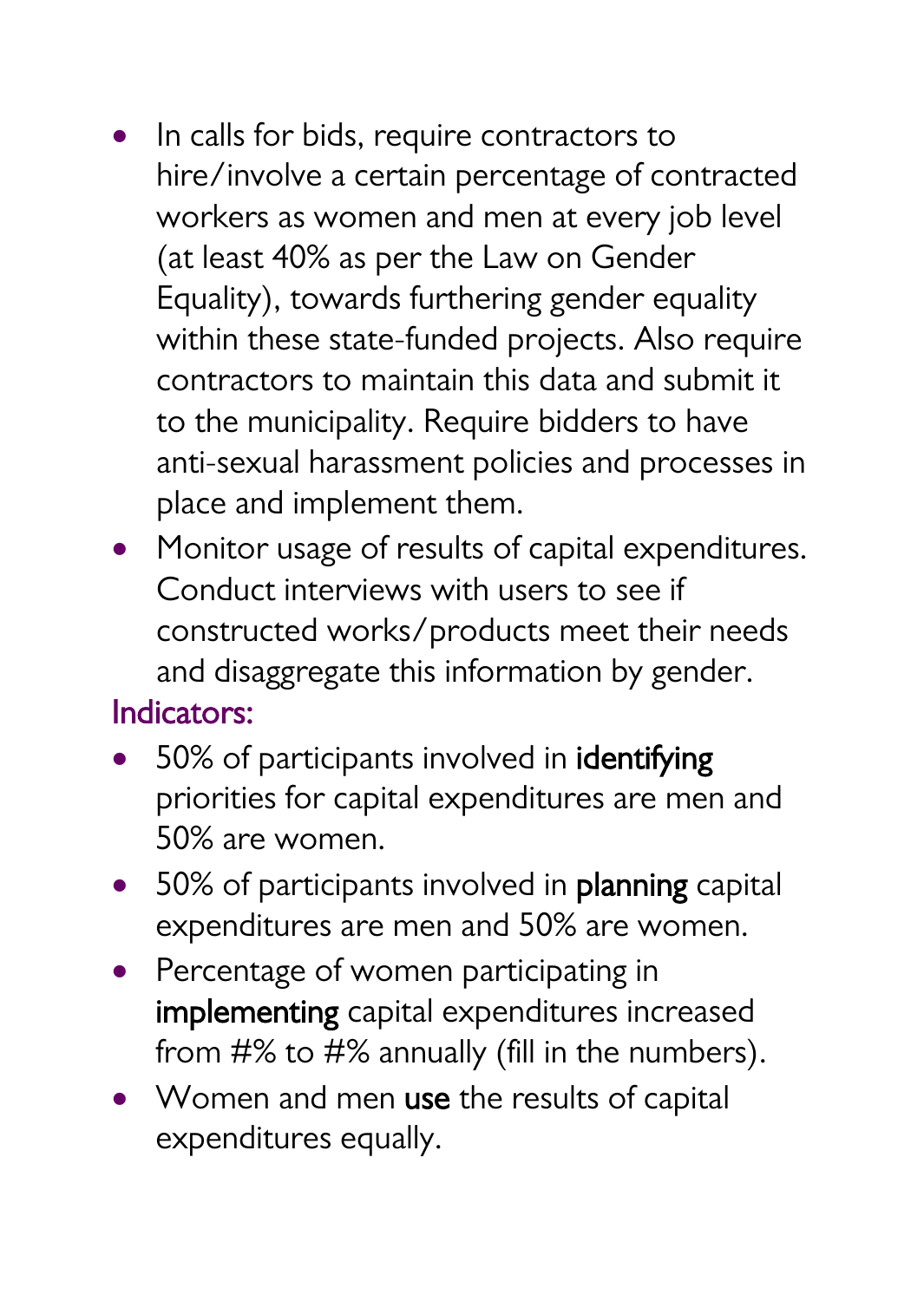- In calls for bids, require contractors to hire/involve a certain percentage of contracted workers as women and men at every job level (at least 40% as per the Law on Gender Equality), towards furthering gender equality within these state-funded projects. Also require contractors to maintain this data and submit it to the municipality. Require bidders to have anti-sexual harassment policies and processes in place and implement them.
- Monitor usage of results of capital expenditures. Conduct interviews with users to see if constructed works/products meet their needs and disaggregate this information by gender.

Indicators:

- 50% of participants involved in **identifying** priorities for capital expenditures are men and 50% are women.
- 50% of participants involved in **planning** capital expenditures are men and 50% are women.
- Percentage of women participating in **implementing** capital expenditures increased from #% to #% annually (fill in the numbers).
- Women and men **use** the results of capital expenditures equally.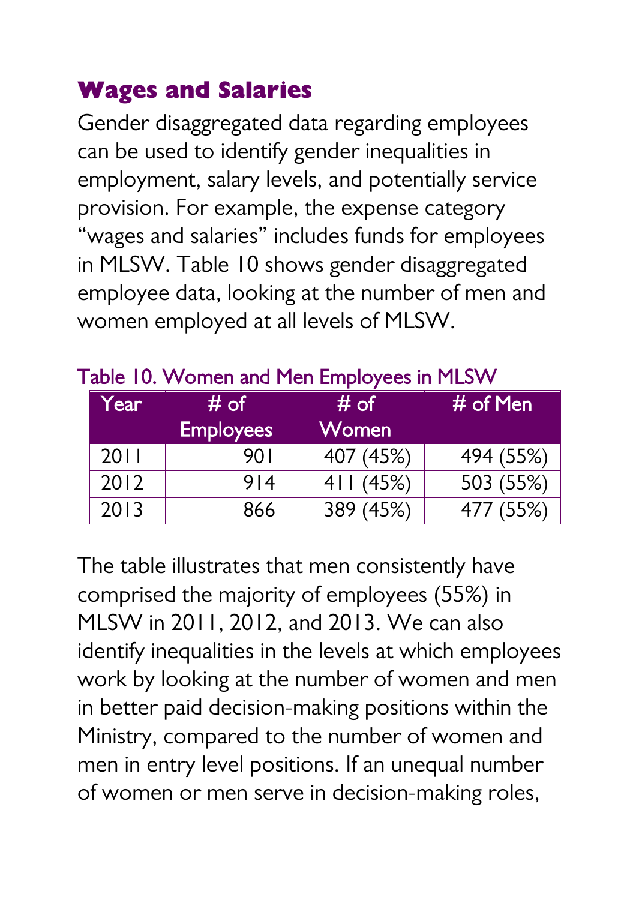## Wages and Salaries

Gender disaggregated data regarding employees can be used to identify gender inequalities in employment, salary levels, and potentially service provision. For example, the expense category "wages and salaries" includes funds for employees in MLSW. Table 10 shows gender disaggregated employee data, looking at the number of men and women employed at all levels of MLSW.

Table 10. Women and Men Employees in MLSW

| Year | # of Employees | # of Women | # of Men |
|---|---|---|---|
| 2011 | 901 | 407 (45%) | 494 (55%) |
| 2012 | 914 | 411 (45%) | 503 (55%) |
| 2013 | 866 | 389 (45%) | 477 (55%) |

The table illustrates that men consistently have comprised the majority of employees (55%) in MLSW in 2011, 2012, and 2013. We can also identify inequalities in the levels at which employees work by looking at the number of women and men in better paid decision-making positions within the Ministry, compared to the number of women and men in entry level positions. If an unequal number of women or men serve in decision-making roles,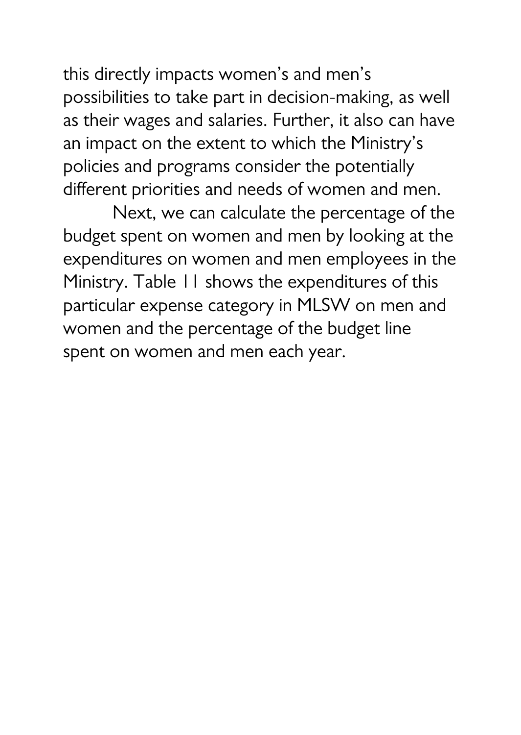this directly impacts women's and men's possibilities to take part in decision-making, as well as their wages and salaries. Further, it also can have an impact on the extent to which the Ministry's policies and programs consider the potentially different priorities and needs of women and men.

Next, we can calculate the percentage of the budget spent on women and men by looking at the expenditures on women and men employees in the Ministry. Table 11 shows the expenditures of this particular expense category in MLSW on men and women and the percentage of the budget line spent on women and men each year.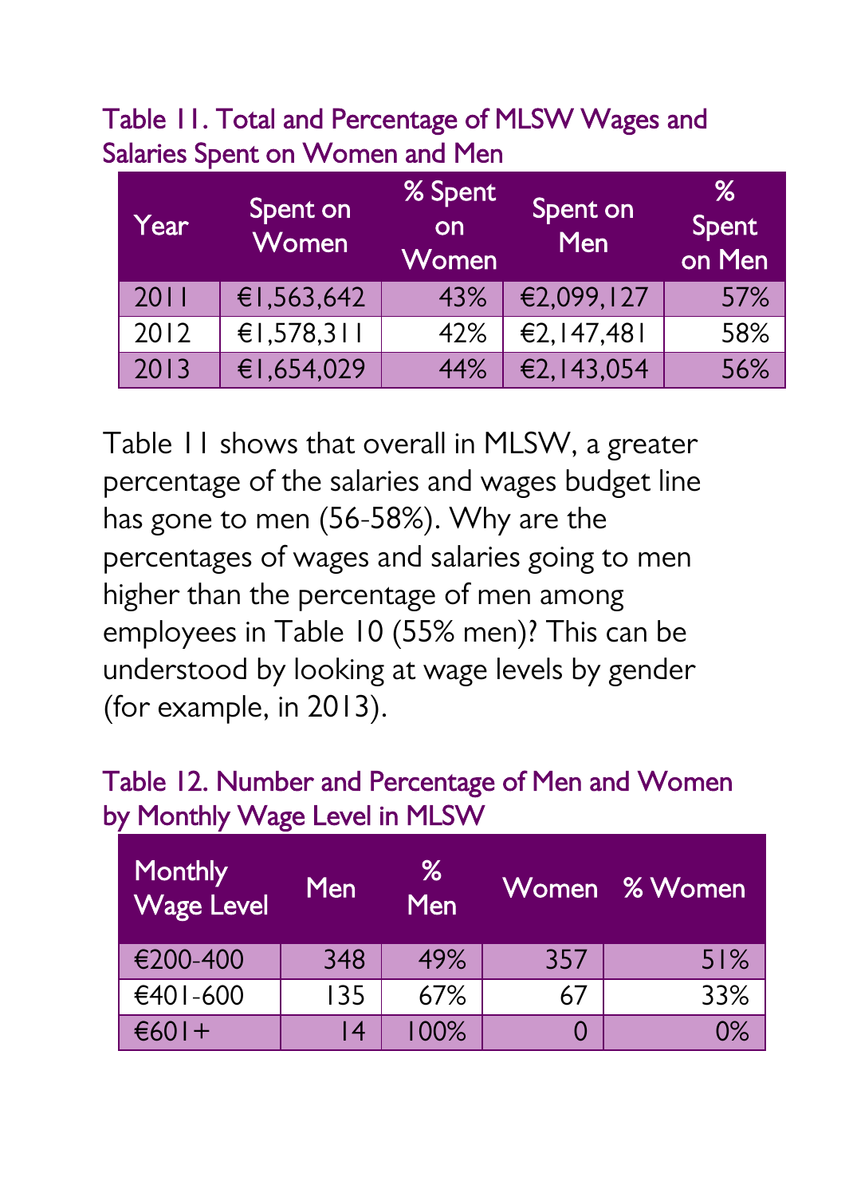Table 11. Total and Percentage of MLSW Wages and Salaries Spent on Women and Men

| Year | Spent on Women | % Spent on Women | Spent on Men | % Spent on Men |
|---|---|---|---|---|
| 2011 | €1,563,642 | 43% | €2,099,127 | 57% |
| 2012 | €1,578,311 | 42% | €2,147,481 | 58% |
| 2013 | €1,654,029 | 44% | €2,143,054 | 56% |

Table 11 shows that overall in MLSW, a greater percentage of the salaries and wages budget line has gone to men (56-58%). Why are the percentages of wages and salaries going to men higher than the percentage of men among employees in Table 10 (55% men)? This can be understood by looking at wage levels by gender (for example, in 2013).

Table 12. Number and Percentage of Men and Women by Monthly Wage Level in MLSW

| Monthly Wage Level | Men | % Men | Women | % Women |
|---|---|---|---|---|
| €200-400 | 348 | 49% | 357 | 51% |
| €401-600 | 135 | 67% | 67 | 33% |
| €601+ | 14 | 100% | 0 | 0% |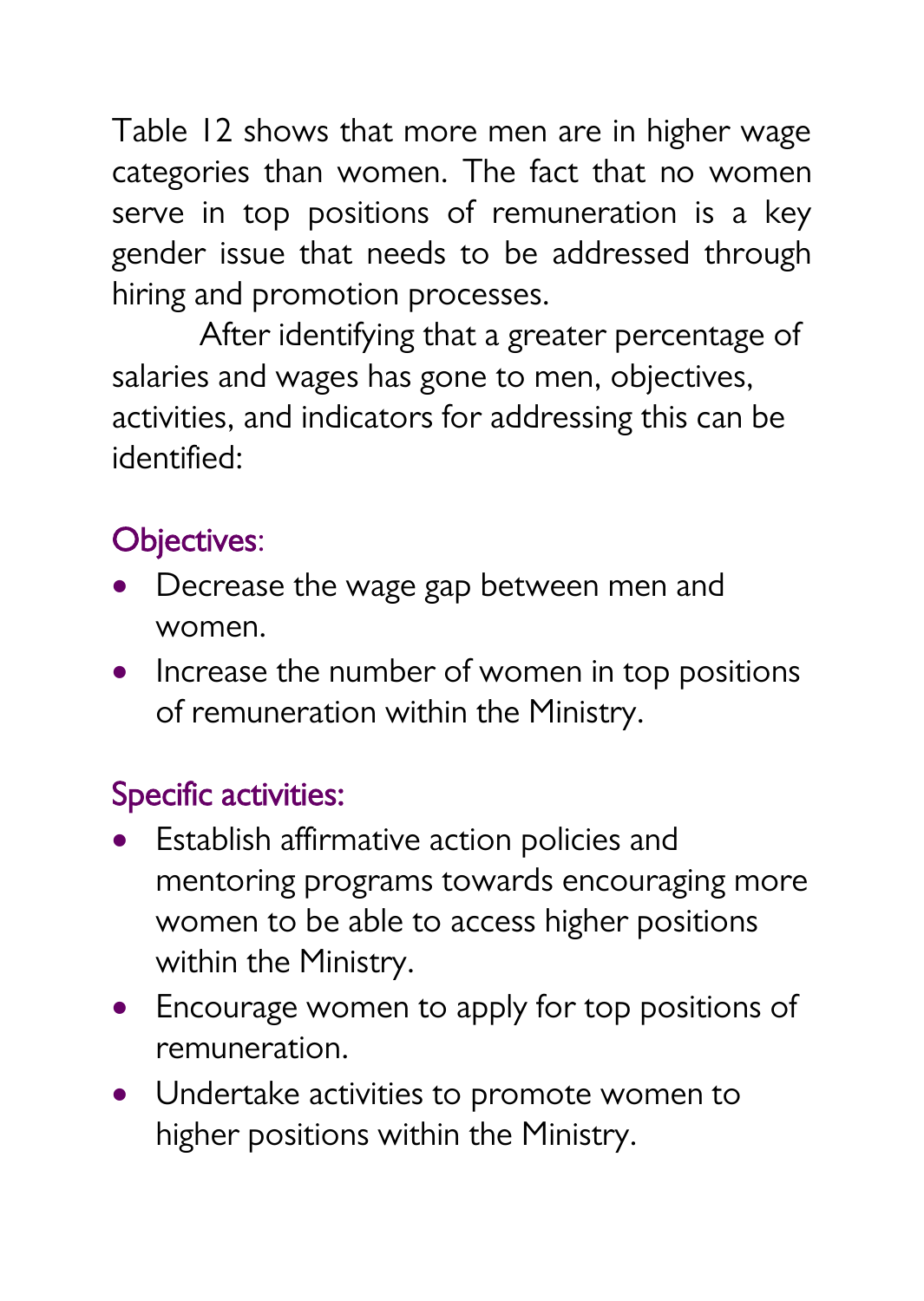Table 12 shows that more men are in higher wage categories than women. The fact that no women serve in top positions of remuneration is a key gender issue that needs to be addressed through hiring and promotion processes.

After identifying that a greater percentage of salaries and wages has gone to men, objectives, activities, and indicators for addressing this can be identified:

### Objectives:

- Decrease the wage gap between men and women.
- Increase the number of women in top positions of remuneration within the Ministry.

### Specific activities:

- Establish affirmative action policies and mentoring programs towards encouraging more women to be able to access higher positions within the Ministry.
- Encourage women to apply for top positions of remuneration.
- Undertake activities to promote women to higher positions within the Ministry.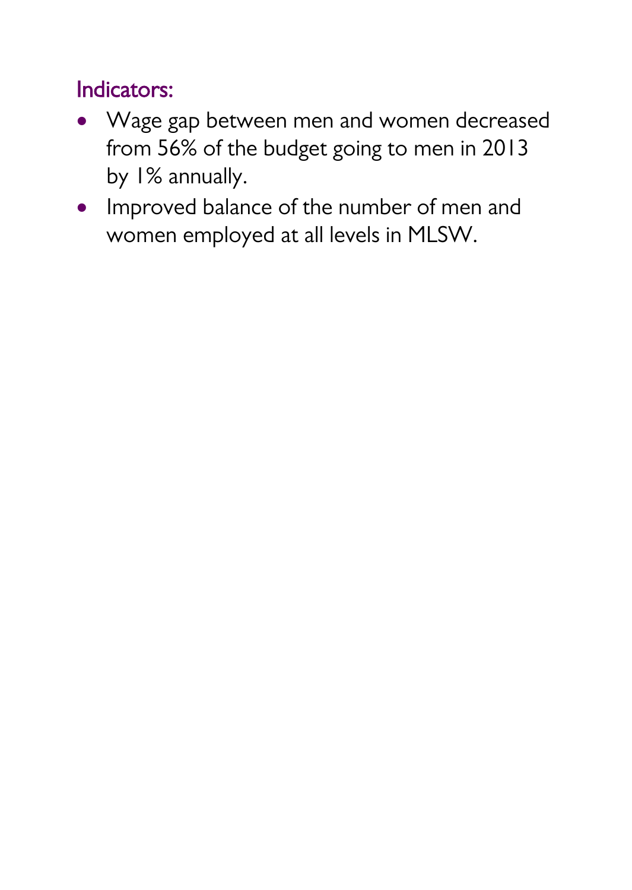### Indicators:

- Wage gap between men and women decreased from 56% of the budget going to men in 2013 by 1% annually.
- Improved balance of the number of men and women employed at all levels in MLSW.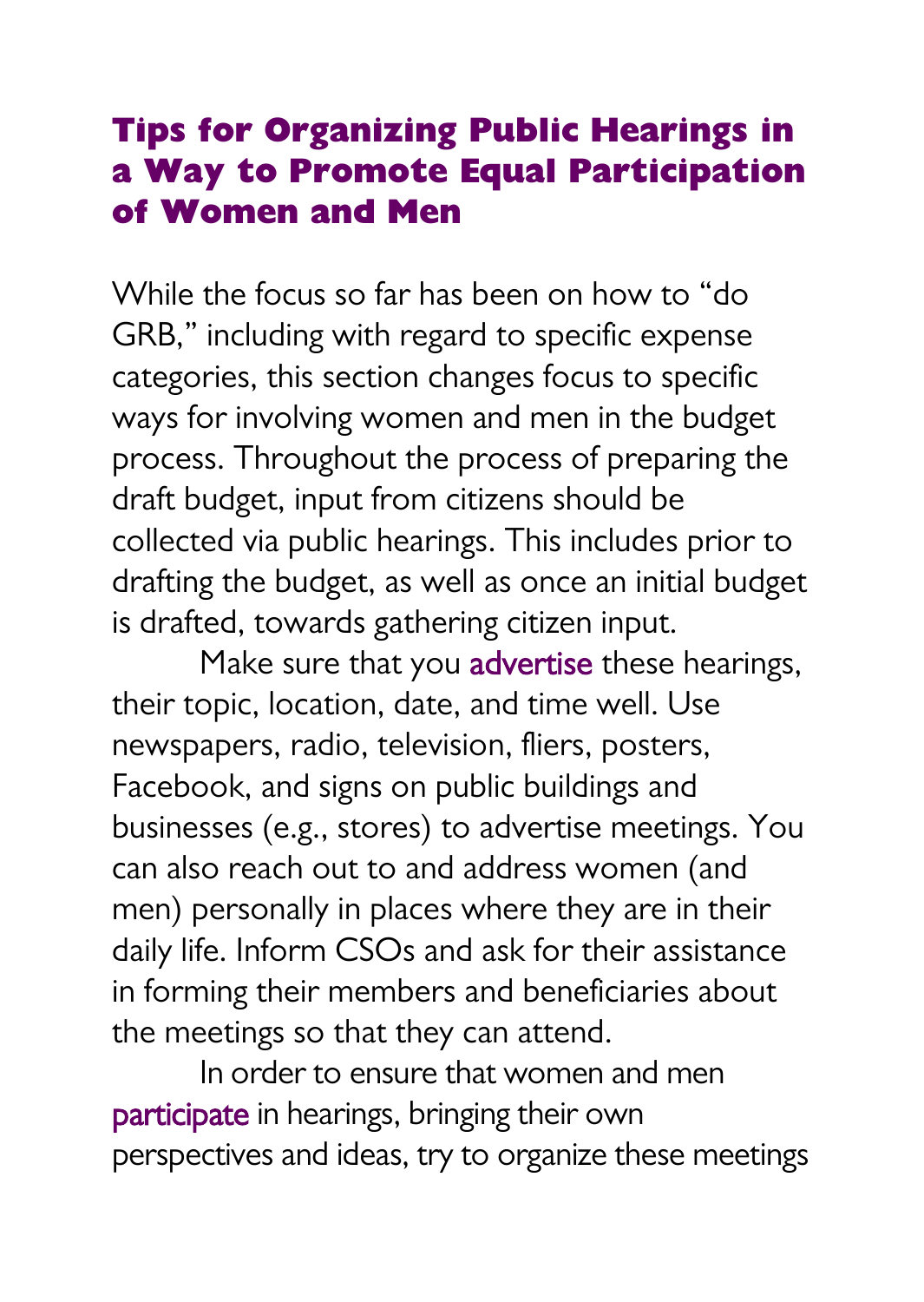## Tips for Organizing Public Hearings in a Way to Promote Equal Participation of Women and Men

While the focus so far has been on how to "do GRB," including with regard to specific expense categories, this section changes focus to specific ways for involving women and men in the budget process. Throughout the process of preparing the draft budget, input from citizens should be collected via public hearings. This includes prior to drafting the budget, as well as once an initial budget is drafted, towards gathering citizen input.

Make sure that you advertise these hearings, their topic, location, date, and time well. Use newspapers, radio, television, fliers, posters, Facebook, and signs on public buildings and businesses (e.g., stores) to advertise meetings. You can also reach out to and address women (and men) personally in places where they are in their daily life. Inform CSOs and ask for their assistance in forming their members and beneficiaries about the meetings so that they can attend.

In order to ensure that women and men participate in hearings, bringing their own perspectives and ideas, try to organize these meetings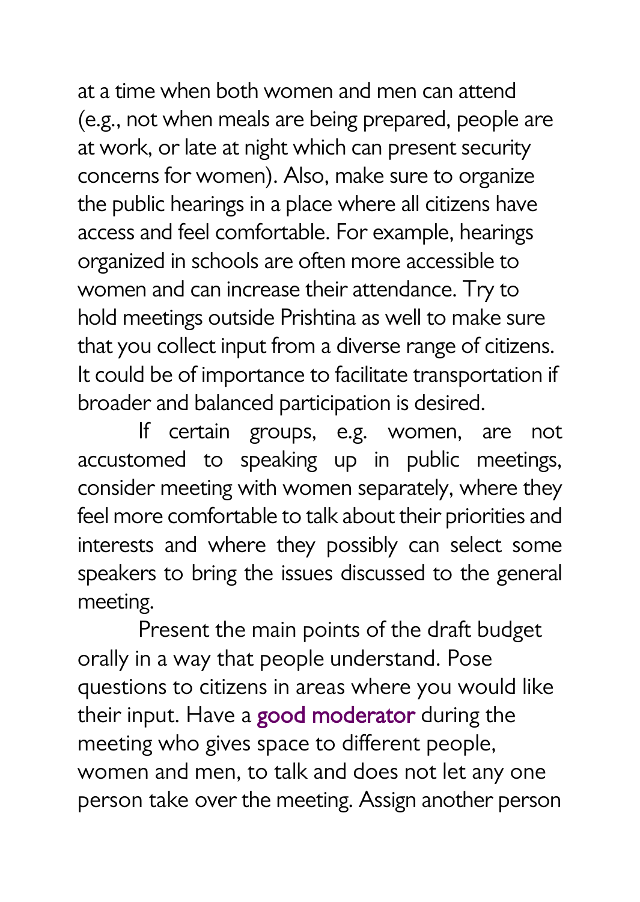at a time when both women and men can attend (e.g., not when meals are being prepared, people are at work, or late at night which can present security concerns for women). Also, make sure to organize the public hearings in a place where all citizens have access and feel comfortable. For example, hearings organized in schools are often more accessible to women and can increase their attendance. Try to hold meetings outside Prishtina as well to make sure that you collect input from a diverse range of citizens. It could be of importance to facilitate transportation if broader and balanced participation is desired.

If certain groups, e.g. women, are not accustomed to speaking up in public meetings, consider meeting with women separately, where they feel more comfortable to talk about their priorities and interests and where they possibly can select some speakers to bring the issues discussed to the general meeting.

Present the main points of the draft budget orally in a way that people understand. Pose questions to citizens in areas where you would like their input. Have a good moderator during the meeting who gives space to different people, women and men, to talk and does not let any one person take over the meeting. Assign another person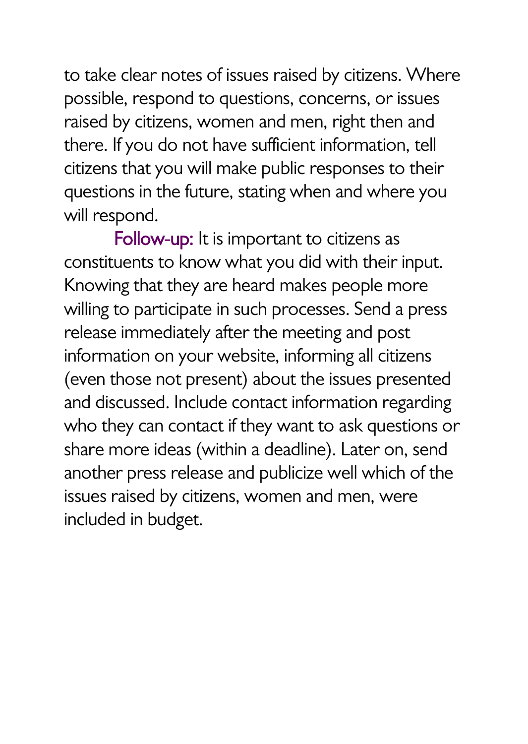to take clear notes of issues raised by citizens. Where possible, respond to questions, concerns, or issues raised by citizens, women and men, right then and there. If you do not have sufficient information, tell citizens that you will make public responses to their questions in the future, stating when and where you will respond.

**Follow-up:** It is important to citizens as constituents to know what you did with their input. Knowing that they are heard makes people more willing to participate in such processes. Send a press release immediately after the meeting and post information on your website, informing all citizens (even those not present) about the issues presented and discussed. Include contact information regarding who they can contact if they want to ask questions or share more ideas (within a deadline). Later on, send another press release and publicize well which of the issues raised by citizens, women and men, were included in budget.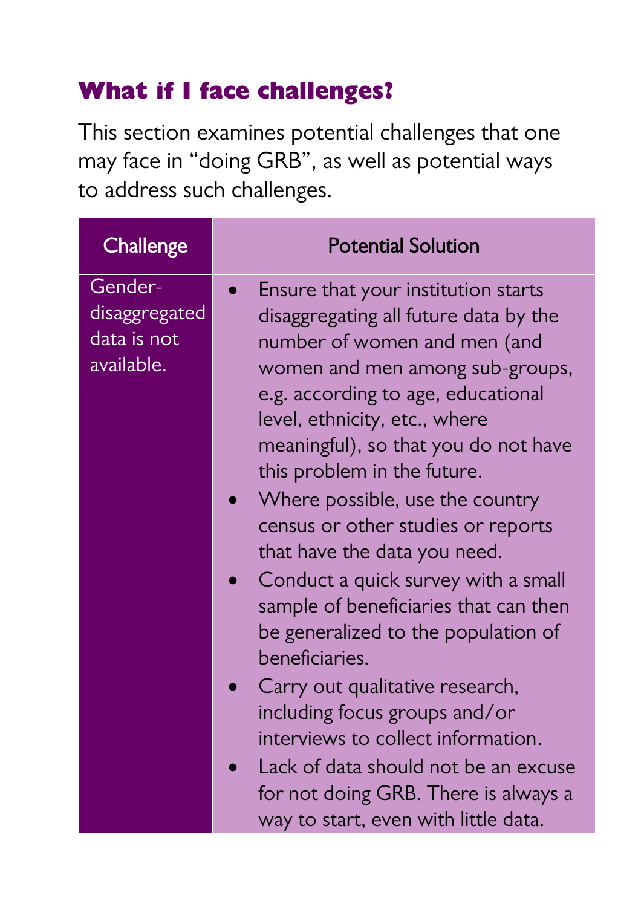## What if I face challenges?

This section examines potential challenges that one may face in "doing GRB", as well as potential ways to address such challenges.

| Challenge | Potential Solution |
| --- | --- |
| Gender-disaggregated data is not available. | • Ensure that your institution starts disaggregating all future data by the number of women and men (and women and men among sub-groups, e.g. according to age, educational level, ethnicity, etc., where meaningful), so that you do not have this problem in the future.<br>• Where possible, use the country census or other studies or reports that have the data you need.<br>• Conduct a quick survey with a small sample of beneficiaries that can then be generalized to the population of beneficiaries.<br>• Carry out qualitative research, including focus groups and/or interviews to collect information.<br>• Lack of data should not be an excuse for not doing GRB. There is always a way to start, even with little data. |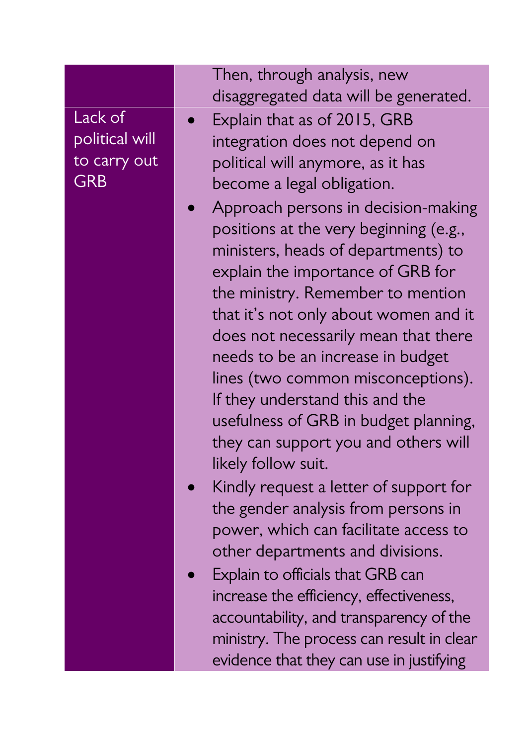| | |
|---|---|
| | Then, through analysis, new disaggregated data will be generated. |
| Lack of political will to carry out GRB | • Explain that as of 2015, GRB integration does not depend on political will anymore, as it has become a legal obligation.<br>• Approach persons in decision-making positions at the very beginning (e.g., ministers, heads of departments) to explain the importance of GRB for the ministry. Remember to mention that it's not only about women and it does not necessarily mean that there needs to be an increase in budget lines (two common misconceptions). If they understand this and the usefulness of GRB in budget planning, they can support you and others will likely follow suit.<br>• Kindly request a letter of support for the gender analysis from persons in power, which can facilitate access to other departments and divisions.<br>• Explain to officials that GRB can increase the efficiency, effectiveness, accountability, and transparency of the ministry. The process can result in clear evidence that they can use in justifying |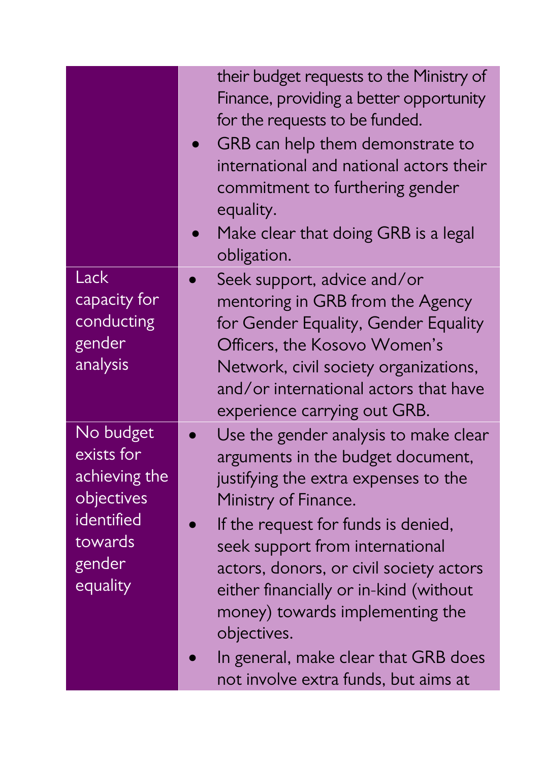| | |
|---|---|
| | their budget requests to the Ministry of Finance, providing a better opportunity for the requests to be funded.<br>• GRB can help them demonstrate to international and national actors their commitment to furthering gender equality.<br>• Make clear that doing GRB is a legal obligation. |
| Lack capacity for conducting gender analysis | • Seek support, advice and/or mentoring in GRB from the Agency for Gender Equality, Gender Equality Officers, the Kosovo Women's Network, civil society organizations, and/or international actors that have experience carrying out GRB. |
| No budget exists for achieving the objectives identified towards gender equality | • Use the gender analysis to make clear arguments in the budget document, justifying the extra expenses to the Ministry of Finance.<br>• If the request for funds is denied, seek support from international actors, donors, or civil society actors either financially or in-kind (without money) towards implementing the objectives.<br>• In general, make clear that GRB does not involve extra funds, but aims at |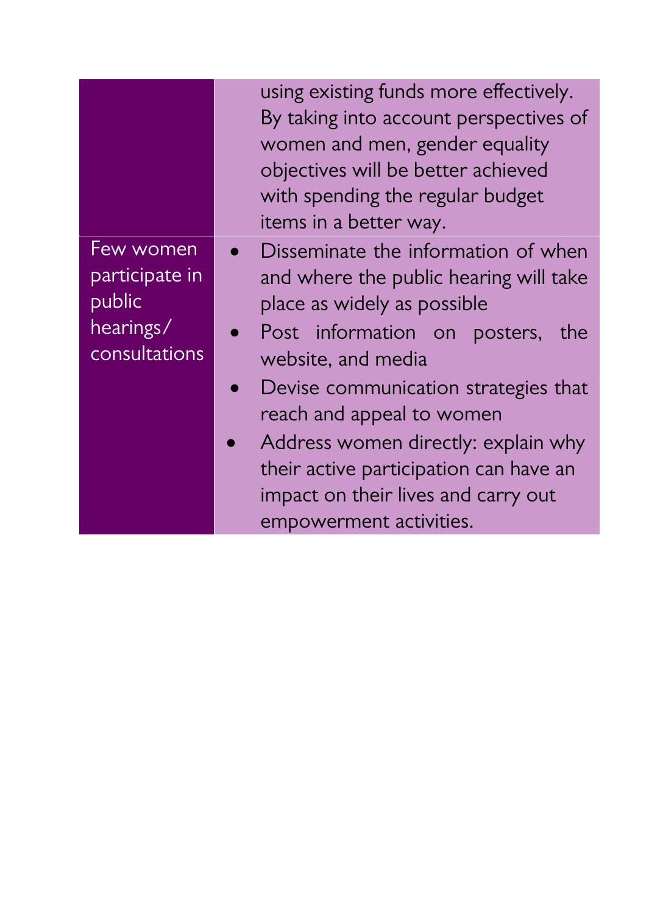| | |
|---|---|
| | using existing funds more effectively. By taking into account perspectives of women and men, gender equality objectives will be better achieved with spending the regular budget items in a better way. |
| Few women participate in public hearings/ consultations | • Disseminate the information of when and where the public hearing will take place as widely as possible<br>• Post information on posters, the website, and media<br>• Devise communication strategies that reach and appeal to women<br>• Address women directly: explain why their active participation can have an impact on their lives and carry out empowerment activities. |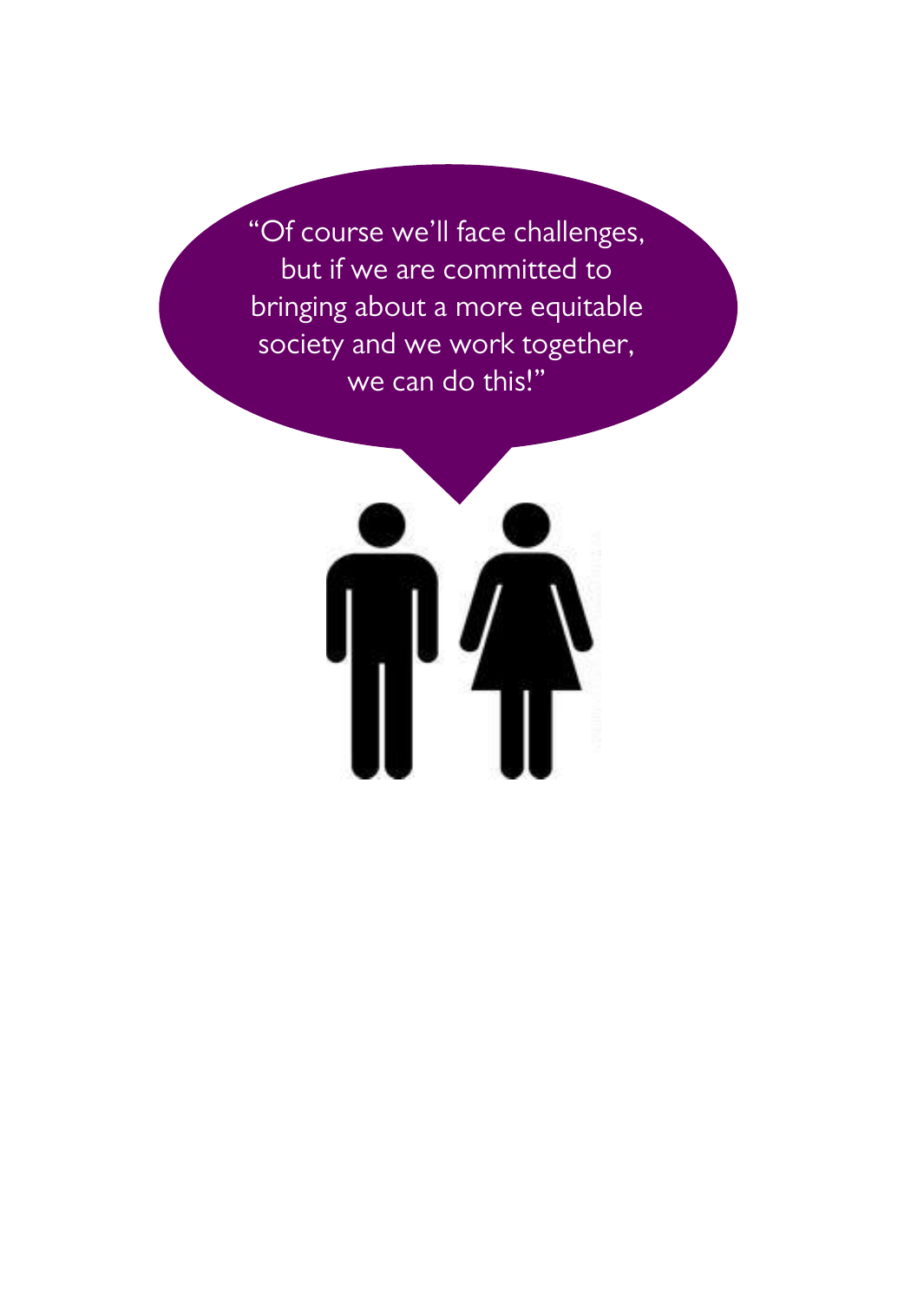"Of course we'll face challenges, but if we are committed to bringing about a more equitable society and we work together, we can do this!"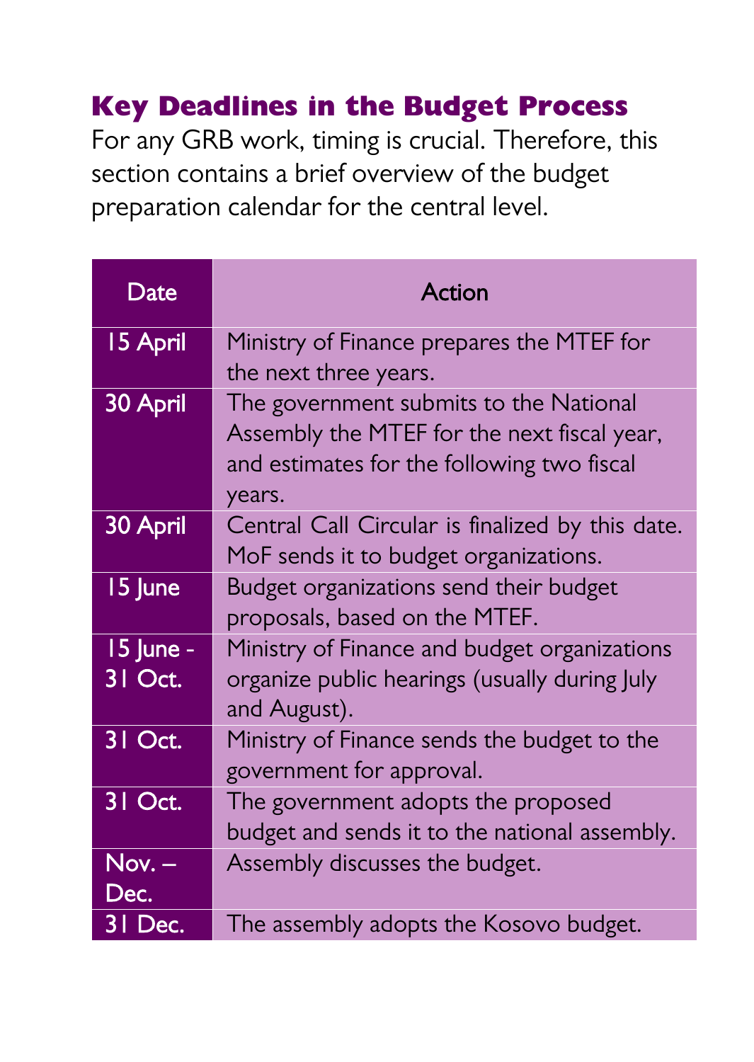## Key Deadlines in the Budget Process

For any GRB work, timing is crucial. Therefore, this section contains a brief overview of the budget preparation calendar for the central level.

| Date | Action |
|---|---|
| 15 April | Ministry of Finance prepares the MTEF for the next three years. |
| 30 April | The government submits to the National Assembly the MTEF for the next fiscal year, and estimates for the following two fiscal years. |
| 30 April | Central Call Circular is finalized by this date. MoF sends it to budget organizations. |
| 15 June | Budget organizations send their budget proposals, based on the MTEF. |
| 15 June - 31 Oct. | Ministry of Finance and budget organizations organize public hearings (usually during July and August). |
| 31 Oct. | Ministry of Finance sends the budget to the government for approval. |
| 31 Oct. | The government adopts the proposed budget and sends it to the national assembly. |
| Nov. – Dec. | Assembly discusses the budget. |
| 31 Dec. | The assembly adopts the Kosovo budget. |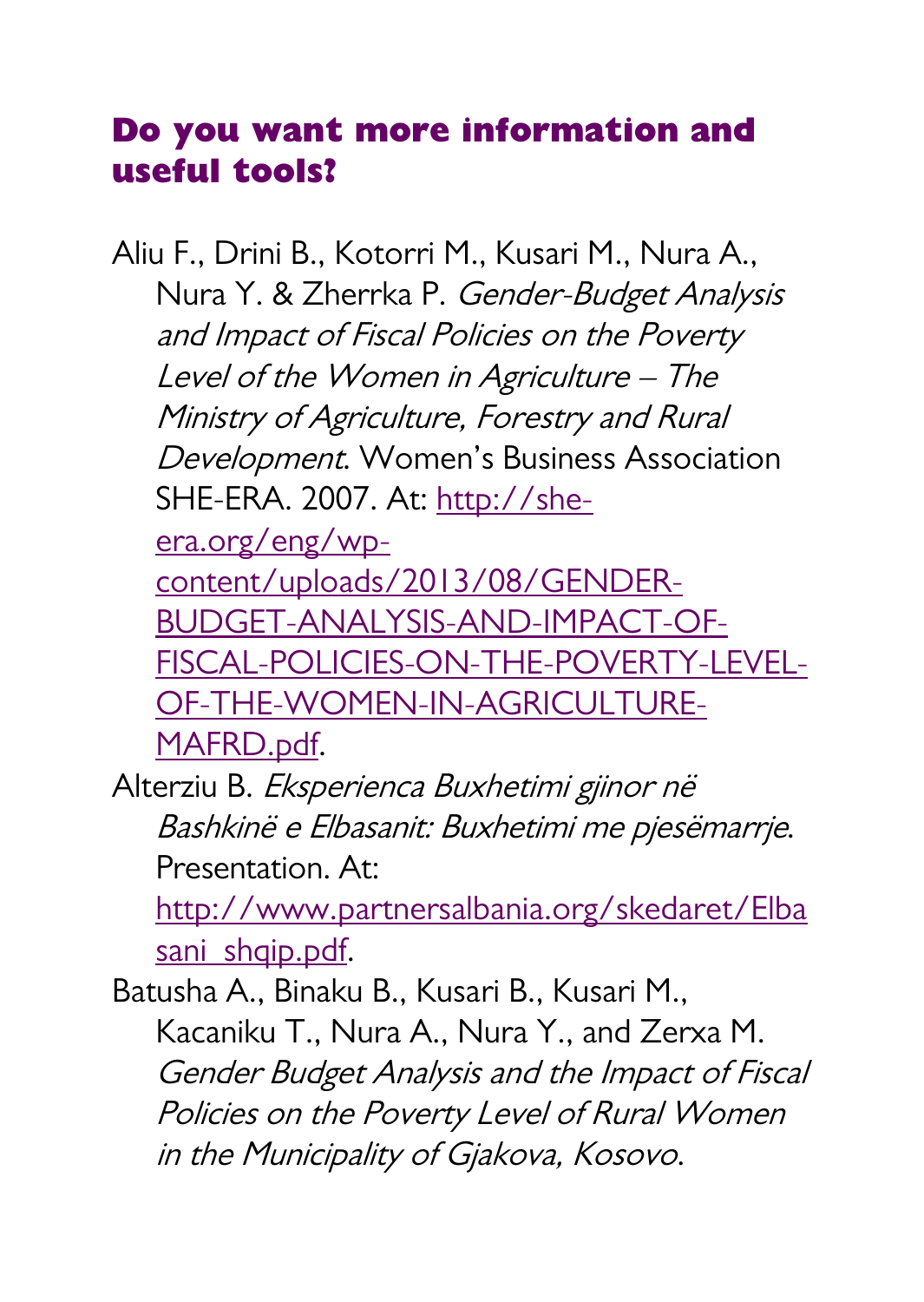## Do you want more information and useful tools?

Aliu F., Drini B., Kotorri M., Kusari M., Nura A., Nura Y. & Zherrka P. *Gender-Budget Analysis and Impact of Fiscal Policies on the Poverty Level of the Women in Agriculture – The Ministry of Agriculture, Forestry and Rural Development*. Women's Business Association SHE-ERA. 2007. At: [http://she-era.org/eng/wp-content/uploads/2013/08/GENDER-BUDGET-ANALYSIS-AND-IMPACT-OF-FISCAL-POLICIES-ON-THE-POVERTY-LEVEL-OF-THE-WOMEN-IN-AGRICULTURE-MAFRD.pdf](http://she-era.org/eng/wp-content/uploads/2013/08/GENDER-BUDGET-ANALYSIS-AND-IMPACT-OF-FISCAL-POLICIES-ON-THE-POVERTY-LEVEL-OF-THE-WOMEN-IN-AGRICULTURE-MAFRD.pdf).

Alterziu B. *Eksperienca Buxhetimi gjinor në Bashkinë e Elbasanit: Buxhetimi me pjesëmarrje*. Presentation. At: [http://www.partnersalbania.org/skedaret/Elbasani_shqip.pdf](http://www.partnersalbania.org/skedaret/Elbasani_shqip.pdf).

Batusha A., Binaku B., Kusari B., Kusari M., Kacaniku T., Nura A., Nura Y., and Zerxa M. *Gender Budget Analysis and the Impact of Fiscal Policies on the Poverty Level of Rural Women in the Municipality of Gjakova, Kosovo*.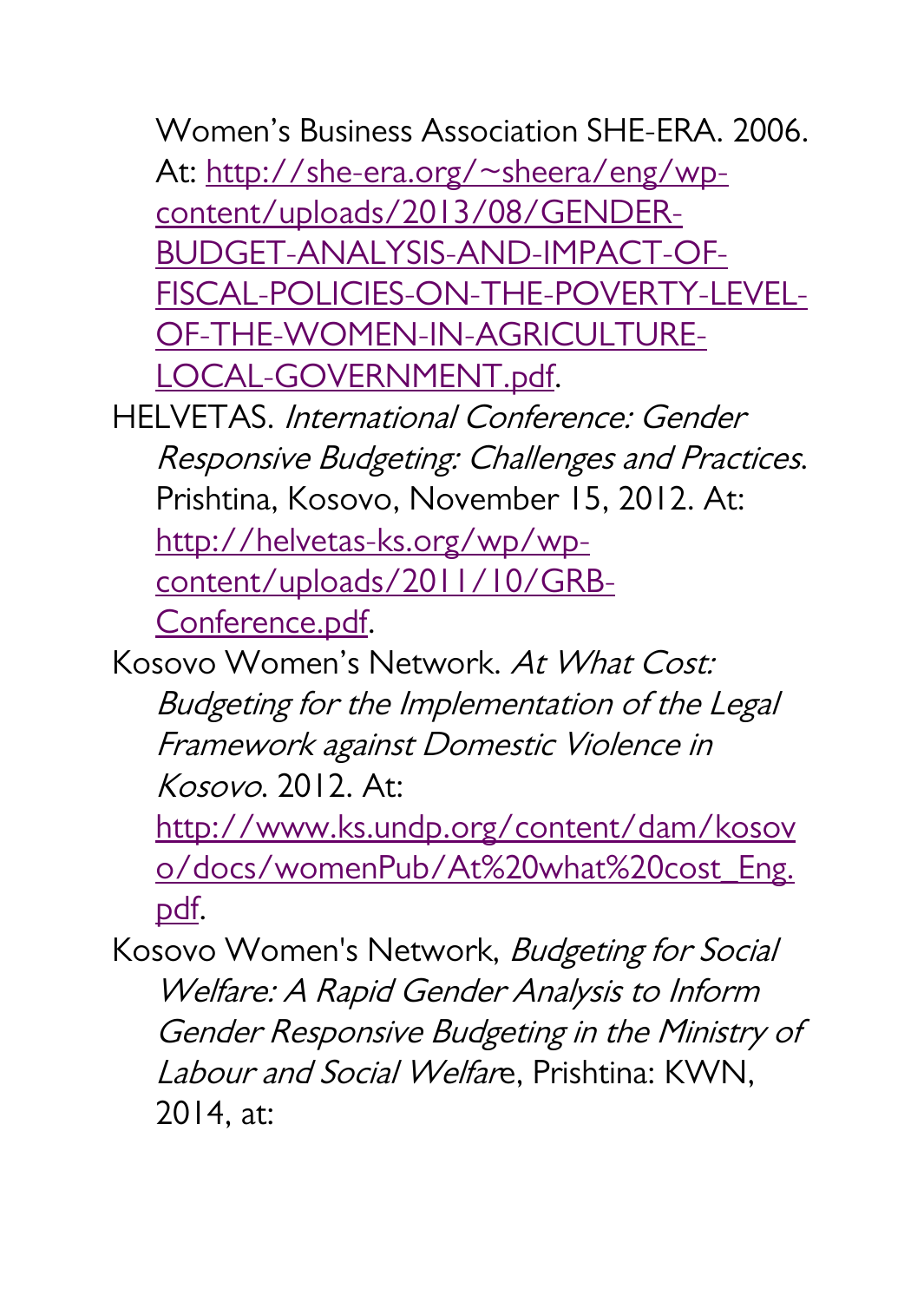Women's Business Association SHE-ERA. 2006. At: http://she-era.org/~sheera/eng/wp-content/uploads/2013/08/GENDER-BUDGET-ANALYSIS-AND-IMPACT-OF-FISCAL-POLICIES-ON-THE-POVERTY-LEVEL-OF-THE-WOMEN-IN-AGRICULTURE-LOCAL-GOVERNMENT.pdf.

HELVETAS. *International Conference: Gender Responsive Budgeting: Challenges and Practices*. Prishtina, Kosovo, November 15, 2012. At: http://helvetas-ks.org/wp/wp-content/uploads/2011/10/GRB-Conference.pdf.

Kosovo Women's Network. *At What Cost: Budgeting for the Implementation of the Legal Framework against Domestic Violence in Kosovo*. 2012. At: http://www.ks.undp.org/content/dam/kosovo/docs/womenPub/At%20what%20cost_Eng.pdf.

Kosovo Women's Network, *Budgeting for Social Welfare: A Rapid Gender Analysis to Inform Gender Responsive Budgeting in the Ministry of Labour and Social Welfar*e, Prishtina: KWN, 2014, at: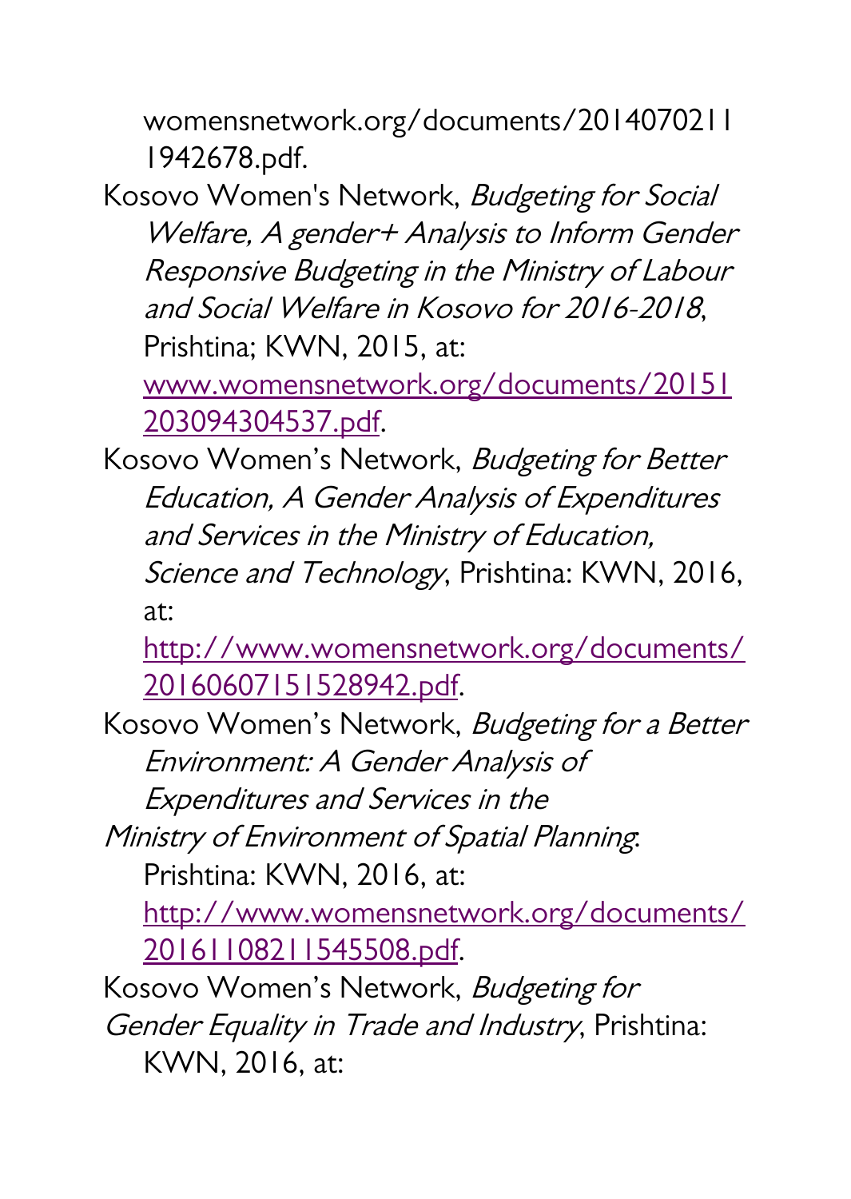womensnetwork.org/documents/20140702111942678.pdf.

Kosovo Women's Network, *Budgeting for Social Welfare, A gender+ Analysis to Inform Gender Responsive Budgeting in the Ministry of Labour and Social Welfare in Kosovo for 2016-2018*, Prishtina; KWN, 2015, at: www.womensnetwork.org/documents/20151203094304537.pdf.

Kosovo Women's Network, *Budgeting for Better Education, A Gender Analysis of Expenditures and Services in the Ministry of Education, Science and Technology*, Prishtina: KWN, 2016, at: http://www.womensnetwork.org/documents/20160607151528942.pdf.

Kosovo Women's Network, *Budgeting for a Better Environment: A Gender Analysis of Expenditures and Services in the Ministry of Environment of Spatial Planning*. Prishtina: KWN, 2016, at: http://www.womensnetwork.org/documents/20161108211545508.pdf.

Kosovo Women's Network, *Budgeting for Gender Equality in Trade and Industry*, Prishtina: KWN, 2016, at: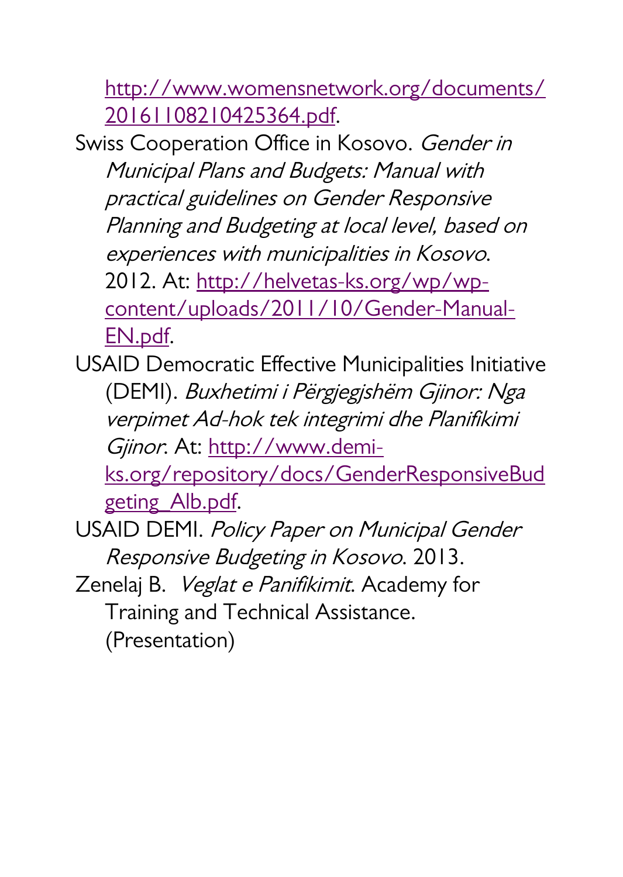http://www.womensnetwork.org/documents/20161108210425364.pdf.

Swiss Cooperation Office in Kosovo. *Gender in Municipal Plans and Budgets: Manual with practical guidelines on Gender Responsive Planning and Budgeting at local level, based on experiences with municipalities in Kosovo*. 2012. At: http://helvetas-ks.org/wp/wp-content/uploads/2011/10/Gender-Manual-EN.pdf.

USAID Democratic Effective Municipalities Initiative (DEMI). *Buxhetimi i Përgjegjshëm Gjinor: Nga verpimet Ad-hok tek integrimi dhe Planifikimi Gjinor*. At: http://www.demi-ks.org/repository/docs/GenderResponsiveBudgeting_Alb.pdf.

USAID DEMI. *Policy Paper on Municipal Gender Responsive Budgeting in Kosovo*. 2013.

Zenelaj B. *Veglat e Panifikimit*. Academy for Training and Technical Assistance. (Presentation)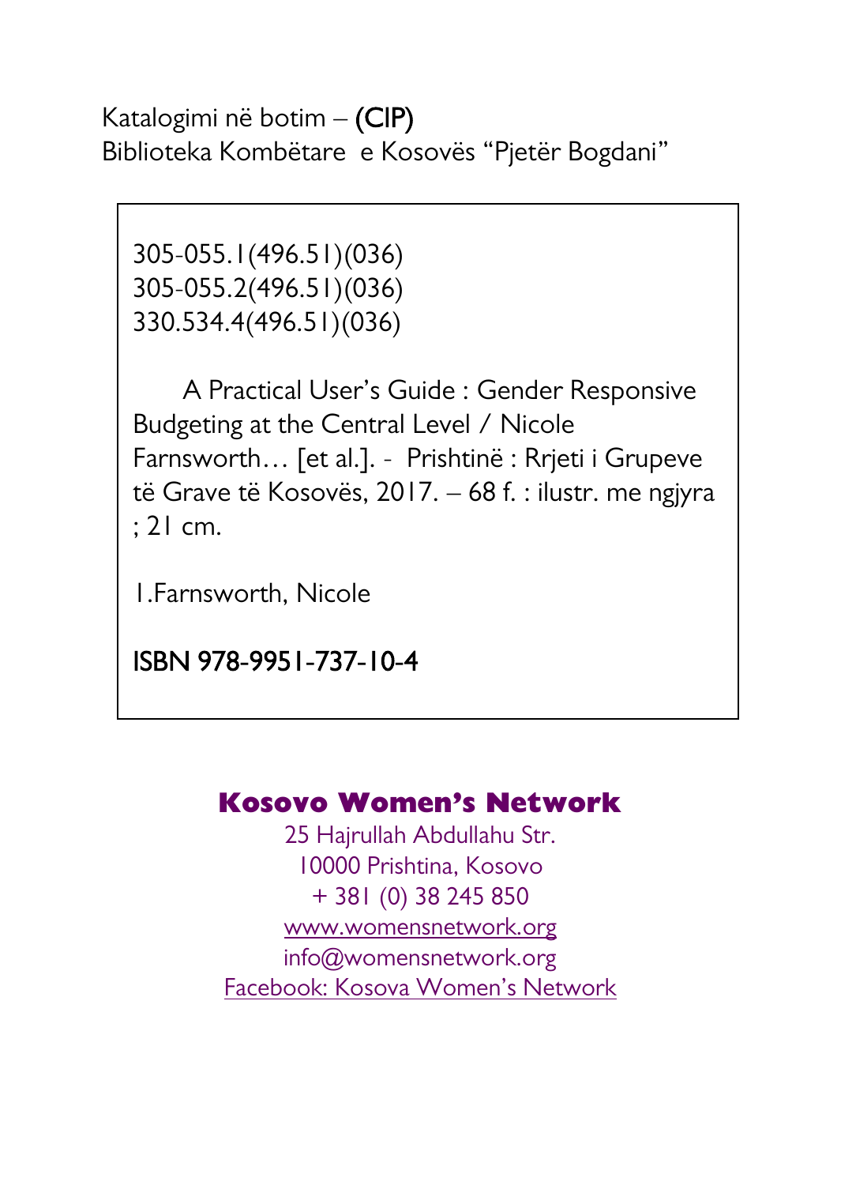Katalogimi në botim – (CIP)
Biblioteka Kombëtare e Kosovës "Pjetër Bogdani"

305-055.1(496.51)(036)
305-055.2(496.51)(036)
330.534.4(496.51)(036)

A Practical User's Guide : Gender Responsive Budgeting at the Central Level / Nicole Farnsworth… [et al.]. - Prishtinë : Rrjeti i Grupeve të Grave të Kosovës, 2017. – 68 f. : ilustr. me ngjyra ; 21 cm.

1.Farnsworth, Nicole

ISBN 978-9951-737-10-4

**Kosovo Women's Network**
25 Hajrullah Abdullahu Str.
10000 Prishtina, Kosovo
+ 381 (0) 38 245 850
www.womensnetwork.org
info@womensnetwork.org
Facebook: Kosova Women's Network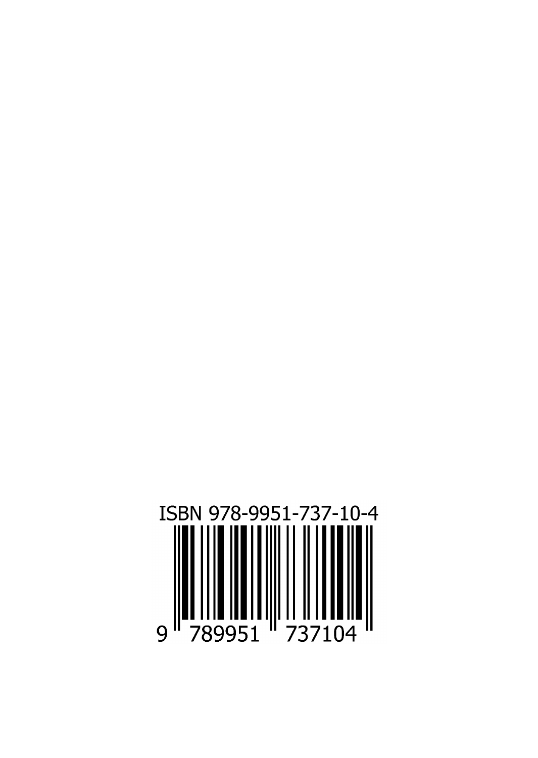ISBN 978-9951-737-10-4

9 789951 737104